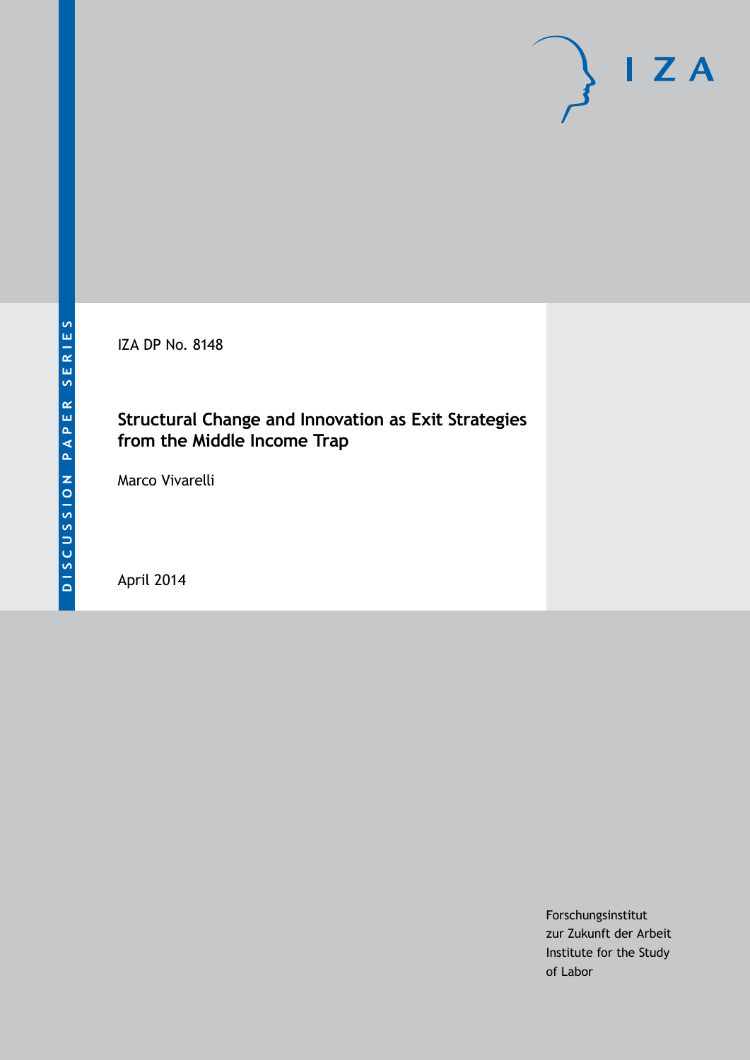DISCUSSION PAPER SERIES

IZA

IZA DP No. 8148

# Structural Change and Innovation as Exit Strategies from the Middle Income Trap

Marco Vivarelli

April 2014

Forschungsinstitut
zur Zukunft der Arbeit
Institute for the Study
of Labor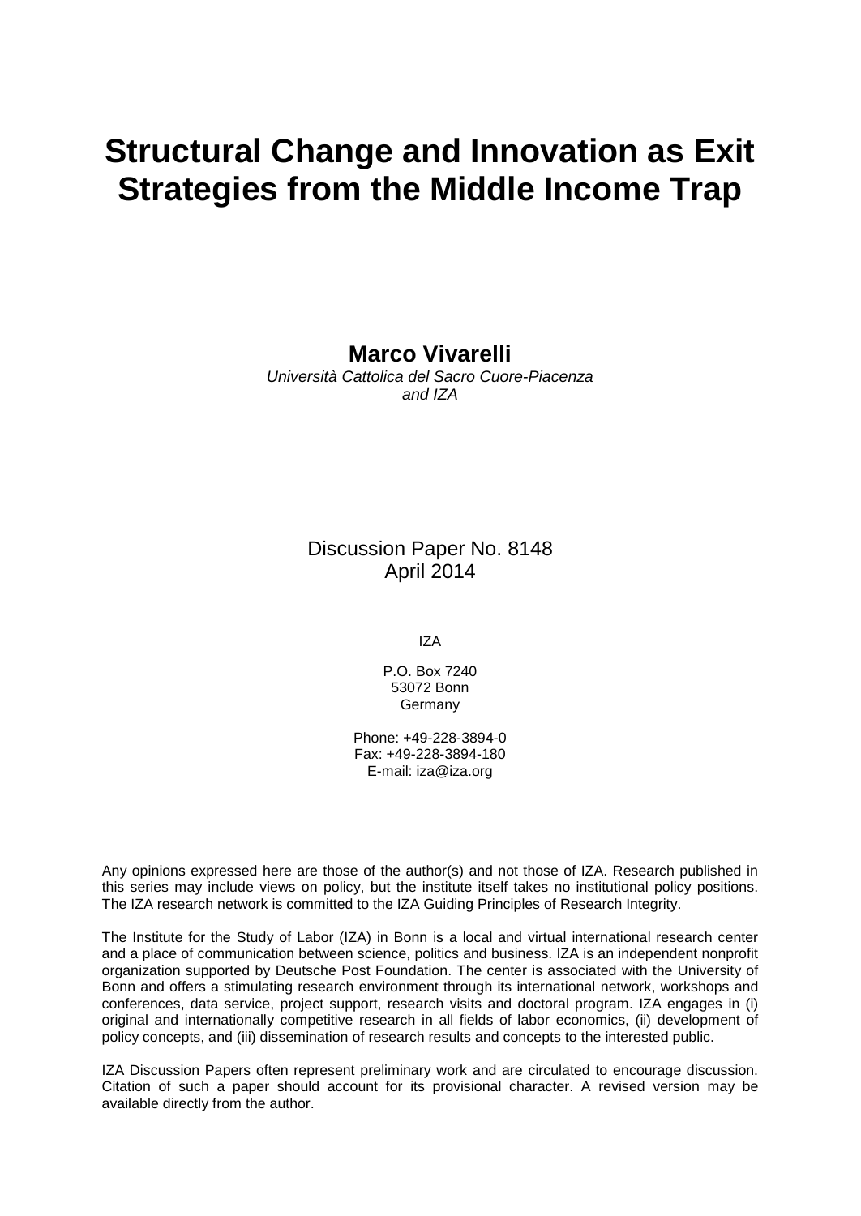# Structural Change and Innovation as Exit Strategies from the Middle Income Trap

**Marco Vivarelli**
*Università Cattolica del Sacro Cuore-Piacenza and IZA*

Discussion Paper No. 8148
April 2014

IZA

P.O. Box 7240
53072 Bonn
Germany

Phone: +49-228-3894-0
Fax: +49-228-3894-180
E-mail: iza@iza.org

Any opinions expressed here are those of the author(s) and not those of IZA. Research published in this series may include views on policy, but the institute itself takes no institutional policy positions. The IZA research network is committed to the IZA Guiding Principles of Research Integrity.

The Institute for the Study of Labor (IZA) in Bonn is a local and virtual international research center and a place of communication between science, politics and business. IZA is an independent nonprofit organization supported by Deutsche Post Foundation. The center is associated with the University of Bonn and offers a stimulating research environment through its international network, workshops and conferences, data service, project support, research visits and doctoral program. IZA engages in (i) original and internationally competitive research in all fields of labor economics, (ii) development of policy concepts, and (iii) dissemination of research results and concepts to the interested public.

IZA Discussion Papers often represent preliminary work and are circulated to encourage discussion. Citation of such a paper should account for its provisional character. A revised version may be available directly from the author.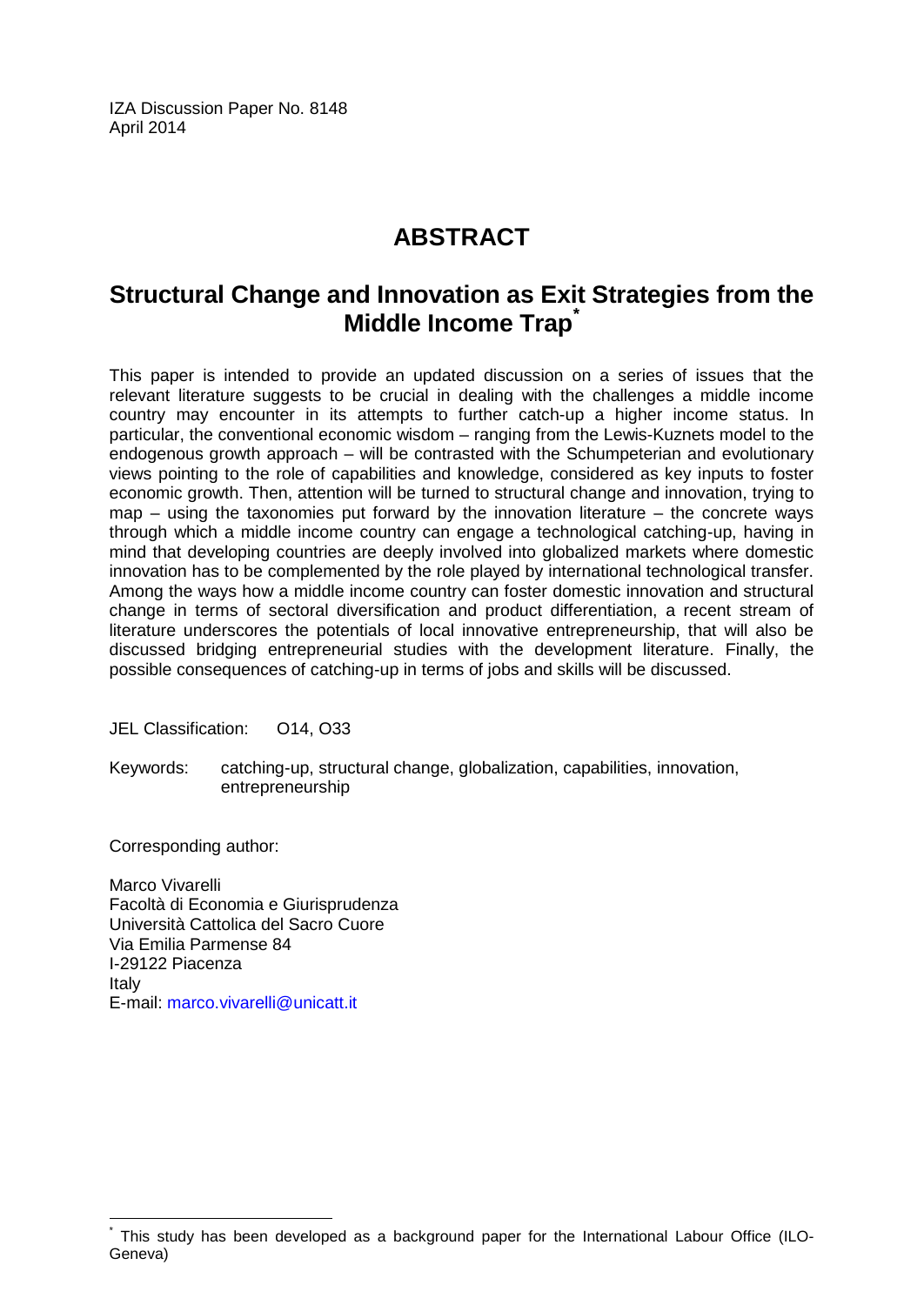IZA Discussion Paper No. 8148
April 2014

# ABSTRACT

## Structural Change and Innovation as Exit Strategies from the Middle Income Trap*

This paper is intended to provide an updated discussion on a series of issues that the relevant literature suggests to be crucial in dealing with the challenges a middle income country may encounter in its attempts to further catch-up a higher income status. In particular, the conventional economic wisdom – ranging from the Lewis-Kuznets model to the endogenous growth approach – will be contrasted with the Schumpeterian and evolutionary views pointing to the role of capabilities and knowledge, considered as key inputs to foster economic growth. Then, attention will be turned to structural change and innovation, trying to map – using the taxonomies put forward by the innovation literature – the concrete ways through which a middle income country can engage a technological catching-up, having in mind that developing countries are deeply involved into globalized markets where domestic innovation has to be complemented by the role played by international technological transfer. Among the ways how a middle income country can foster domestic innovation and structural change in terms of sectoral diversification and product differentiation, a recent stream of literature underscores the potentials of local innovative entrepreneurship, that will also be discussed bridging entrepreneurial studies with the development literature. Finally, the possible consequences of catching-up in terms of jobs and skills will be discussed.

JEL Classification: O14, O33

Keywords: catching-up, structural change, globalization, capabilities, innovation, entrepreneurship

Corresponding author:

Marco Vivarelli
Facoltà di Economia e Giurisprudenza
Università Cattolica del Sacro Cuore
Via Emilia Parmense 84
I-29122 Piacenza
Italy
E-mail: marco.vivarelli@unicatt.it

* This study has been developed as a background paper for the International Labour Office (ILO-Geneva)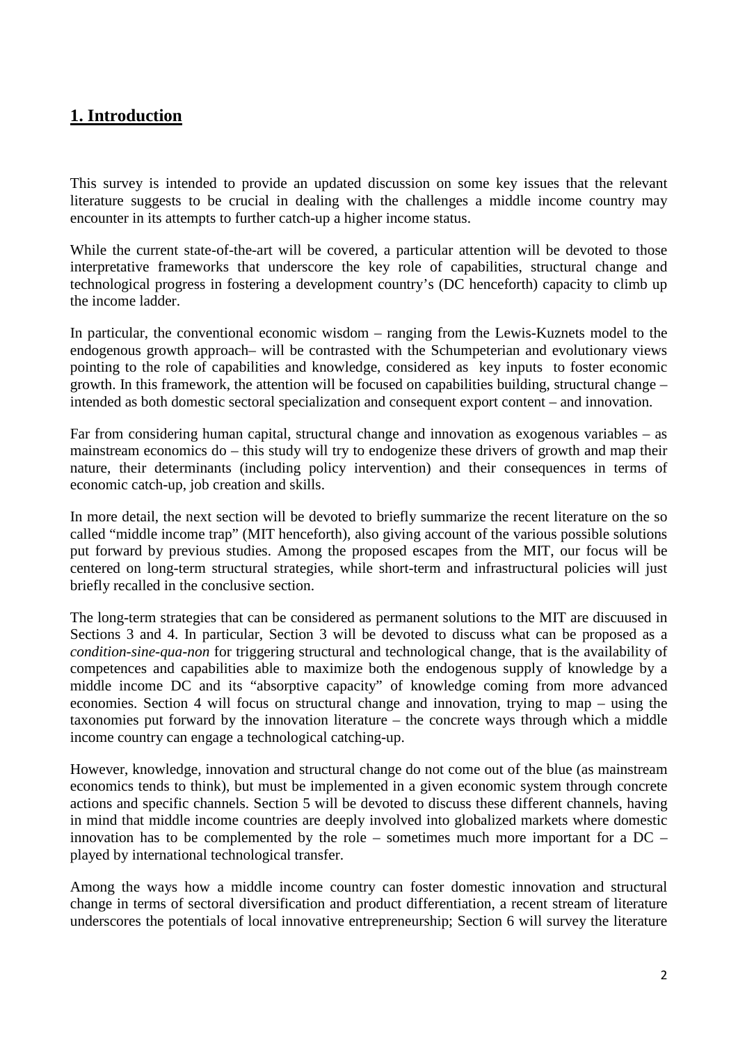# 1. Introduction

This survey is intended to provide an updated discussion on some key issues that the relevant literature suggests to be crucial in dealing with the challenges a middle income country may encounter in its attempts to further catch-up a higher income status.

While the current state-of-the-art will be covered, a particular attention will be devoted to those interpretative frameworks that underscore the key role of capabilities, structural change and technological progress in fostering a development country's (DC henceforth) capacity to climb up the income ladder.

In particular, the conventional economic wisdom – ranging from the Lewis-Kuznets model to the endogenous growth approach– will be contrasted with the Schumpeterian and evolutionary views pointing to the role of capabilities and knowledge, considered as key inputs to foster economic growth. In this framework, the attention will be focused on capabilities building, structural change – intended as both domestic sectoral specialization and consequent export content – and innovation.

Far from considering human capital, structural change and innovation as exogenous variables – as mainstream economics do – this study will try to endogenize these drivers of growth and map their nature, their determinants (including policy intervention) and their consequences in terms of economic catch-up, job creation and skills.

In more detail, the next section will be devoted to briefly summarize the recent literature on the so called "middle income trap" (MIT henceforth), also giving account of the various possible solutions put forward by previous studies. Among the proposed escapes from the MIT, our focus will be centered on long-term structural strategies, while short-term and infrastructural policies will just briefly recalled in the conclusive section.

The long-term strategies that can be considered as permanent solutions to the MIT are discuused in Sections 3 and 4. In particular, Section 3 will be devoted to discuss what can be proposed as a *condition-sine-qua-non* for triggering structural and technological change, that is the availability of competences and capabilities able to maximize both the endogenous supply of knowledge by a middle income DC and its "absorptive capacity" of knowledge coming from more advanced economies. Section 4 will focus on structural change and innovation, trying to map – using the taxonomies put forward by the innovation literature – the concrete ways through which a middle income country can engage a technological catching-up.

However, knowledge, innovation and structural change do not come out of the blue (as mainstream economics tends to think), but must be implemented in a given economic system through concrete actions and specific channels. Section 5 will be devoted to discuss these different channels, having in mind that middle income countries are deeply involved into globalized markets where domestic innovation has to be complemented by the role – sometimes much more important for a DC – played by international technological transfer.

Among the ways how a middle income country can foster domestic innovation and structural change in terms of sectoral diversification and product differentiation, a recent stream of literature underscores the potentials of local innovative entrepreneurship; Section 6 will survey the literature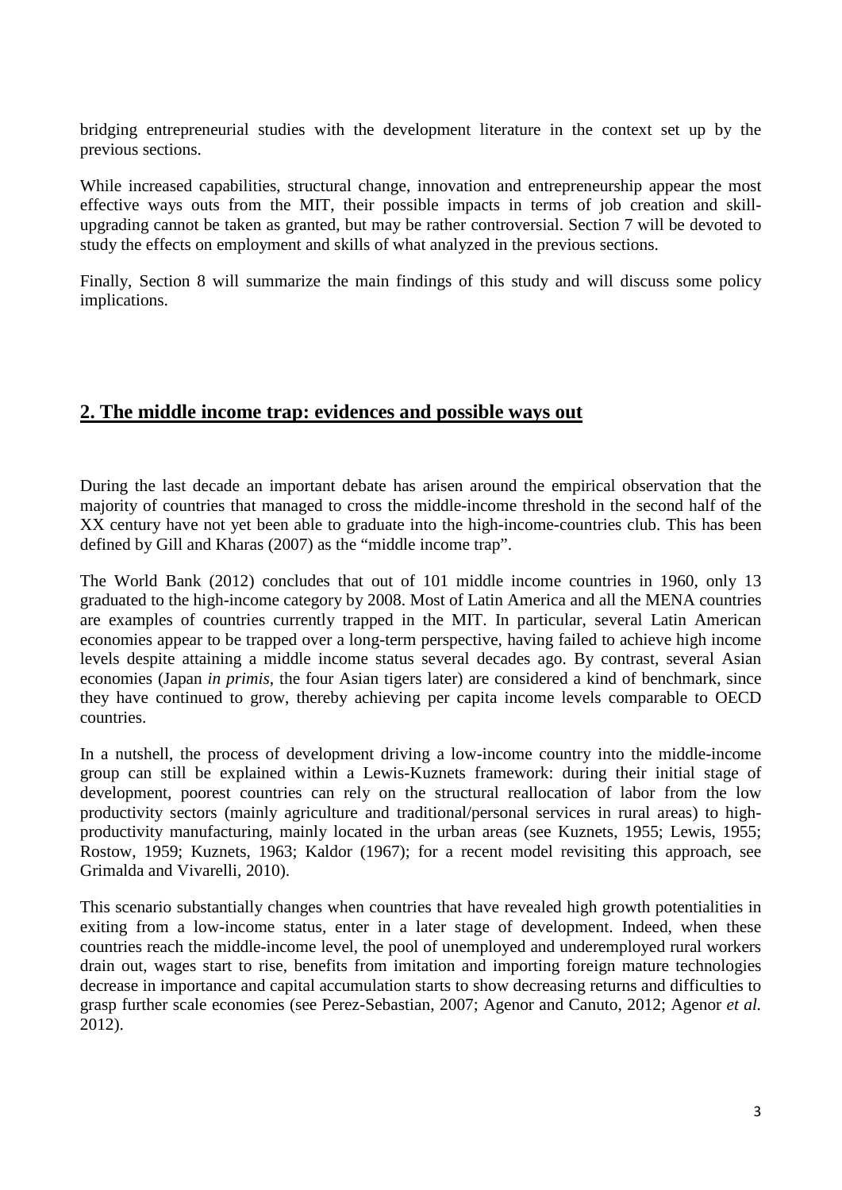bridging entrepreneurial studies with the development literature in the context set up by the previous sections.

While increased capabilities, structural change, innovation and entrepreneurship appear the most effective ways outs from the MIT, their possible impacts in terms of job creation and skill-upgrading cannot be taken as granted, but may be rather controversial. Section 7 will be devoted to study the effects on employment and skills of what analyzed in the previous sections.

Finally, Section 8 will summarize the main findings of this study and will discuss some policy implications.

## 2. The middle income trap: evidences and possible ways out

During the last decade an important debate has arisen around the empirical observation that the majority of countries that managed to cross the middle-income threshold in the second half of the XX century have not yet been able to graduate into the high-income-countries club. This has been defined by Gill and Kharas (2007) as the "middle income trap".

The World Bank (2012) concludes that out of 101 middle income countries in 1960, only 13 graduated to the high-income category by 2008. Most of Latin America and all the MENA countries are examples of countries currently trapped in the MIT. In particular, several Latin American economies appear to be trapped over a long-term perspective, having failed to achieve high income levels despite attaining a middle income status several decades ago. By contrast, several Asian economies (Japan *in primis*, the four Asian tigers later) are considered a kind of benchmark, since they have continued to grow, thereby achieving per capita income levels comparable to OECD countries.

In a nutshell, the process of development driving a low-income country into the middle-income group can still be explained within a Lewis-Kuznets framework: during their initial stage of development, poorest countries can rely on the structural reallocation of labor from the low productivity sectors (mainly agriculture and traditional/personal services in rural areas) to high-productivity manufacturing, mainly located in the urban areas (see Kuznets, 1955; Lewis, 1955; Rostow, 1959; Kuznets, 1963; Kaldor (1967); for a recent model revisiting this approach, see Grimalda and Vivarelli, 2010).

This scenario substantially changes when countries that have revealed high growth potentialities in exiting from a low-income status, enter in a later stage of development. Indeed, when these countries reach the middle-income level, the pool of unemployed and underemployed rural workers drain out, wages start to rise, benefits from imitation and importing foreign mature technologies decrease in importance and capital accumulation starts to show decreasing returns and difficulties to grasp further scale economies (see Perez-Sebastian, 2007; Agenor and Canuto, 2012; Agenor *et al.* 2012).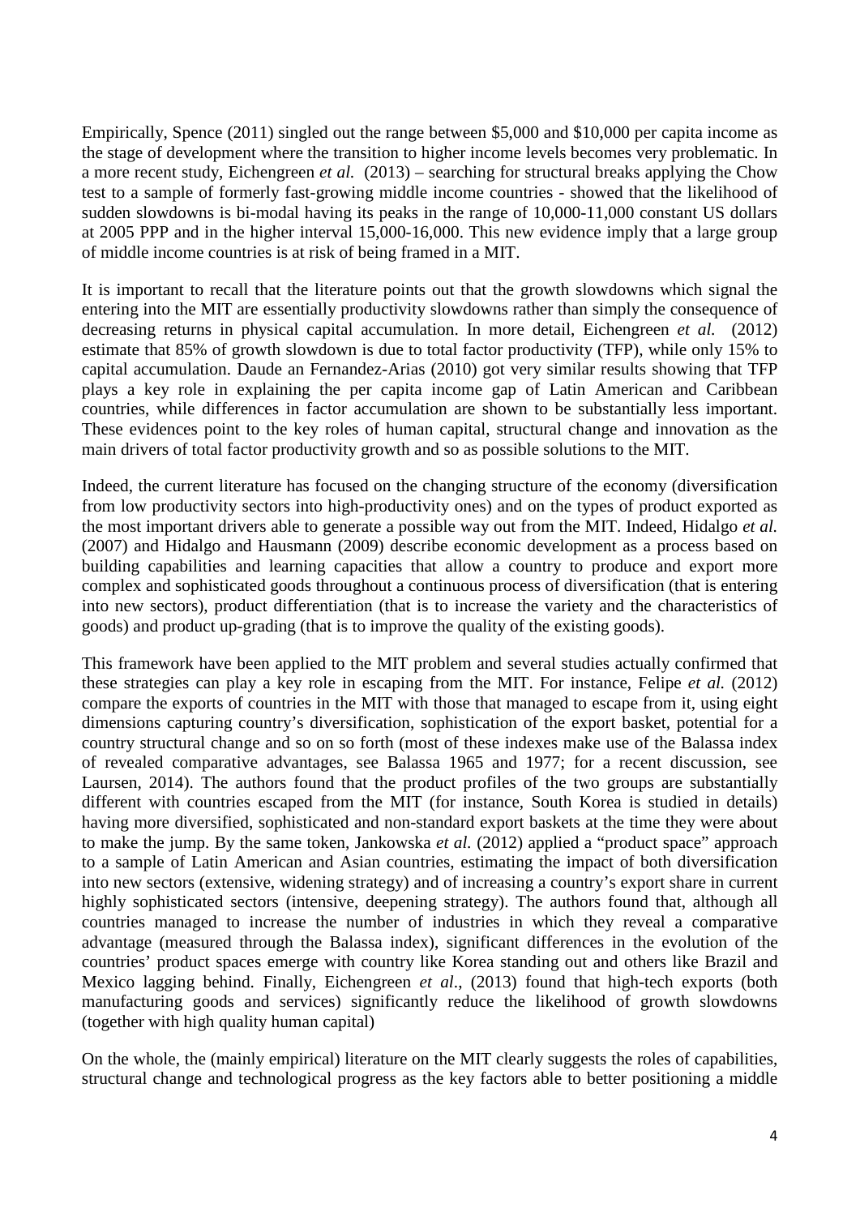Empirically, Spence (2011) singled out the range between $5,000 and $10,000 per capita income as the stage of development where the transition to higher income levels becomes very problematic. In a more recent study, Eichengreen *et al.* (2013) – searching for structural breaks applying the Chow test to a sample of formerly fast-growing middle income countries - showed that the likelihood of sudden slowdowns is bi-modal having its peaks in the range of 10,000-11,000 constant US dollars at 2005 PPP and in the higher interval 15,000-16,000. This new evidence imply that a large group of middle income countries is at risk of being framed in a MIT.

It is important to recall that the literature points out that the growth slowdowns which signal the entering into the MIT are essentially productivity slowdowns rather than simply the consequence of decreasing returns in physical capital accumulation. In more detail, Eichengreen *et al.* (2012) estimate that 85% of growth slowdown is due to total factor productivity (TFP), while only 15% to capital accumulation. Daude an Fernandez-Arias (2010) got very similar results showing that TFP plays a key role in explaining the per capita income gap of Latin American and Caribbean countries, while differences in factor accumulation are shown to be substantially less important. These evidences point to the key roles of human capital, structural change and innovation as the main drivers of total factor productivity growth and so as possible solutions to the MIT.

Indeed, the current literature has focused on the changing structure of the economy (diversification from low productivity sectors into high-productivity ones) and on the types of product exported as the most important drivers able to generate a possible way out from the MIT. Indeed, Hidalgo *et al.* (2007) and Hidalgo and Hausmann (2009) describe economic development as a process based on building capabilities and learning capacities that allow a country to produce and export more complex and sophisticated goods throughout a continuous process of diversification (that is entering into new sectors), product differentiation (that is to increase the variety and the characteristics of goods) and product up-grading (that is to improve the quality of the existing goods).

This framework have been applied to the MIT problem and several studies actually confirmed that these strategies can play a key role in escaping from the MIT. For instance, Felipe *et al.* (2012) compare the exports of countries in the MIT with those that managed to escape from it, using eight dimensions capturing country's diversification, sophistication of the export basket, potential for a country structural change and so on so forth (most of these indexes make use of the Balassa index of revealed comparative advantages, see Balassa 1965 and 1977; for a recent discussion, see Laursen, 2014). The authors found that the product profiles of the two groups are substantially different with countries escaped from the MIT (for instance, South Korea is studied in details) having more diversified, sophisticated and non-standard export baskets at the time they were about to make the jump. By the same token, Jankowska *et al.* (2012) applied a "product space" approach to a sample of Latin American and Asian countries, estimating the impact of both diversification into new sectors (extensive, widening strategy) and of increasing a country's export share in current highly sophisticated sectors (intensive, deepening strategy). The authors found that, although all countries managed to increase the number of industries in which they reveal a comparative advantage (measured through the Balassa index), significant differences in the evolution of the countries' product spaces emerge with country like Korea standing out and others like Brazil and Mexico lagging behind. Finally, Eichengreen *et al*., (2013) found that high-tech exports (both manufacturing goods and services) significantly reduce the likelihood of growth slowdowns (together with high quality human capital)

On the whole, the (mainly empirical) literature on the MIT clearly suggests the roles of capabilities, structural change and technological progress as the key factors able to better positioning a middle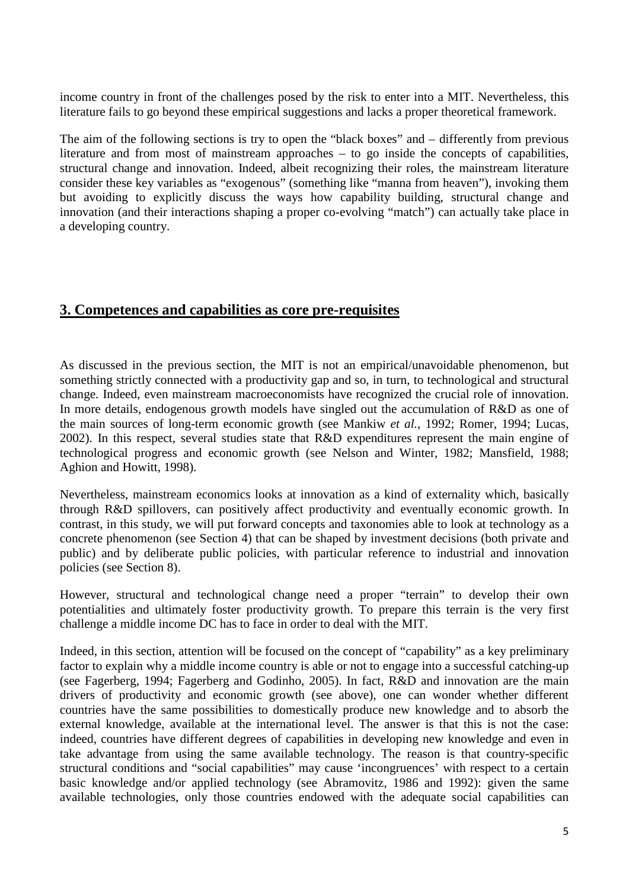income country in front of the challenges posed by the risk to enter into a MIT. Nevertheless, this literature fails to go beyond these empirical suggestions and lacks a proper theoretical framework.

The aim of the following sections is try to open the "black boxes" and – differently from previous literature and from most of mainstream approaches – to go inside the concepts of capabilities, structural change and innovation. Indeed, albeit recognizing their roles, the mainstream literature consider these key variables as "exogenous" (something like "manna from heaven"), invoking them but avoiding to explicitly discuss the ways how capability building, structural change and innovation (and their interactions shaping a proper co-evolving "match") can actually take place in a developing country.

## 3. Competences and capabilities as core pre-requisites

As discussed in the previous section, the MIT is not an empirical/unavoidable phenomenon, but something strictly connected with a productivity gap and so, in turn, to technological and structural change. Indeed, even mainstream macroeconomists have recognized the crucial role of innovation. In more details, endogenous growth models have singled out the accumulation of R&D as one of the main sources of long-term economic growth (see Mankiw *et al.*, 1992; Romer, 1994; Lucas, 2002). In this respect, several studies state that R&D expenditures represent the main engine of technological progress and economic growth (see Nelson and Winter, 1982; Mansfield, 1988; Aghion and Howitt, 1998).

Nevertheless, mainstream economics looks at innovation as a kind of externality which, basically through R&D spillovers, can positively affect productivity and eventually economic growth. In contrast, in this study, we will put forward concepts and taxonomies able to look at technology as a concrete phenomenon (see Section 4) that can be shaped by investment decisions (both private and public) and by deliberate public policies, with particular reference to industrial and innovation policies (see Section 8).

However, structural and technological change need a proper "terrain" to develop their own potentialities and ultimately foster productivity growth. To prepare this terrain is the very first challenge a middle income DC has to face in order to deal with the MIT.

Indeed, in this section, attention will be focused on the concept of "capability" as a key preliminary factor to explain why a middle income country is able or not to engage into a successful catching-up (see Fagerberg, 1994; Fagerberg and Godinho, 2005). In fact, R&D and innovation are the main drivers of productivity and economic growth (see above), one can wonder whether different countries have the same possibilities to domestically produce new knowledge and to absorb the external knowledge, available at the international level. The answer is that this is not the case: indeed, countries have different degrees of capabilities in developing new knowledge and even in take advantage from using the same available technology. The reason is that country-specific structural conditions and "social capabilities" may cause 'incongruences' with respect to a certain basic knowledge and/or applied technology (see Abramovitz, 1986 and 1992): given the same available technologies, only those countries endowed with the adequate social capabilities can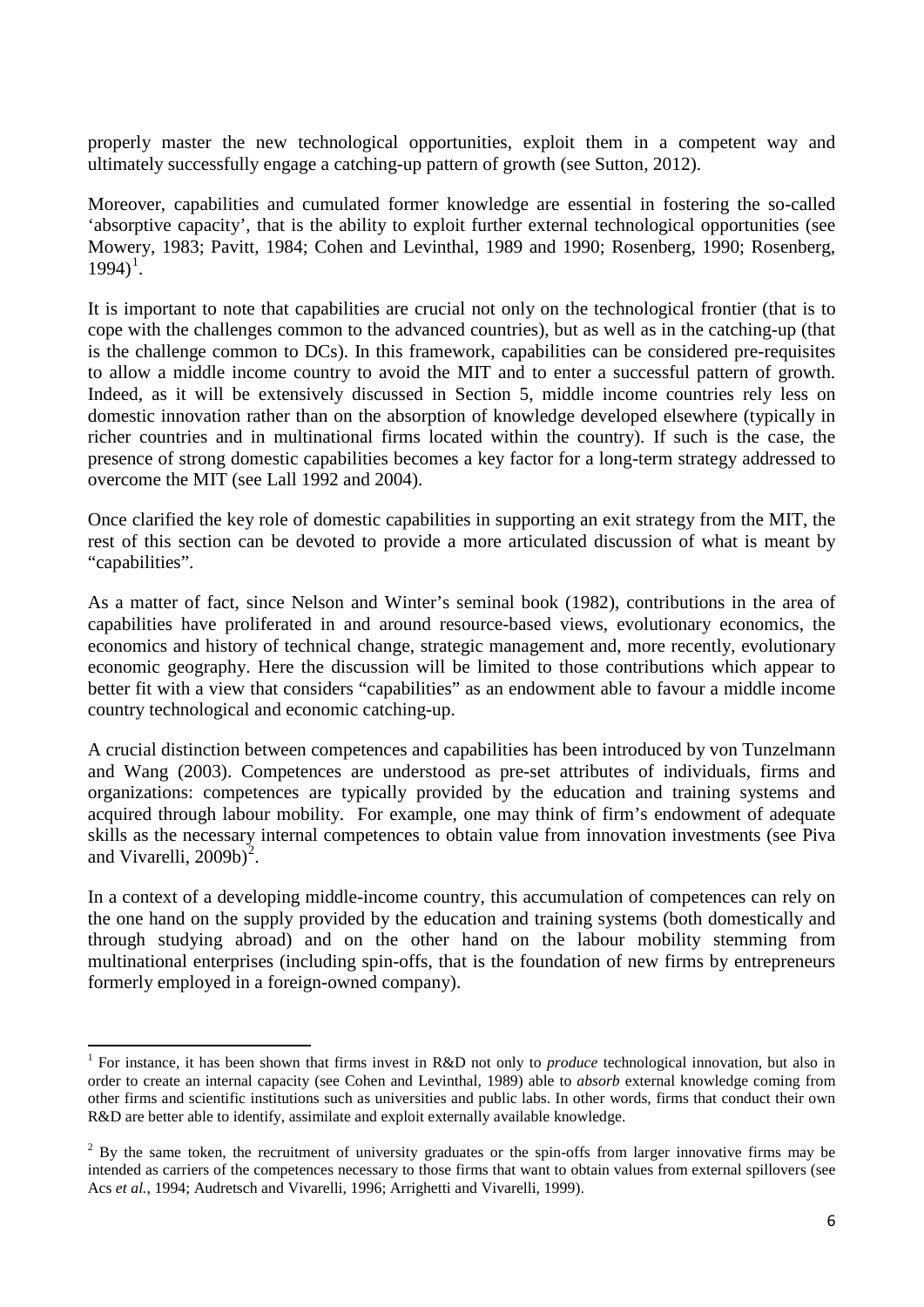properly master the new technological opportunities, exploit them in a competent way and ultimately successfully engage a catching-up pattern of growth (see Sutton, 2012).

Moreover, capabilities and cumulated former knowledge are essential in fostering the so-called 'absorptive capacity', that is the ability to exploit further external technological opportunities (see Mowery, 1983; Pavitt, 1984; Cohen and Levinthal, 1989 and 1990; Rosenberg, 1990; Rosenberg, 1994)[1].

It is important to note that capabilities are crucial not only on the technological frontier (that is to cope with the challenges common to the advanced countries), but as well as in the catching-up (that is the challenge common to DCs). In this framework, capabilities can be considered pre-requisites to allow a middle income country to avoid the MIT and to enter a successful pattern of growth. Indeed, as it will be extensively discussed in Section 5, middle income countries rely less on domestic innovation rather than on the absorption of knowledge developed elsewhere (typically in richer countries and in multinational firms located within the country). If such is the case, the presence of strong domestic capabilities becomes a key factor for a long-term strategy addressed to overcome the MIT (see Lall 1992 and 2004).

Once clarified the key role of domestic capabilities in supporting an exit strategy from the MIT, the rest of this section can be devoted to provide a more articulated discussion of what is meant by "capabilities".

As a matter of fact, since Nelson and Winter's seminal book (1982), contributions in the area of capabilities have proliferated in and around resource-based views, evolutionary economics, the economics and history of technical change, strategic management and, more recently, evolutionary economic geography. Here the discussion will be limited to those contributions which appear to better fit with a view that considers "capabilities" as an endowment able to favour a middle income country technological and economic catching-up.

A crucial distinction between competences and capabilities has been introduced by von Tunzelmann and Wang (2003). Competences are understood as pre-set attributes of individuals, firms and organizations: competences are typically provided by the education and training systems and acquired through labour mobility. For example, one may think of firm's endowment of adequate skills as the necessary internal competences to obtain value from innovation investments (see Piva and Vivarelli, 2009b)[2].

In a context of a developing middle-income country, this accumulation of competences can rely on the one hand on the supply provided by the education and training systems (both domestically and through studying abroad) and on the other hand on the labour mobility stemming from multinational enterprises (including spin-offs, that is the foundation of new firms by entrepreneurs formerly employed in a foreign-owned company).

---

[1] For instance, it has been shown that firms invest in R&D not only to *produce* technological innovation, but also in order to create an internal capacity (see Cohen and Levinthal, 1989) able to *absorb* external knowledge coming from other firms and scientific institutions such as universities and public labs. In other words, firms that conduct their own R&D are better able to identify, assimilate and exploit externally available knowledge.

[2] By the same token, the recruitment of university graduates or the spin-offs from larger innovative firms may be intended as carriers of the competences necessary to those firms that want to obtain values from external spillovers (see Acs *et al.*, 1994; Audretsch and Vivarelli, 1996; Arrighetti and Vivarelli, 1999).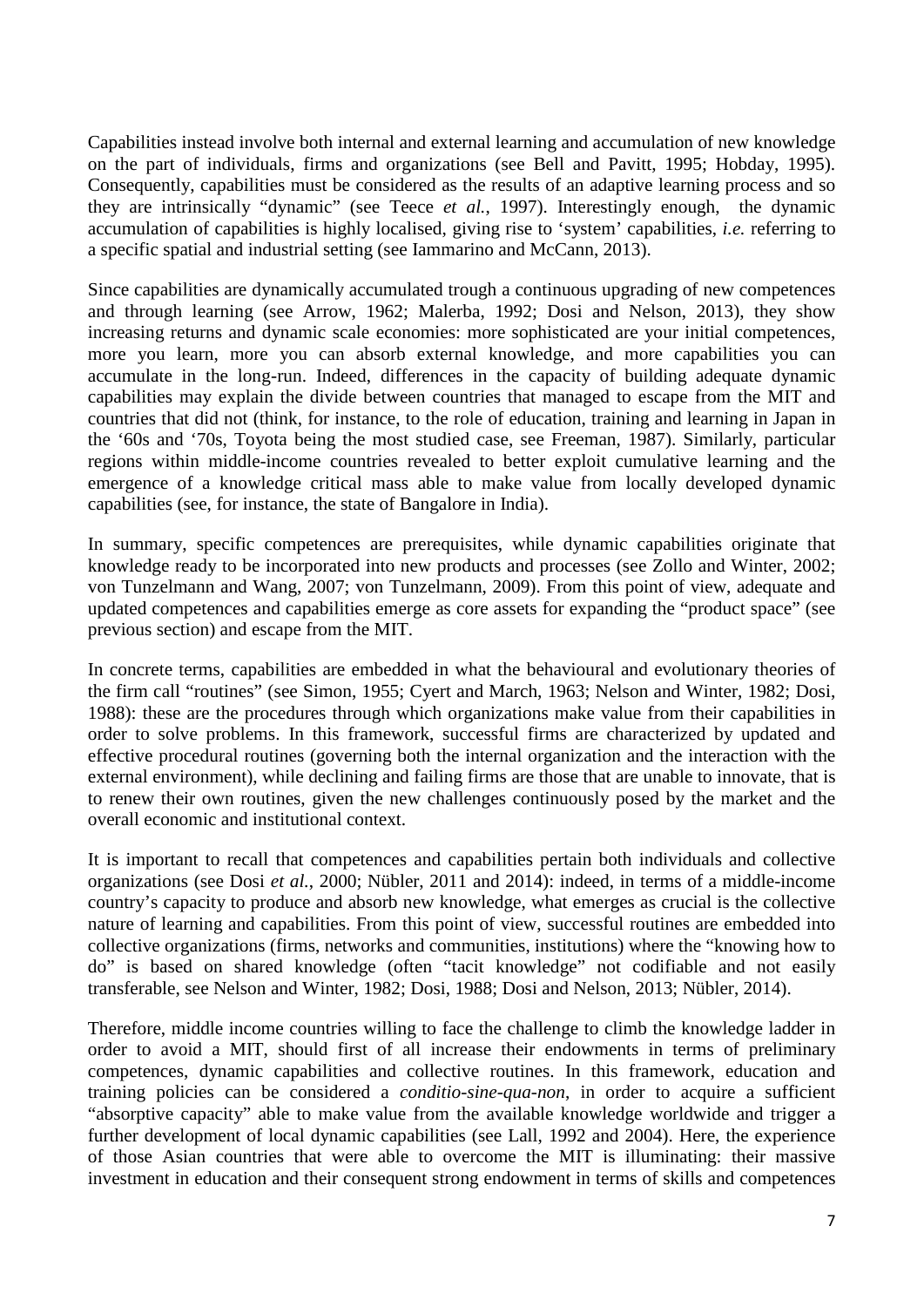Capabilities instead involve both internal and external learning and accumulation of new knowledge on the part of individuals, firms and organizations (see Bell and Pavitt, 1995; Hobday, 1995). Consequently, capabilities must be considered as the results of an adaptive learning process and so they are intrinsically "dynamic" (see Teece *et al.*, 1997). Interestingly enough, the dynamic accumulation of capabilities is highly localised, giving rise to 'system' capabilities, *i.e.* referring to a specific spatial and industrial setting (see Iammarino and McCann, 2013).

Since capabilities are dynamically accumulated trough a continuous upgrading of new competences and through learning (see Arrow, 1962; Malerba, 1992; Dosi and Nelson, 2013), they show increasing returns and dynamic scale economies: more sophisticated are your initial competences, more you learn, more you can absorb external knowledge, and more capabilities you can accumulate in the long-run. Indeed, differences in the capacity of building adequate dynamic capabilities may explain the divide between countries that managed to escape from the MIT and countries that did not (think, for instance, to the role of education, training and learning in Japan in the '60s and '70s, Toyota being the most studied case, see Freeman, 1987). Similarly, particular regions within middle-income countries revealed to better exploit cumulative learning and the emergence of a knowledge critical mass able to make value from locally developed dynamic capabilities (see, for instance, the state of Bangalore in India).

In summary, specific competences are prerequisites, while dynamic capabilities originate that knowledge ready to be incorporated into new products and processes (see Zollo and Winter, 2002; von Tunzelmann and Wang, 2007; von Tunzelmann, 2009). From this point of view, adequate and updated competences and capabilities emerge as core assets for expanding the "product space" (see previous section) and escape from the MIT.

In concrete terms, capabilities are embedded in what the behavioural and evolutionary theories of the firm call "routines" (see Simon, 1955; Cyert and March, 1963; Nelson and Winter, 1982; Dosi, 1988): these are the procedures through which organizations make value from their capabilities in order to solve problems. In this framework, successful firms are characterized by updated and effective procedural routines (governing both the internal organization and the interaction with the external environment), while declining and failing firms are those that are unable to innovate, that is to renew their own routines, given the new challenges continuously posed by the market and the overall economic and institutional context.

It is important to recall that competences and capabilities pertain both individuals and collective organizations (see Dosi *et al.*, 2000; Nübler, 2011 and 2014): indeed, in terms of a middle-income country's capacity to produce and absorb new knowledge, what emerges as crucial is the collective nature of learning and capabilities. From this point of view, successful routines are embedded into collective organizations (firms, networks and communities, institutions) where the "knowing how to do" is based on shared knowledge (often "tacit knowledge" not codifiable and not easily transferable, see Nelson and Winter, 1982; Dosi, 1988; Dosi and Nelson, 2013; Nübler, 2014).

Therefore, middle income countries willing to face the challenge to climb the knowledge ladder in order to avoid a MIT, should first of all increase their endowments in terms of preliminary competences, dynamic capabilities and collective routines. In this framework, education and training policies can be considered a *conditio-sine-qua-non*, in order to acquire a sufficient "absorptive capacity" able to make value from the available knowledge worldwide and trigger a further development of local dynamic capabilities (see Lall, 1992 and 2004). Here, the experience of those Asian countries that were able to overcome the MIT is illuminating: their massive investment in education and their consequent strong endowment in terms of skills and competences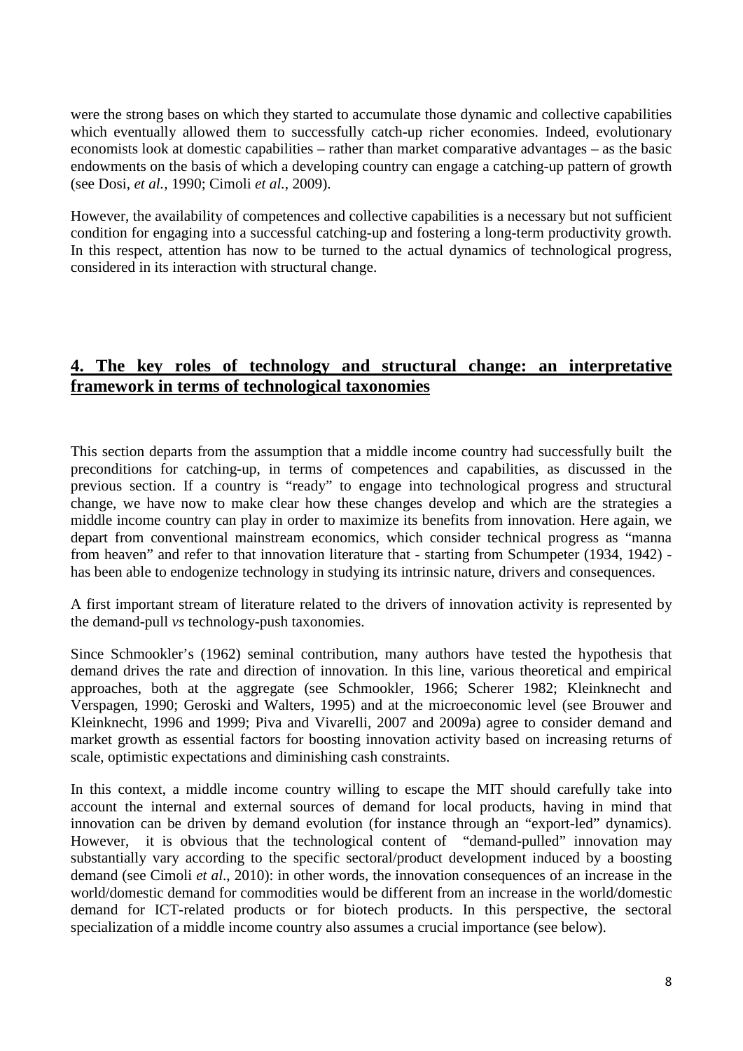were the strong bases on which they started to accumulate those dynamic and collective capabilities which eventually allowed them to successfully catch-up richer economies. Indeed, evolutionary economists look at domestic capabilities – rather than market comparative advantages – as the basic endowments on the basis of which a developing country can engage a catching-up pattern of growth (see Dosi, *et al.*, 1990; Cimoli *et al.*, 2009).

However, the availability of competences and collective capabilities is a necessary but not sufficient condition for engaging into a successful catching-up and fostering a long-term productivity growth. In this respect, attention has now to be turned to the actual dynamics of technological progress, considered in its interaction with structural change.

## 4. The key roles of technology and structural change: an interpretative framework in terms of technological taxonomies

This section departs from the assumption that a middle income country had successfully built the preconditions for catching-up, in terms of competences and capabilities, as discussed in the previous section. If a country is "ready" to engage into technological progress and structural change, we have now to make clear how these changes develop and which are the strategies a middle income country can play in order to maximize its benefits from innovation. Here again, we depart from conventional mainstream economics, which consider technical progress as "manna from heaven" and refer to that innovation literature that - starting from Schumpeter (1934, 1942) - has been able to endogenize technology in studying its intrinsic nature, drivers and consequences.

A first important stream of literature related to the drivers of innovation activity is represented by the demand-pull *vs* technology-push taxonomies.

Since Schmookler's (1962) seminal contribution, many authors have tested the hypothesis that demand drives the rate and direction of innovation. In this line, various theoretical and empirical approaches, both at the aggregate (see Schmookler, 1966; Scherer 1982; Kleinknecht and Verspagen, 1990; Geroski and Walters, 1995) and at the microeconomic level (see Brouwer and Kleinknecht, 1996 and 1999; Piva and Vivarelli, 2007 and 2009a) agree to consider demand and market growth as essential factors for boosting innovation activity based on increasing returns of scale, optimistic expectations and diminishing cash constraints.

In this context, a middle income country willing to escape the MIT should carefully take into account the internal and external sources of demand for local products, having in mind that innovation can be driven by demand evolution (for instance through an "export-led" dynamics). However, it is obvious that the technological content of "demand-pulled" innovation may substantially vary according to the specific sectoral/product development induced by a boosting demand (see Cimoli *et al*., 2010): in other words, the innovation consequences of an increase in the world/domestic demand for commodities would be different from an increase in the world/domestic demand for ICT-related products or for biotech products. In this perspective, the sectoral specialization of a middle income country also assumes a crucial importance (see below).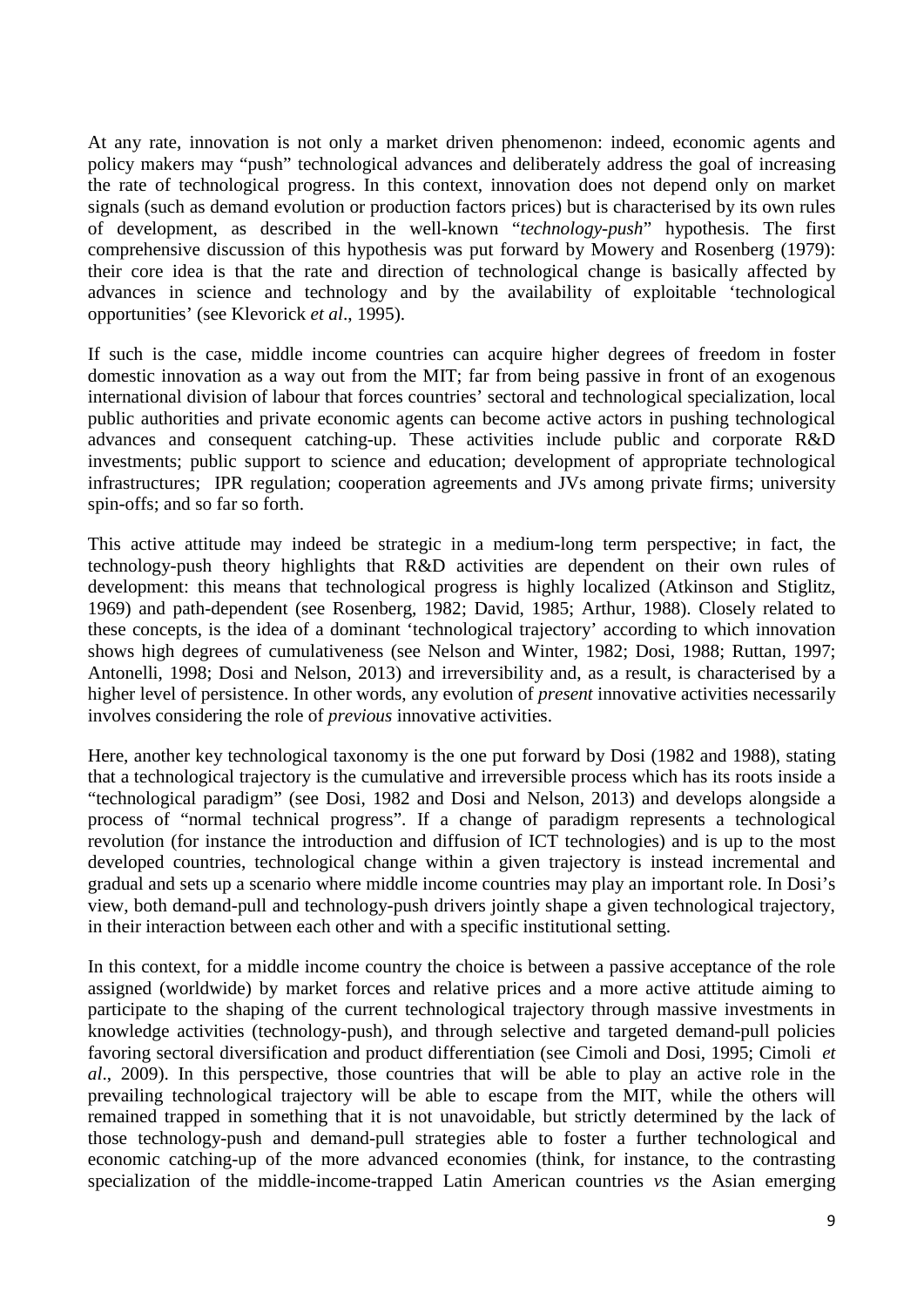At any rate, innovation is not only a market driven phenomenon: indeed, economic agents and policy makers may "push" technological advances and deliberately address the goal of increasing the rate of technological progress. In this context, innovation does not depend only on market signals (such as demand evolution or production factors prices) but is characterised by its own rules of development, as described in the well-known "*technology-push*" hypothesis. The first comprehensive discussion of this hypothesis was put forward by Mowery and Rosenberg (1979): their core idea is that the rate and direction of technological change is basically affected by advances in science and technology and by the availability of exploitable 'technological opportunities' (see Klevorick *et al*., 1995).

If such is the case, middle income countries can acquire higher degrees of freedom in foster domestic innovation as a way out from the MIT; far from being passive in front of an exogenous international division of labour that forces countries' sectoral and technological specialization, local public authorities and private economic agents can become active actors in pushing technological advances and consequent catching-up. These activities include public and corporate R&D investments; public support to science and education; development of appropriate technological infrastructures; IPR regulation; cooperation agreements and JVs among private firms; university spin-offs; and so far so forth.

This active attitude may indeed be strategic in a medium-long term perspective; in fact, the technology-push theory highlights that R&D activities are dependent on their own rules of development: this means that technological progress is highly localized (Atkinson and Stiglitz, 1969) and path-dependent (see Rosenberg, 1982; David, 1985; Arthur, 1988). Closely related to these concepts, is the idea of a dominant 'technological trajectory' according to which innovation shows high degrees of cumulativeness (see Nelson and Winter, 1982; Dosi, 1988; Ruttan, 1997; Antonelli, 1998; Dosi and Nelson, 2013) and irreversibility and, as a result, is characterised by a higher level of persistence. In other words, any evolution of *present* innovative activities necessarily involves considering the role of *previous* innovative activities.

Here, another key technological taxonomy is the one put forward by Dosi (1982 and 1988), stating that a technological trajectory is the cumulative and irreversible process which has its roots inside a "technological paradigm" (see Dosi, 1982 and Dosi and Nelson, 2013) and develops alongside a process of "normal technical progress". If a change of paradigm represents a technological revolution (for instance the introduction and diffusion of ICT technologies) and is up to the most developed countries, technological change within a given trajectory is instead incremental and gradual and sets up a scenario where middle income countries may play an important role. In Dosi's view, both demand-pull and technology-push drivers jointly shape a given technological trajectory, in their interaction between each other and with a specific institutional setting.

In this context, for a middle income country the choice is between a passive acceptance of the role assigned (worldwide) by market forces and relative prices and a more active attitude aiming to participate to the shaping of the current technological trajectory through massive investments in knowledge activities (technology-push), and through selective and targeted demand-pull policies favoring sectoral diversification and product differentiation (see Cimoli and Dosi, 1995; Cimoli *et al*., 2009). In this perspective, those countries that will be able to play an active role in the prevailing technological trajectory will be able to escape from the MIT, while the others will remained trapped in something that it is not unavoidable, but strictly determined by the lack of those technology-push and demand-pull strategies able to foster a further technological and economic catching-up of the more advanced economies (think, for instance, to the contrasting specialization of the middle-income-trapped Latin American countries *vs* the Asian emerging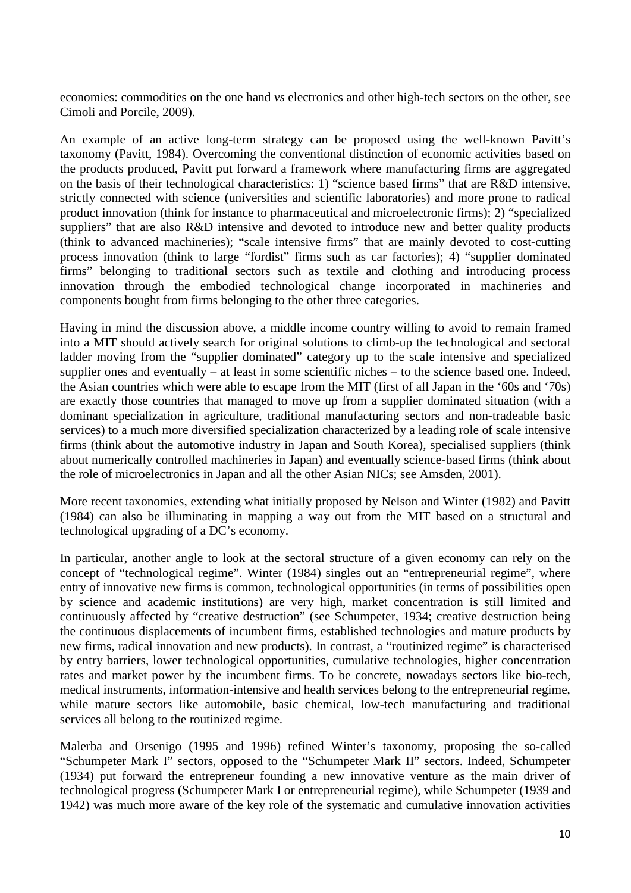economies: commodities on the one hand *vs* electronics and other high-tech sectors on the other, see Cimoli and Porcile, 2009).

An example of an active long-term strategy can be proposed using the well-known Pavitt's taxonomy (Pavitt, 1984). Overcoming the conventional distinction of economic activities based on the products produced, Pavitt put forward a framework where manufacturing firms are aggregated on the basis of their technological characteristics: 1) "science based firms" that are R&D intensive, strictly connected with science (universities and scientific laboratories) and more prone to radical product innovation (think for instance to pharmaceutical and microelectronic firms); 2) "specialized suppliers" that are also R&D intensive and devoted to introduce new and better quality products (think to advanced machineries); "scale intensive firms" that are mainly devoted to cost-cutting process innovation (think to large "fordist" firms such as car factories); 4) "supplier dominated firms" belonging to traditional sectors such as textile and clothing and introducing process innovation through the embodied technological change incorporated in machineries and components bought from firms belonging to the other three categories.

Having in mind the discussion above, a middle income country willing to avoid to remain framed into a MIT should actively search for original solutions to climb-up the technological and sectoral ladder moving from the "supplier dominated" category up to the scale intensive and specialized supplier ones and eventually – at least in some scientific niches – to the science based one. Indeed, the Asian countries which were able to escape from the MIT (first of all Japan in the '60s and '70s) are exactly those countries that managed to move up from a supplier dominated situation (with a dominant specialization in agriculture, traditional manufacturing sectors and non-tradeable basic services) to a much more diversified specialization characterized by a leading role of scale intensive firms (think about the automotive industry in Japan and South Korea), specialised suppliers (think about numerically controlled machineries in Japan) and eventually science-based firms (think about the role of microelectronics in Japan and all the other Asian NICs; see Amsden, 2001).

More recent taxonomies, extending what initially proposed by Nelson and Winter (1982) and Pavitt (1984) can also be illuminating in mapping a way out from the MIT based on a structural and technological upgrading of a DC's economy.

In particular, another angle to look at the sectoral structure of a given economy can rely on the concept of "technological regime". Winter (1984) singles out an "entrepreneurial regime", where entry of innovative new firms is common, technological opportunities (in terms of possibilities open by science and academic institutions) are very high, market concentration is still limited and continuously affected by "creative destruction" (see Schumpeter, 1934; creative destruction being the continuous displacements of incumbent firms, established technologies and mature products by new firms, radical innovation and new products). In contrast, a "routinized regime" is characterised by entry barriers, lower technological opportunities, cumulative technologies, higher concentration rates and market power by the incumbent firms. To be concrete, nowadays sectors like bio-tech, medical instruments, information-intensive and health services belong to the entrepreneurial regime, while mature sectors like automobile, basic chemical, low-tech manufacturing and traditional services all belong to the routinized regime.

Malerba and Orsenigo (1995 and 1996) refined Winter's taxonomy, proposing the so-called "Schumpeter Mark I" sectors, opposed to the "Schumpeter Mark II" sectors. Indeed, Schumpeter (1934) put forward the entrepreneur founding a new innovative venture as the main driver of technological progress (Schumpeter Mark I or entrepreneurial regime), while Schumpeter (1939 and 1942) was much more aware of the key role of the systematic and cumulative innovation activities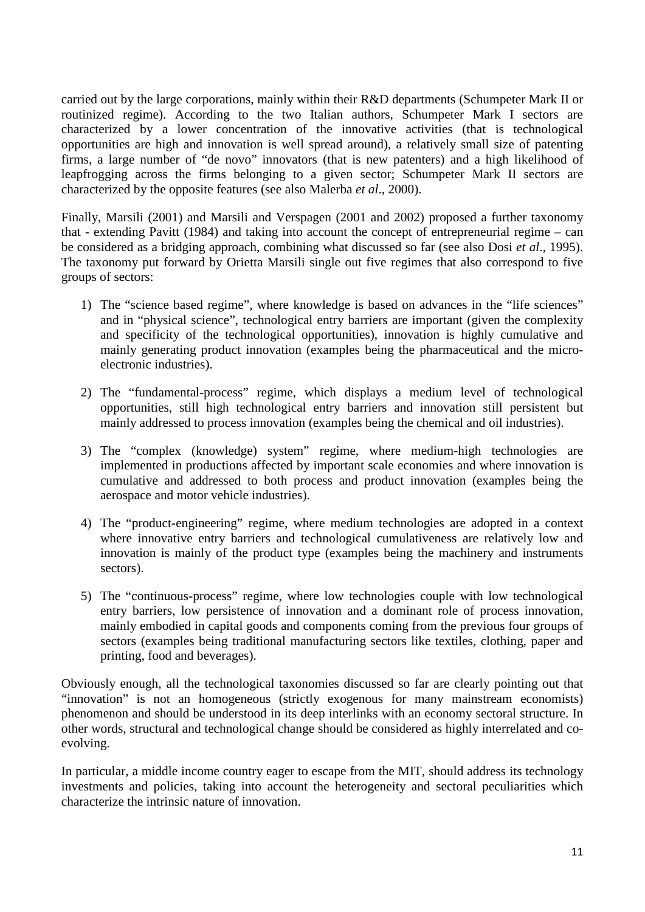carried out by the large corporations, mainly within their R&D departments (Schumpeter Mark II or routinized regime). According to the two Italian authors, Schumpeter Mark I sectors are characterized by a lower concentration of the innovative activities (that is technological opportunities are high and innovation is well spread around), a relatively small size of patenting firms, a large number of "de novo" innovators (that is new patenters) and a high likelihood of leapfrogging across the firms belonging to a given sector; Schumpeter Mark II sectors are characterized by the opposite features (see also Malerba *et al*., 2000).

Finally, Marsili (2001) and Marsili and Verspagen (2001 and 2002) proposed a further taxonomy that - extending Pavitt (1984) and taking into account the concept of entrepreneurial regime – can be considered as a bridging approach, combining what discussed so far (see also Dosi *et al*., 1995). The taxonomy put forward by Orietta Marsili single out five regimes that also correspond to five groups of sectors:

1) The "science based regime", where knowledge is based on advances in the "life sciences" and in "physical science", technological entry barriers are important (given the complexity and specificity of the technological opportunities), innovation is highly cumulative and mainly generating product innovation (examples being the pharmaceutical and the micro-electronic industries).

2) The "fundamental-process" regime, which displays a medium level of technological opportunities, still high technological entry barriers and innovation still persistent but mainly addressed to process innovation (examples being the chemical and oil industries).

3) The "complex (knowledge) system" regime, where medium-high technologies are implemented in productions affected by important scale economies and where innovation is cumulative and addressed to both process and product innovation (examples being the aerospace and motor vehicle industries).

4) The "product-engineering" regime, where medium technologies are adopted in a context where innovative entry barriers and technological cumulativeness are relatively low and innovation is mainly of the product type (examples being the machinery and instruments sectors).

5) The "continuous-process" regime, where low technologies couple with low technological entry barriers, low persistence of innovation and a dominant role of process innovation, mainly embodied in capital goods and components coming from the previous four groups of sectors (examples being traditional manufacturing sectors like textiles, clothing, paper and printing, food and beverages).

Obviously enough, all the technological taxonomies discussed so far are clearly pointing out that "innovation" is not an homogeneous (strictly exogenous for many mainstream economists) phenomenon and should be understood in its deep interlinks with an economy sectoral structure. In other words, structural and technological change should be considered as highly interrelated and co-evolving.

In particular, a middle income country eager to escape from the MIT, should address its technology investments and policies, taking into account the heterogeneity and sectoral peculiarities which characterize the intrinsic nature of innovation.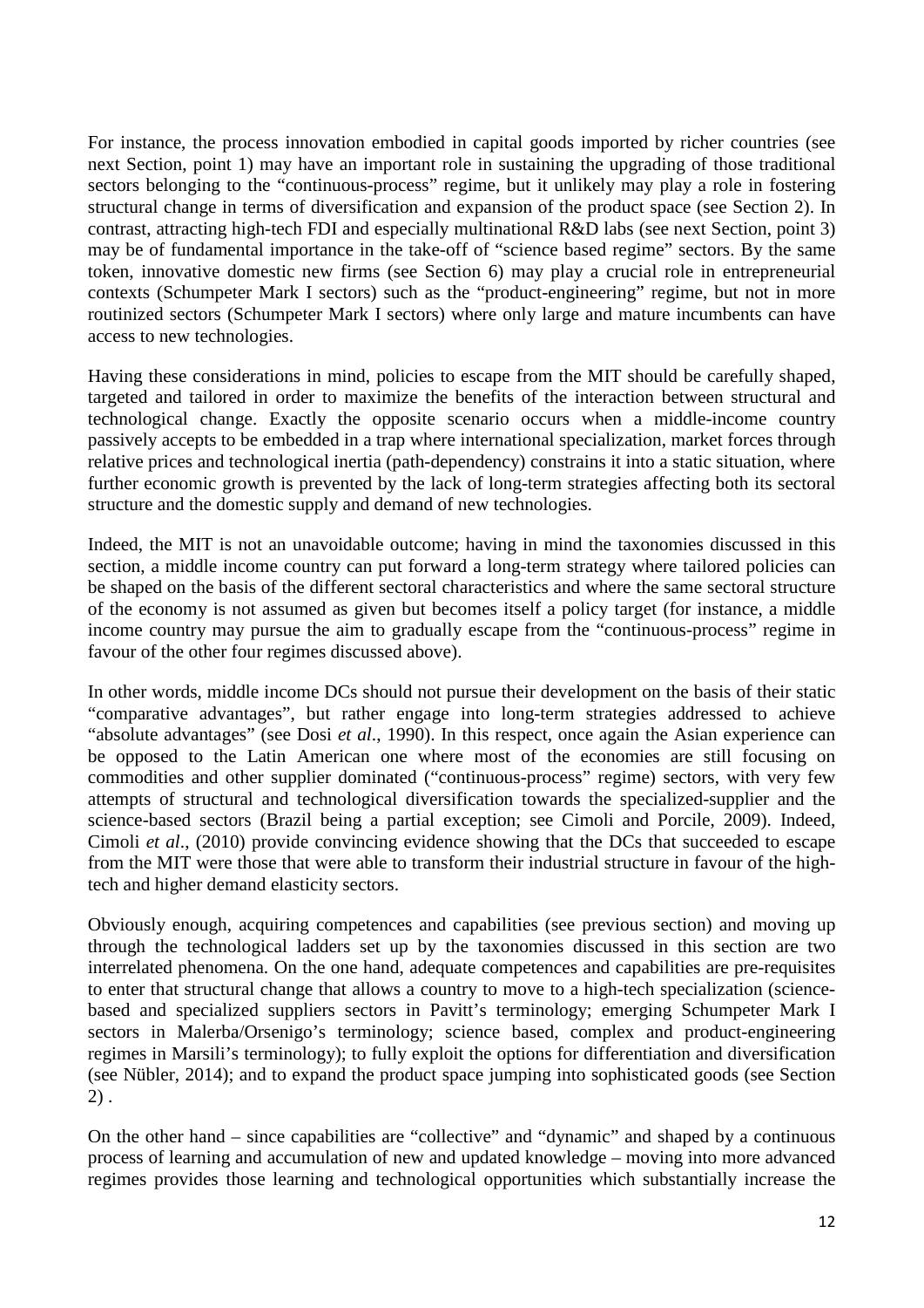For instance, the process innovation embodied in capital goods imported by richer countries (see next Section, point 1) may have an important role in sustaining the upgrading of those traditional sectors belonging to the "continuous-process" regime, but it unlikely may play a role in fostering structural change in terms of diversification and expansion of the product space (see Section 2). In contrast, attracting high-tech FDI and especially multinational R&D labs (see next Section, point 3) may be of fundamental importance in the take-off of "science based regime" sectors. By the same token, innovative domestic new firms (see Section 6) may play a crucial role in entrepreneurial contexts (Schumpeter Mark I sectors) such as the "product-engineering" regime, but not in more routinized sectors (Schumpeter Mark I sectors) where only large and mature incumbents can have access to new technologies.

Having these considerations in mind, policies to escape from the MIT should be carefully shaped, targeted and tailored in order to maximize the benefits of the interaction between structural and technological change. Exactly the opposite scenario occurs when a middle-income country passively accepts to be embedded in a trap where international specialization, market forces through relative prices and technological inertia (path-dependency) constrains it into a static situation, where further economic growth is prevented by the lack of long-term strategies affecting both its sectoral structure and the domestic supply and demand of new technologies.

Indeed, the MIT is not an unavoidable outcome; having in mind the taxonomies discussed in this section, a middle income country can put forward a long-term strategy where tailored policies can be shaped on the basis of the different sectoral characteristics and where the same sectoral structure of the economy is not assumed as given but becomes itself a policy target (for instance, a middle income country may pursue the aim to gradually escape from the "continuous-process" regime in favour of the other four regimes discussed above).

In other words, middle income DCs should not pursue their development on the basis of their static "comparative advantages", but rather engage into long-term strategies addressed to achieve "absolute advantages" (see Dosi *et al*., 1990). In this respect, once again the Asian experience can be opposed to the Latin American one where most of the economies are still focusing on commodities and other supplier dominated ("continuous-process" regime) sectors, with very few attempts of structural and technological diversification towards the specialized-supplier and the science-based sectors (Brazil being a partial exception; see Cimoli and Porcile, 2009). Indeed, Cimoli *et al*., (2010) provide convincing evidence showing that the DCs that succeeded to escape from the MIT were those that were able to transform their industrial structure in favour of the high-tech and higher demand elasticity sectors.

Obviously enough, acquiring competences and capabilities (see previous section) and moving up through the technological ladders set up by the taxonomies discussed in this section are two interrelated phenomena. On the one hand, adequate competences and capabilities are pre-requisites to enter that structural change that allows a country to move to a high-tech specialization (science-based and specialized suppliers sectors in Pavitt's terminology; emerging Schumpeter Mark I sectors in Malerba/Orsenigo's terminology; science based, complex and product-engineering regimes in Marsili's terminology); to fully exploit the options for differentiation and diversification (see Nübler, 2014); and to expand the product space jumping into sophisticated goods (see Section 2) .

On the other hand – since capabilities are "collective" and "dynamic" and shaped by a continuous process of learning and accumulation of new and updated knowledge – moving into more advanced regimes provides those learning and technological opportunities which substantially increase the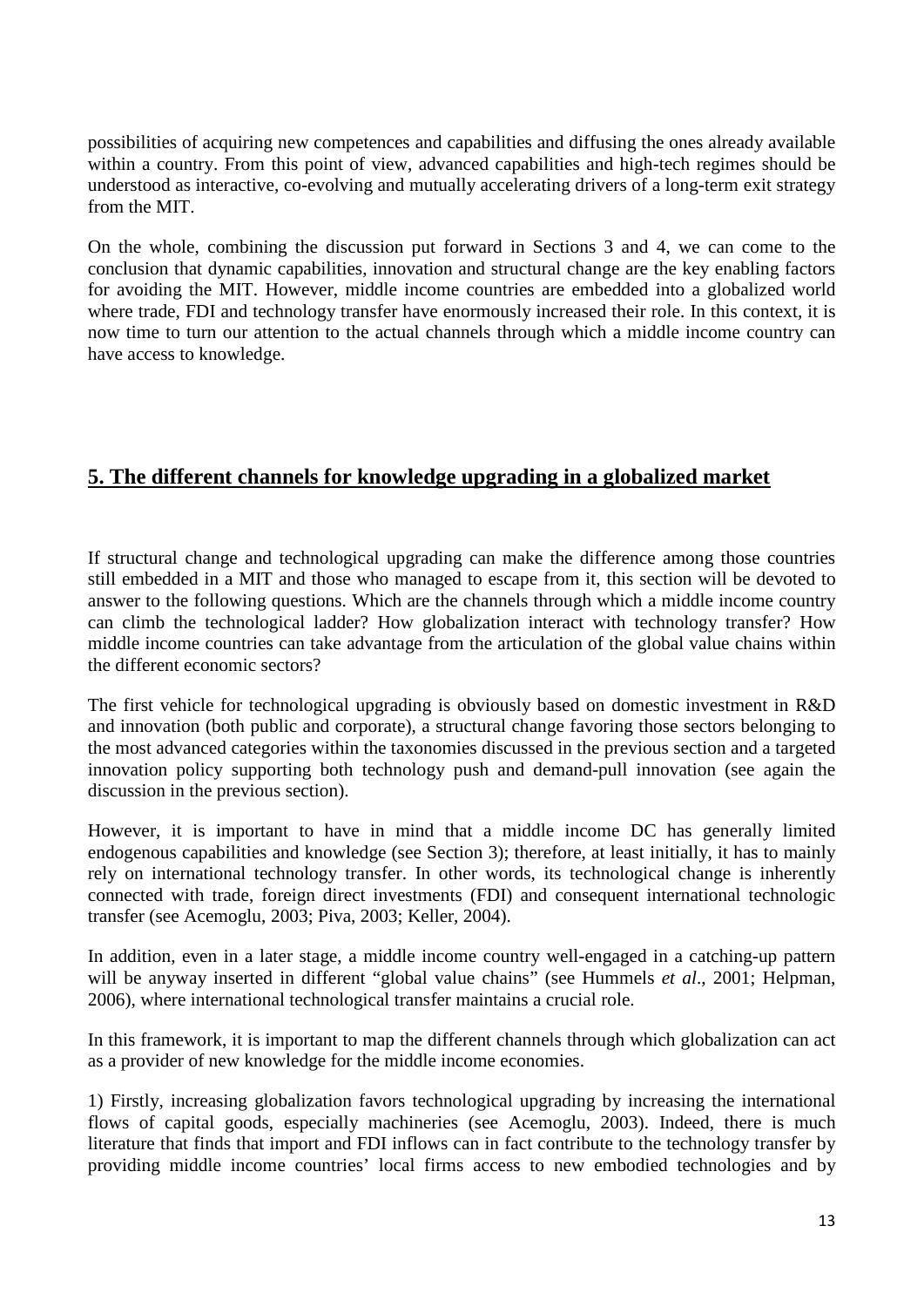possibilities of acquiring new competences and capabilities and diffusing the ones already available within a country. From this point of view, advanced capabilities and high-tech regimes should be understood as interactive, co-evolving and mutually accelerating drivers of a long-term exit strategy from the MIT.

On the whole, combining the discussion put forward in Sections 3 and 4, we can come to the conclusion that dynamic capabilities, innovation and structural change are the key enabling factors for avoiding the MIT. However, middle income countries are embedded into a globalized world where trade, FDI and technology transfer have enormously increased their role. In this context, it is now time to turn our attention to the actual channels through which a middle income country can have access to knowledge.

## 5. The different channels for knowledge upgrading in a globalized market

If structural change and technological upgrading can make the difference among those countries still embedded in a MIT and those who managed to escape from it, this section will be devoted to answer to the following questions. Which are the channels through which a middle income country can climb the technological ladder? How globalization interact with technology transfer? How middle income countries can take advantage from the articulation of the global value chains within the different economic sectors?

The first vehicle for technological upgrading is obviously based on domestic investment in R&D and innovation (both public and corporate), a structural change favoring those sectors belonging to the most advanced categories within the taxonomies discussed in the previous section and a targeted innovation policy supporting both technology push and demand-pull innovation (see again the discussion in the previous section).

However, it is important to have in mind that a middle income DC has generally limited endogenous capabilities and knowledge (see Section 3); therefore, at least initially, it has to mainly rely on international technology transfer. In other words, its technological change is inherently connected with trade, foreign direct investments (FDI) and consequent international technologic transfer (see Acemoglu, 2003; Piva, 2003; Keller, 2004).

In addition, even in a later stage, a middle income country well-engaged in a catching-up pattern will be anyway inserted in different "global value chains" (see Hummels *et al*., 2001; Helpman, 2006), where international technological transfer maintains a crucial role.

In this framework, it is important to map the different channels through which globalization can act as a provider of new knowledge for the middle income economies.

1) Firstly, increasing globalization favors technological upgrading by increasing the international flows of capital goods, especially machineries (see Acemoglu, 2003). Indeed, there is much literature that finds that import and FDI inflows can in fact contribute to the technology transfer by providing middle income countries' local firms access to new embodied technologies and by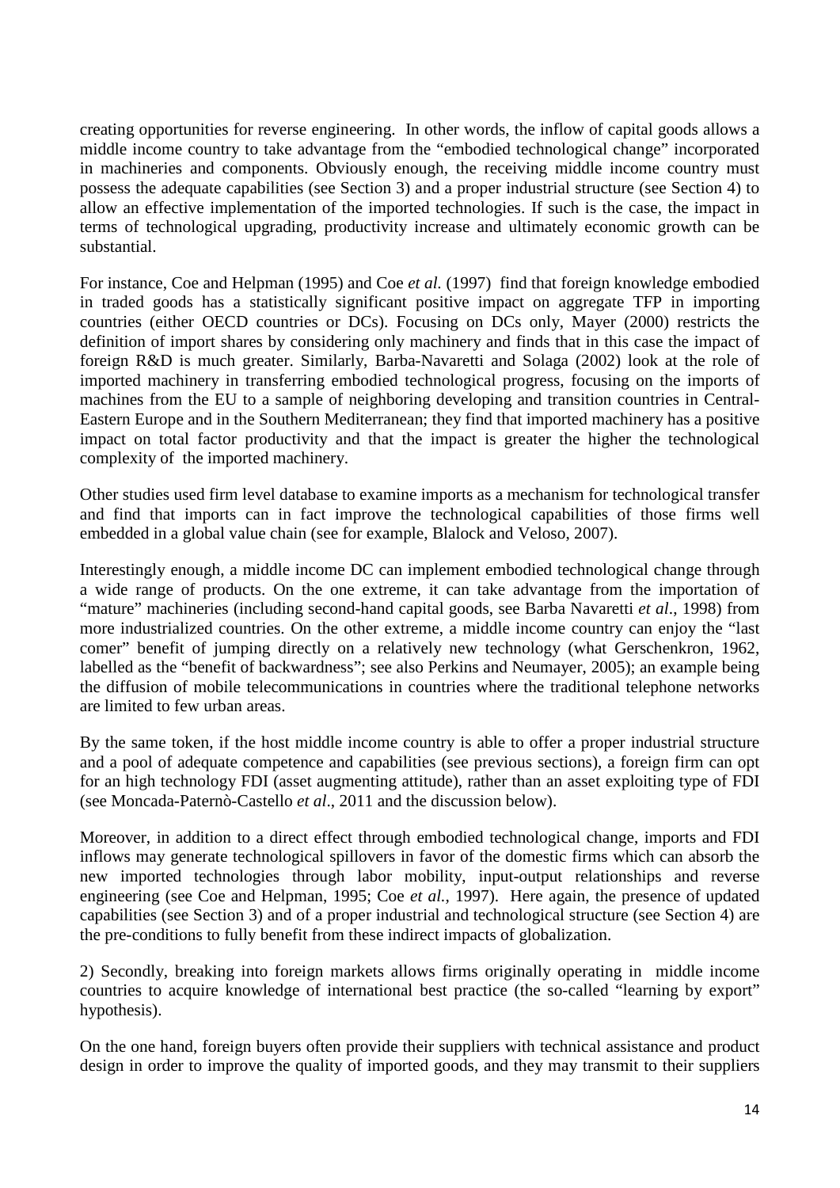creating opportunities for reverse engineering. In other words, the inflow of capital goods allows a middle income country to take advantage from the "embodied technological change" incorporated in machineries and components. Obviously enough, the receiving middle income country must possess the adequate capabilities (see Section 3) and a proper industrial structure (see Section 4) to allow an effective implementation of the imported technologies. If such is the case, the impact in terms of technological upgrading, productivity increase and ultimately economic growth can be substantial.

For instance, Coe and Helpman (1995) and Coe *et al.* (1997) find that foreign knowledge embodied in traded goods has a statistically significant positive impact on aggregate TFP in importing countries (either OECD countries or DCs). Focusing on DCs only, Mayer (2000) restricts the definition of import shares by considering only machinery and finds that in this case the impact of foreign R&D is much greater. Similarly, Barba-Navaretti and Solaga (2002) look at the role of imported machinery in transferring embodied technological progress, focusing on the imports of machines from the EU to a sample of neighboring developing and transition countries in Central-Eastern Europe and in the Southern Mediterranean; they find that imported machinery has a positive impact on total factor productivity and that the impact is greater the higher the technological complexity of the imported machinery.

Other studies used firm level database to examine imports as a mechanism for technological transfer and find that imports can in fact improve the technological capabilities of those firms well embedded in a global value chain (see for example, Blalock and Veloso, 2007).

Interestingly enough, a middle income DC can implement embodied technological change through a wide range of products. On the one extreme, it can take advantage from the importation of "mature" machineries (including second-hand capital goods, see Barba Navaretti *et al*., 1998) from more industrialized countries. On the other extreme, a middle income country can enjoy the "last comer" benefit of jumping directly on a relatively new technology (what Gerschenkron, 1962, labelled as the "benefit of backwardness"; see also Perkins and Neumayer, 2005); an example being the diffusion of mobile telecommunications in countries where the traditional telephone networks are limited to few urban areas.

By the same token, if the host middle income country is able to offer a proper industrial structure and a pool of adequate competence and capabilities (see previous sections), a foreign firm can opt for an high technology FDI (asset augmenting attitude), rather than an asset exploiting type of FDI (see Moncada-Paternò-Castello *et al*., 2011 and the discussion below).

Moreover, in addition to a direct effect through embodied technological change, imports and FDI inflows may generate technological spillovers in favor of the domestic firms which can absorb the new imported technologies through labor mobility, input-output relationships and reverse engineering (see Coe and Helpman, 1995; Coe *et al.,* 1997). Here again, the presence of updated capabilities (see Section 3) and of a proper industrial and technological structure (see Section 4) are the pre-conditions to fully benefit from these indirect impacts of globalization.

2) Secondly, breaking into foreign markets allows firms originally operating in middle income countries to acquire knowledge of international best practice (the so-called "learning by export" hypothesis).

On the one hand, foreign buyers often provide their suppliers with technical assistance and product design in order to improve the quality of imported goods, and they may transmit to their suppliers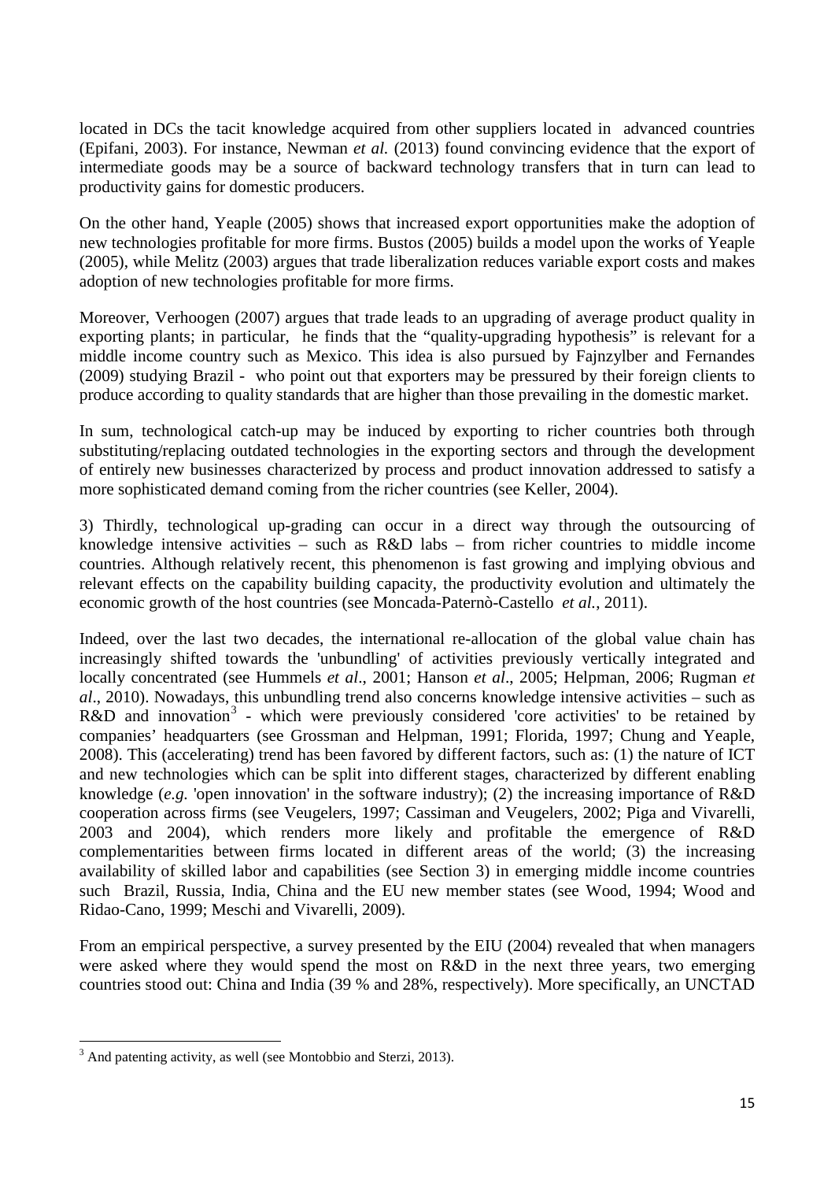located in DCs the tacit knowledge acquired from other suppliers located in advanced countries (Epifani, 2003). For instance, Newman *et al.* (2013) found convincing evidence that the export of intermediate goods may be a source of backward technology transfers that in turn can lead to productivity gains for domestic producers.

On the other hand, Yeaple (2005) shows that increased export opportunities make the adoption of new technologies profitable for more firms. Bustos (2005) builds a model upon the works of Yeaple (2005), while Melitz (2003) argues that trade liberalization reduces variable export costs and makes adoption of new technologies profitable for more firms.

Moreover, Verhoogen (2007) argues that trade leads to an upgrading of average product quality in exporting plants; in particular, he finds that the "quality-upgrading hypothesis" is relevant for a middle income country such as Mexico. This idea is also pursued by Fajnzylber and Fernandes (2009) studying Brazil - who point out that exporters may be pressured by their foreign clients to produce according to quality standards that are higher than those prevailing in the domestic market.

In sum, technological catch-up may be induced by exporting to richer countries both through substituting/replacing outdated technologies in the exporting sectors and through the development of entirely new businesses characterized by process and product innovation addressed to satisfy a more sophisticated demand coming from the richer countries (see Keller, 2004).

3) Thirdly, technological up-grading can occur in a direct way through the outsourcing of knowledge intensive activities – such as R&D labs – from richer countries to middle income countries. Although relatively recent, this phenomenon is fast growing and implying obvious and relevant effects on the capability building capacity, the productivity evolution and ultimately the economic growth of the host countries (see Moncada-Paternò-Castello *et al.*, 2011).

Indeed, over the last two decades, the international re-allocation of the global value chain has increasingly shifted towards the 'unbundling' of activities previously vertically integrated and locally concentrated (see Hummels *et al*., 2001; Hanson *et al*., 2005; Helpman, 2006; Rugman *et al*., 2010). Nowadays, this unbundling trend also concerns knowledge intensive activities – such as R&D and innovation[3] - which were previously considered 'core activities' to be retained by companies' headquarters (see Grossman and Helpman, 1991; Florida, 1997; Chung and Yeaple, 2008). This (accelerating) trend has been favored by different factors, such as: (1) the nature of ICT and new technologies which can be split into different stages, characterized by different enabling knowledge (*e.g.* 'open innovation' in the software industry); (2) the increasing importance of R&D cooperation across firms (see Veugelers, 1997; Cassiman and Veugelers, 2002; Piga and Vivarelli, 2003 and 2004), which renders more likely and profitable the emergence of R&D complementarities between firms located in different areas of the world; (3) the increasing availability of skilled labor and capabilities (see Section 3) in emerging middle income countries such Brazil, Russia, India, China and the EU new member states (see Wood, 1994; Wood and Ridao-Cano, 1999; Meschi and Vivarelli, 2009).

From an empirical perspective, a survey presented by the EIU (2004) revealed that when managers were asked where they would spend the most on R&D in the next three years, two emerging countries stood out: China and India (39 % and 28%, respectively). More specifically, an UNCTAD

---

[3] And patenting activity, as well (see Montobbio and Sterzi, 2013).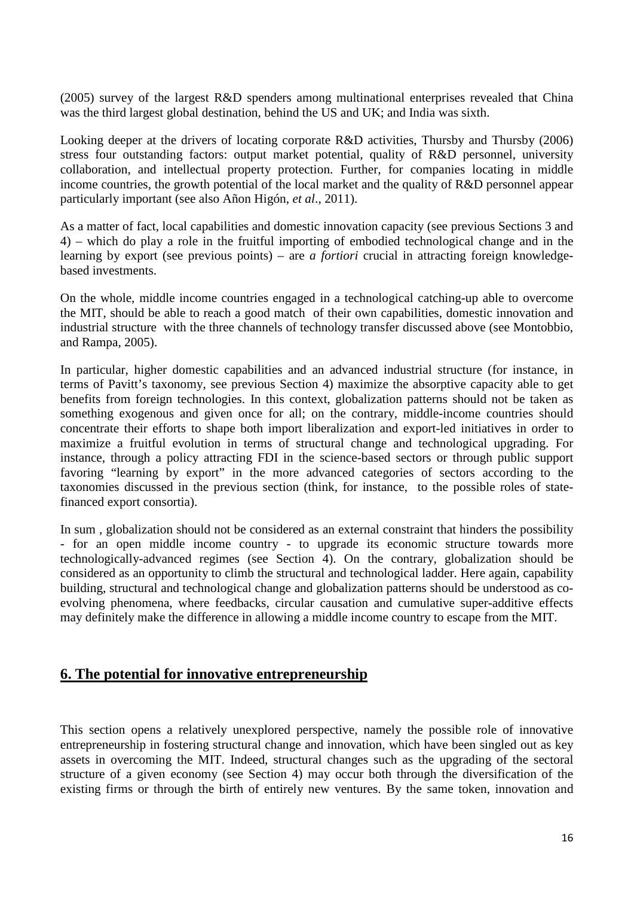(2005) survey of the largest R&D spenders among multinational enterprises revealed that China was the third largest global destination, behind the US and UK; and India was sixth.

Looking deeper at the drivers of locating corporate R&D activities, Thursby and Thursby (2006) stress four outstanding factors: output market potential, quality of R&D personnel, university collaboration, and intellectual property protection. Further, for companies locating in middle income countries, the growth potential of the local market and the quality of R&D personnel appear particularly important (see also Añon Higón, *et al*., 2011).

As a matter of fact, local capabilities and domestic innovation capacity (see previous Sections 3 and 4) – which do play a role in the fruitful importing of embodied technological change and in the learning by export (see previous points) – are *a fortiori* crucial in attracting foreign knowledge-based investments.

On the whole, middle income countries engaged in a technological catching-up able to overcome the MIT, should be able to reach a good match of their own capabilities, domestic innovation and industrial structure with the three channels of technology transfer discussed above (see Montobbio, and Rampa, 2005).

In particular, higher domestic capabilities and an advanced industrial structure (for instance, in terms of Pavitt's taxonomy, see previous Section 4) maximize the absorptive capacity able to get benefits from foreign technologies. In this context, globalization patterns should not be taken as something exogenous and given once for all; on the contrary, middle-income countries should concentrate their efforts to shape both import liberalization and export-led initiatives in order to maximize a fruitful evolution in terms of structural change and technological upgrading. For instance, through a policy attracting FDI in the science-based sectors or through public support favoring "learning by export" in the more advanced categories of sectors according to the taxonomies discussed in the previous section (think, for instance, to the possible roles of state-financed export consortia).

In sum , globalization should not be considered as an external constraint that hinders the possibility - for an open middle income country - to upgrade its economic structure towards more technologically-advanced regimes (see Section 4). On the contrary, globalization should be considered as an opportunity to climb the structural and technological ladder. Here again, capability building, structural and technological change and globalization patterns should be understood as co-evolving phenomena, where feedbacks, circular causation and cumulative super-additive effects may definitely make the difference in allowing a middle income country to escape from the MIT.

## 6. The potential for innovative entrepreneurship

This section opens a relatively unexplored perspective, namely the possible role of innovative entrepreneurship in fostering structural change and innovation, which have been singled out as key assets in overcoming the MIT. Indeed, structural changes such as the upgrading of the sectoral structure of a given economy (see Section 4) may occur both through the diversification of the existing firms or through the birth of entirely new ventures. By the same token, innovation and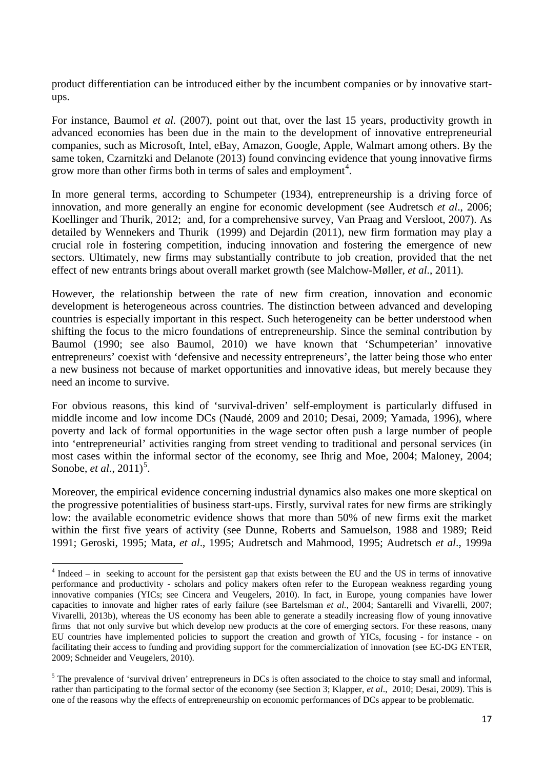product differentiation can be introduced either by the incumbent companies or by innovative start-ups.

For instance, Baumol *et al.* (2007), point out that, over the last 15 years, productivity growth in advanced economies has been due in the main to the development of innovative entrepreneurial companies, such as Microsoft, Intel, eBay, Amazon, Google, Apple, Walmart among others. By the same token, Czarnitzki and Delanote (2013) found convincing evidence that young innovative firms grow more than other firms both in terms of sales and employment[4].

In more general terms, according to Schumpeter (1934), entrepreneurship is a driving force of innovation, and more generally an engine for economic development (see Audretsch *et al*., 2006; Koellinger and Thurik, 2012; and, for a comprehensive survey, Van Praag and Versloot, 2007). As detailed by Wennekers and Thurik (1999) and Dejardin (2011), new firm formation may play a crucial role in fostering competition, inducing innovation and fostering the emergence of new sectors. Ultimately, new firms may substantially contribute to job creation, provided that the net effect of new entrants brings about overall market growth (see Malchow-Møller, *et al*., 2011).

However, the relationship between the rate of new firm creation, innovation and economic development is heterogeneous across countries. The distinction between advanced and developing countries is especially important in this respect. Such heterogeneity can be better understood when shifting the focus to the micro foundations of entrepreneurship. Since the seminal contribution by Baumol (1990; see also Baumol, 2010) we have known that 'Schumpeterian' innovative entrepreneurs' coexist with 'defensive and necessity entrepreneurs', the latter being those who enter a new business not because of market opportunities and innovative ideas, but merely because they need an income to survive.

For obvious reasons, this kind of 'survival-driven' self-employment is particularly diffused in middle income and low income DCs (Naudé, 2009 and 2010; Desai, 2009; Yamada, 1996), where poverty and lack of formal opportunities in the wage sector often push a large number of people into 'entrepreneurial' activities ranging from street vending to traditional and personal services (in most cases within the informal sector of the economy, see Ihrig and Moe, 2004; Maloney, 2004; Sonobe, *et al*., 2011)[5].

Moreover, the empirical evidence concerning industrial dynamics also makes one more skeptical on the progressive potentialities of business start-ups. Firstly, survival rates for new firms are strikingly low: the available econometric evidence shows that more than 50% of new firms exit the market within the first five years of activity (see Dunne, Roberts and Samuelson, 1988 and 1989; Reid 1991; Geroski, 1995; Mata, *et al*., 1995; Audretsch and Mahmood, 1995; Audretsch *et al*., 1999a

---

[4] Indeed – in seeking to account for the persistent gap that exists between the EU and the US in terms of innovative performance and productivity - scholars and policy makers often refer to the European weakness regarding young innovative companies (YICs; see Cincera and Veugelers, 2010). In fact, in Europe, young companies have lower capacities to innovate and higher rates of early failure (see Bartelsman *et al.*, 2004; Santarelli and Vivarelli, 2007; Vivarelli, 2013b), whereas the US economy has been able to generate a steadily increasing flow of young innovative firms that not only survive but which develop new products at the core of emerging sectors. For these reasons, many EU countries have implemented policies to support the creation and growth of YICs, focusing - for instance - on facilitating their access to funding and providing support for the commercialization of innovation (see EC-DG ENTER, 2009; Schneider and Veugelers, 2010).

[5] The prevalence of 'survival driven' entrepreneurs in DCs is often associated to the choice to stay small and informal, rather than participating to the formal sector of the economy (see Section 3; Klapper, *et al*., 2010; Desai, 2009). This is one of the reasons why the effects of entrepreneurship on economic performances of DCs appear to be problematic.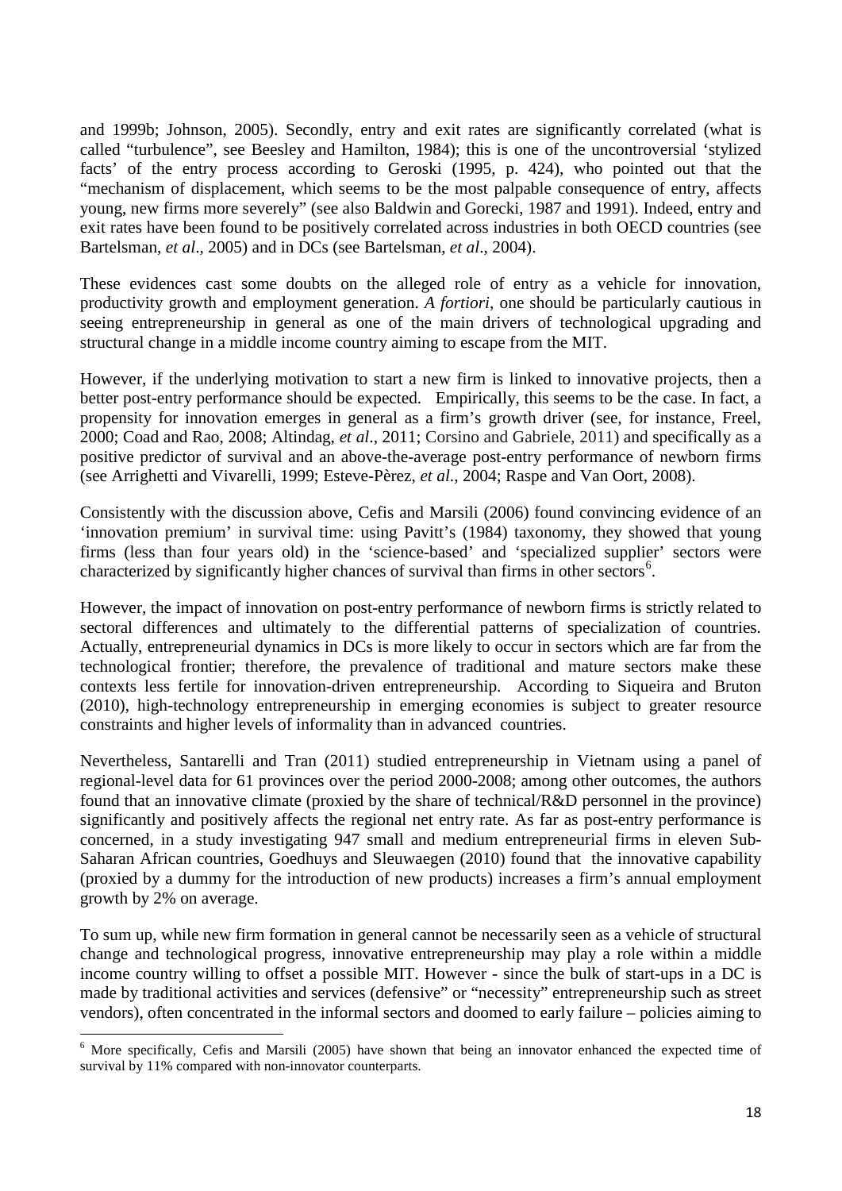and 1999b; Johnson, 2005). Secondly, entry and exit rates are significantly correlated (what is called "turbulence", see Beesley and Hamilton, 1984); this is one of the uncontroversial 'stylized facts' of the entry process according to Geroski (1995, p. 424), who pointed out that the "mechanism of displacement, which seems to be the most palpable consequence of entry, affects young, new firms more severely" (see also Baldwin and Gorecki, 1987 and 1991). Indeed, entry and exit rates have been found to be positively correlated across industries in both OECD countries (see Bartelsman, *et al*., 2005) and in DCs (see Bartelsman, *et al*., 2004).

These evidences cast some doubts on the alleged role of entry as a vehicle for innovation, productivity growth and employment generation. *A fortiori*, one should be particularly cautious in seeing entrepreneurship in general as one of the main drivers of technological upgrading and structural change in a middle income country aiming to escape from the MIT.

However, if the underlying motivation to start a new firm is linked to innovative projects, then a better post-entry performance should be expected. Empirically, this seems to be the case. In fact, a propensity for innovation emerges in general as a firm's growth driver (see, for instance, Freel, 2000; Coad and Rao, 2008; Altindag, *et al*., 2011; Corsino and Gabriele, 2011) and specifically as a positive predictor of survival and an above-the-average post-entry performance of newborn firms (see Arrighetti and Vivarelli, 1999; Esteve-Pèrez, *et al*., 2004; Raspe and Van Oort, 2008).

Consistently with the discussion above, Cefis and Marsili (2006) found convincing evidence of an 'innovation premium' in survival time: using Pavitt's (1984) taxonomy, they showed that young firms (less than four years old) in the 'science-based' and 'specialized supplier' sectors were characterized by significantly higher chances of survival than firms in other sectors[6].

However, the impact of innovation on post-entry performance of newborn firms is strictly related to sectoral differences and ultimately to the differential patterns of specialization of countries. Actually, entrepreneurial dynamics in DCs is more likely to occur in sectors which are far from the technological frontier; therefore, the prevalence of traditional and mature sectors make these contexts less fertile for innovation-driven entrepreneurship. According to Siqueira and Bruton (2010), high-technology entrepreneurship in emerging economies is subject to greater resource constraints and higher levels of informality than in advanced countries.

Nevertheless, Santarelli and Tran (2011) studied entrepreneurship in Vietnam using a panel of regional-level data for 61 provinces over the period 2000-2008; among other outcomes, the authors found that an innovative climate (proxied by the share of technical/R&D personnel in the province) significantly and positively affects the regional net entry rate. As far as post-entry performance is concerned, in a study investigating 947 small and medium entrepreneurial firms in eleven Sub-Saharan African countries, Goedhuys and Sleuwaegen (2010) found that the innovative capability (proxied by a dummy for the introduction of new products) increases a firm's annual employment growth by 2% on average.

To sum up, while new firm formation in general cannot be necessarily seen as a vehicle of structural change and technological progress, innovative entrepreneurship may play a role within a middle income country willing to offset a possible MIT. However - since the bulk of start-ups in a DC is made by traditional activities and services (defensive" or "necessity" entrepreneurship such as street vendors), often concentrated in the informal sectors and doomed to early failure – policies aiming to

[6] More specifically, Cefis and Marsili (2005) have shown that being an innovator enhanced the expected time of survival by 11% compared with non-innovator counterparts.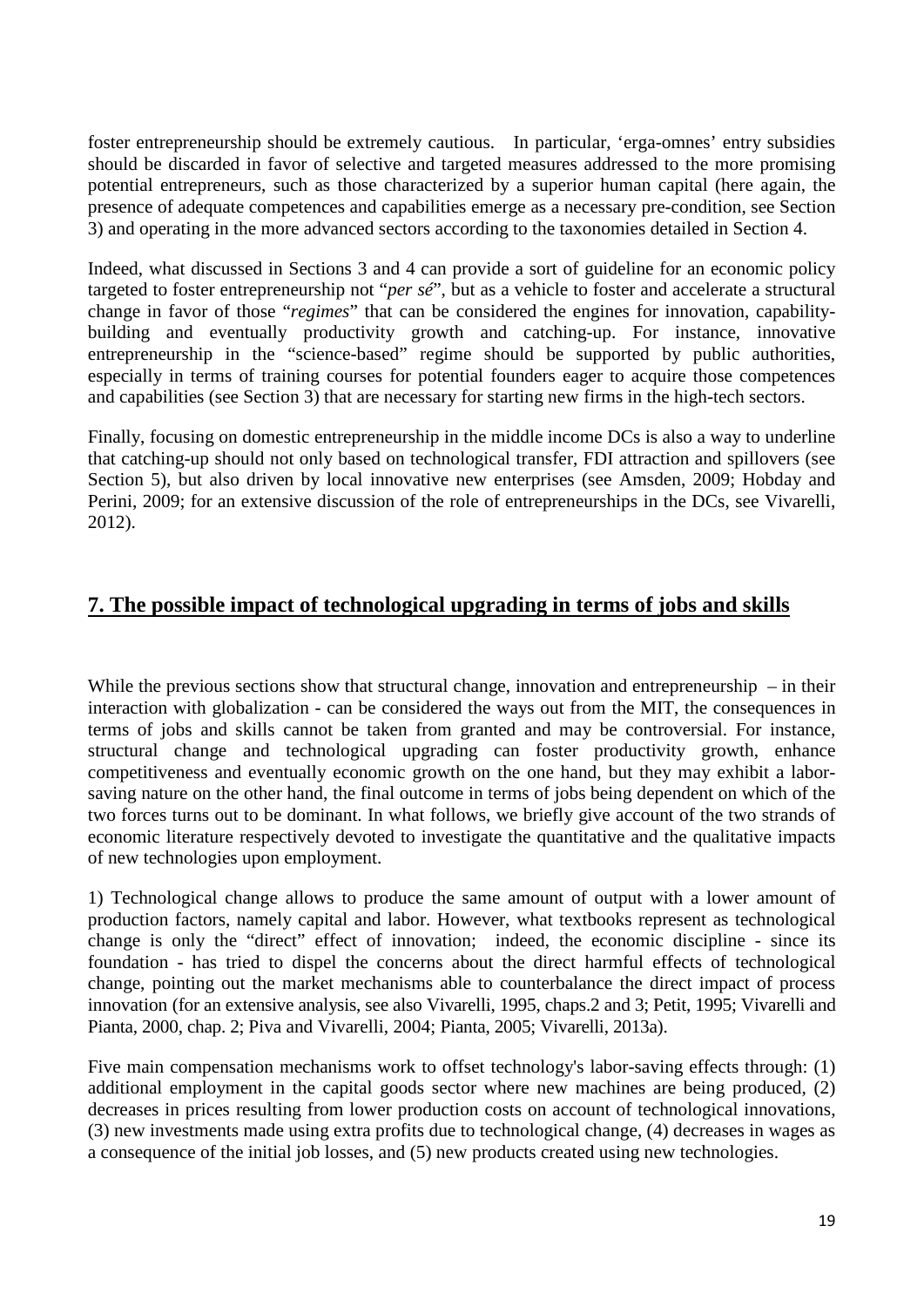foster entrepreneurship should be extremely cautious. In particular, 'erga-omnes' entry subsidies should be discarded in favor of selective and targeted measures addressed to the more promising potential entrepreneurs, such as those characterized by a superior human capital (here again, the presence of adequate competences and capabilities emerge as a necessary pre-condition, see Section 3) and operating in the more advanced sectors according to the taxonomies detailed in Section 4.

Indeed, what discussed in Sections 3 and 4 can provide a sort of guideline for an economic policy targeted to foster entrepreneurship not "*per sé*", but as a vehicle to foster and accelerate a structural change in favor of those "*regimes*" that can be considered the engines for innovation, capability-building and eventually productivity growth and catching-up. For instance, innovative entrepreneurship in the "science-based" regime should be supported by public authorities, especially in terms of training courses for potential founders eager to acquire those competences and capabilities (see Section 3) that are necessary for starting new firms in the high-tech sectors.

Finally, focusing on domestic entrepreneurship in the middle income DCs is also a way to underline that catching-up should not only based on technological transfer, FDI attraction and spillovers (see Section 5), but also driven by local innovative new enterprises (see Amsden, 2009; Hobday and Perini, 2009; for an extensive discussion of the role of entrepreneurships in the DCs, see Vivarelli, 2012).

## 7. The possible impact of technological upgrading in terms of jobs and skills

While the previous sections show that structural change, innovation and entrepreneurship – in their interaction with globalization - can be considered the ways out from the MIT, the consequences in terms of jobs and skills cannot be taken from granted and may be controversial. For instance, structural change and technological upgrading can foster productivity growth, enhance competitiveness and eventually economic growth on the one hand, but they may exhibit a labor-saving nature on the other hand, the final outcome in terms of jobs being dependent on which of the two forces turns out to be dominant. In what follows, we briefly give account of the two strands of economic literature respectively devoted to investigate the quantitative and the qualitative impacts of new technologies upon employment.

1) Technological change allows to produce the same amount of output with a lower amount of production factors, namely capital and labor. However, what textbooks represent as technological change is only the "direct" effect of innovation; indeed, the economic discipline - since its foundation - has tried to dispel the concerns about the direct harmful effects of technological change, pointing out the market mechanisms able to counterbalance the direct impact of process innovation (for an extensive analysis, see also Vivarelli, 1995, chaps.2 and 3; Petit, 1995; Vivarelli and Pianta, 2000, chap. 2; Piva and Vivarelli, 2004; Pianta, 2005; Vivarelli, 2013a).

Five main compensation mechanisms work to offset technology's labor-saving effects through: (1) additional employment in the capital goods sector where new machines are being produced, (2) decreases in prices resulting from lower production costs on account of technological innovations, (3) new investments made using extra profits due to technological change, (4) decreases in wages as a consequence of the initial job losses, and (5) new products created using new technologies.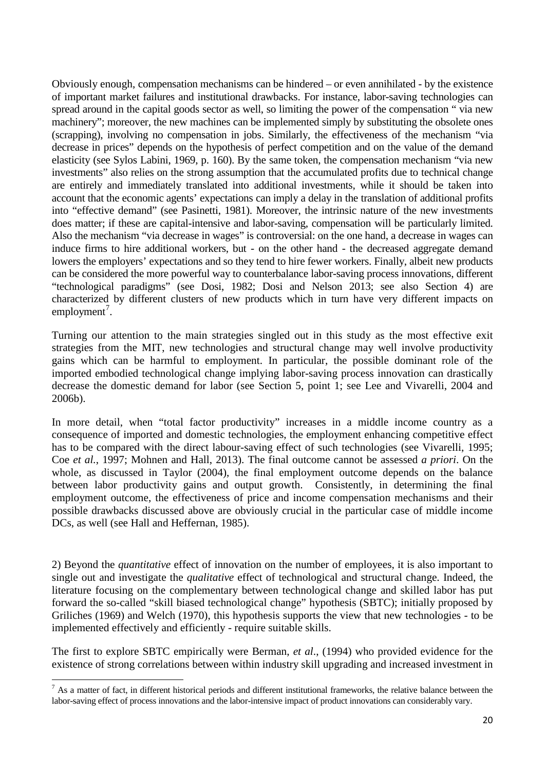Obviously enough, compensation mechanisms can be hindered – or even annihilated - by the existence of important market failures and institutional drawbacks. For instance, labor-saving technologies can spread around in the capital goods sector as well, so limiting the power of the compensation " via new machinery"; moreover, the new machines can be implemented simply by substituting the obsolete ones (scrapping), involving no compensation in jobs. Similarly, the effectiveness of the mechanism "via decrease in prices" depends on the hypothesis of perfect competition and on the value of the demand elasticity (see Sylos Labini, 1969, p. 160). By the same token, the compensation mechanism "via new investments" also relies on the strong assumption that the accumulated profits due to technical change are entirely and immediately translated into additional investments, while it should be taken into account that the economic agents' expectations can imply a delay in the translation of additional profits into "effective demand" (see Pasinetti, 1981). Moreover, the intrinsic nature of the new investments does matter; if these are capital-intensive and labor-saving, compensation will be particularly limited. Also the mechanism "via decrease in wages" is controversial: on the one hand, a decrease in wages can induce firms to hire additional workers, but - on the other hand - the decreased aggregate demand lowers the employers' expectations and so they tend to hire fewer workers. Finally, albeit new products can be considered the more powerful way to counterbalance labor-saving process innovations, different "technological paradigms" (see Dosi, 1982; Dosi and Nelson 2013; see also Section 4) are characterized by different clusters of new products which in turn have very different impacts on employment[7].

Turning our attention to the main strategies singled out in this study as the most effective exit strategies from the MIT, new technologies and structural change may well involve productivity gains which can be harmful to employment. In particular, the possible dominant role of the imported embodied technological change implying labor-saving process innovation can drastically decrease the domestic demand for labor (see Section 5, point 1; see Lee and Vivarelli, 2004 and 2006b).

In more detail, when "total factor productivity" increases in a middle income country as a consequence of imported and domestic technologies, the employment enhancing competitive effect has to be compared with the direct labour-saving effect of such technologies (see Vivarelli, 1995; Coe *et al.*, 1997; Mohnen and Hall, 2013). The final outcome cannot be assessed *a priori*. On the whole, as discussed in Taylor (2004), the final employment outcome depends on the balance between labor productivity gains and output growth. Consistently, in determining the final employment outcome, the effectiveness of price and income compensation mechanisms and their possible drawbacks discussed above are obviously crucial in the particular case of middle income DCs, as well (see Hall and Heffernan, 1985).

2) Beyond the *quantitative* effect of innovation on the number of employees, it is also important to single out and investigate the *qualitative* effect of technological and structural change. Indeed, the literature focusing on the complementary between technological change and skilled labor has put forward the so-called "skill biased technological change" hypothesis (SBTC); initially proposed by Griliches (1969) and Welch (1970), this hypothesis supports the view that new technologies - to be implemented effectively and efficiently - require suitable skills.

The first to explore SBTC empirically were Berman, *et al*., (1994) who provided evidence for the existence of strong correlations between within industry skill upgrading and increased investment in

[7] As a matter of fact, in different historical periods and different institutional frameworks, the relative balance between the labor-saving effect of process innovations and the labor-intensive impact of product innovations can considerably vary.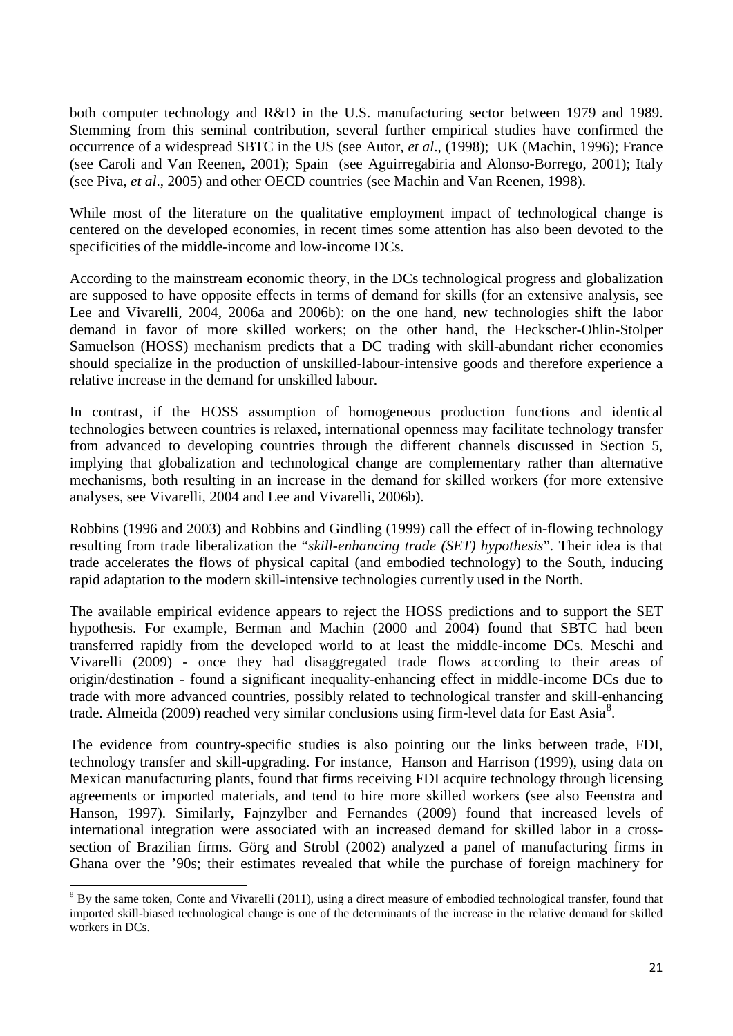both computer technology and R&D in the U.S. manufacturing sector between 1979 and 1989. Stemming from this seminal contribution, several further empirical studies have confirmed the occurrence of a widespread SBTC in the US (see Autor, *et al*., (1998); UK (Machin, 1996); France (see Caroli and Van Reenen, 2001); Spain (see Aguirregabiria and Alonso-Borrego, 2001); Italy (see Piva, *et al*., 2005) and other OECD countries (see Machin and Van Reenen, 1998).

While most of the literature on the qualitative employment impact of technological change is centered on the developed economies, in recent times some attention has also been devoted to the specificities of the middle-income and low-income DCs.

According to the mainstream economic theory, in the DCs technological progress and globalization are supposed to have opposite effects in terms of demand for skills (for an extensive analysis, see Lee and Vivarelli, 2004, 2006a and 2006b): on the one hand, new technologies shift the labor demand in favor of more skilled workers; on the other hand, the Heckscher-Ohlin-Stolper Samuelson (HOSS) mechanism predicts that a DC trading with skill-abundant richer economies should specialize in the production of unskilled-labour-intensive goods and therefore experience a relative increase in the demand for unskilled labour.

In contrast, if the HOSS assumption of homogeneous production functions and identical technologies between countries is relaxed, international openness may facilitate technology transfer from advanced to developing countries through the different channels discussed in Section 5, implying that globalization and technological change are complementary rather than alternative mechanisms, both resulting in an increase in the demand for skilled workers (for more extensive analyses, see Vivarelli, 2004 and Lee and Vivarelli, 2006b).

Robbins (1996 and 2003) and Robbins and Gindling (1999) call the effect of in-flowing technology resulting from trade liberalization the "*skill-enhancing trade (SET) hypothesis*". Their idea is that trade accelerates the flows of physical capital (and embodied technology) to the South, inducing rapid adaptation to the modern skill-intensive technologies currently used in the North.

The available empirical evidence appears to reject the HOSS predictions and to support the SET hypothesis. For example, Berman and Machin (2000 and 2004) found that SBTC had been transferred rapidly from the developed world to at least the middle-income DCs. Meschi and Vivarelli (2009) - once they had disaggregated trade flows according to their areas of origin/destination - found a significant inequality-enhancing effect in middle-income DCs due to trade with more advanced countries, possibly related to technological transfer and skill-enhancing trade. Almeida (2009) reached very similar conclusions using firm-level data for East Asia[8].

The evidence from country-specific studies is also pointing out the links between trade, FDI, technology transfer and skill-upgrading. For instance, Hanson and Harrison (1999), using data on Mexican manufacturing plants, found that firms receiving FDI acquire technology through licensing agreements or imported materials, and tend to hire more skilled workers (see also Feenstra and Hanson, 1997). Similarly, Fajnzylber and Fernandes (2009) found that increased levels of international integration were associated with an increased demand for skilled labor in a cross-section of Brazilian firms. Görg and Strobl (2002) analyzed a panel of manufacturing firms in Ghana over the '90s; their estimates revealed that while the purchase of foreign machinery for

[8] By the same token, Conte and Vivarelli (2011), using a direct measure of embodied technological transfer, found that imported skill-biased technological change is one of the determinants of the increase in the relative demand for skilled workers in DCs.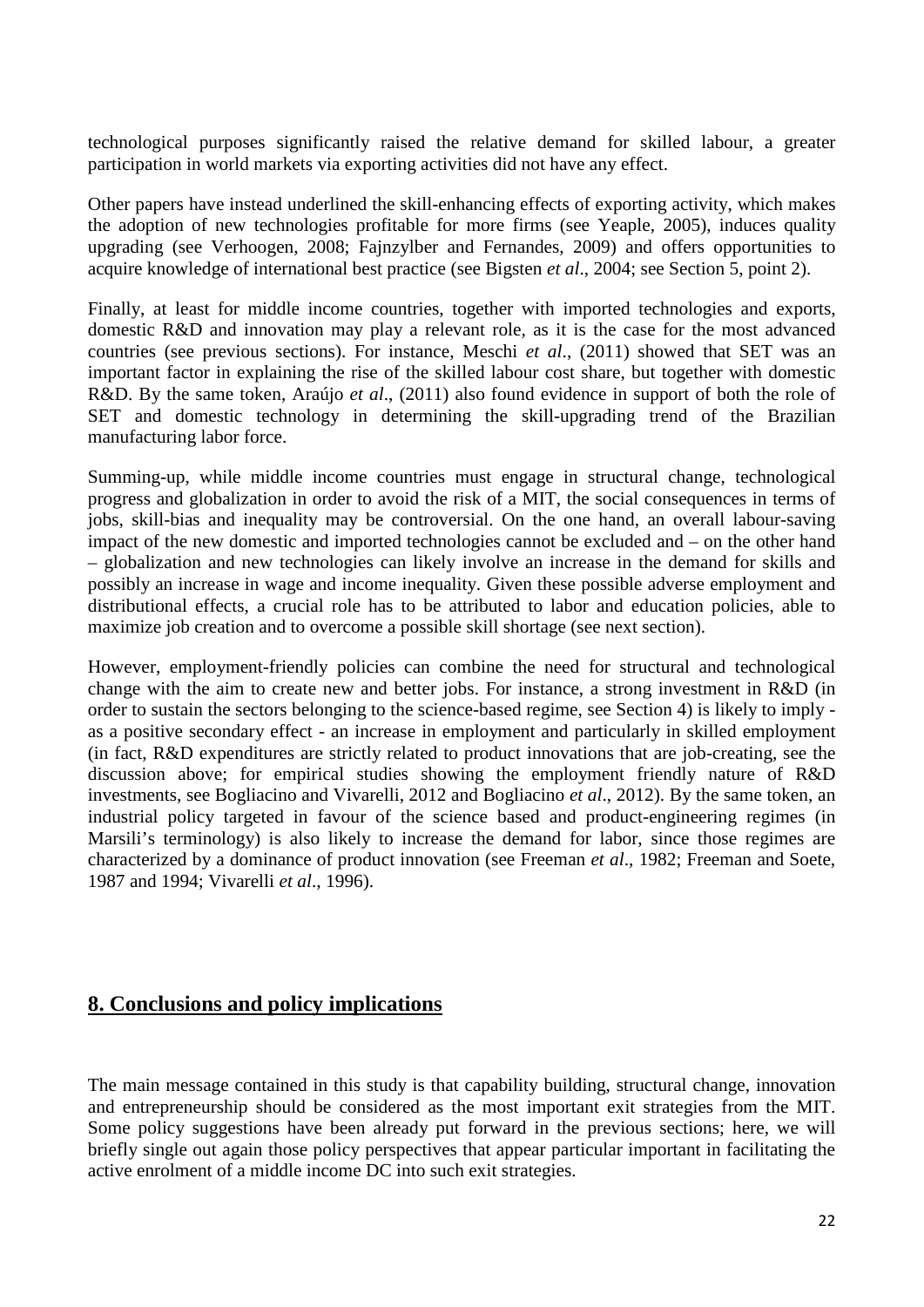technological purposes significantly raised the relative demand for skilled labour, a greater participation in world markets via exporting activities did not have any effect.

Other papers have instead underlined the skill-enhancing effects of exporting activity, which makes the adoption of new technologies profitable for more firms (see Yeaple, 2005), induces quality upgrading (see Verhoogen, 2008; Fajnzylber and Fernandes, 2009) and offers opportunities to acquire knowledge of international best practice (see Bigsten *et al*., 2004; see Section 5, point 2).

Finally, at least for middle income countries, together with imported technologies and exports, domestic R&D and innovation may play a relevant role, as it is the case for the most advanced countries (see previous sections). For instance, Meschi *et al*., (2011) showed that SET was an important factor in explaining the rise of the skilled labour cost share, but together with domestic R&D. By the same token, Araújo *et al*., (2011) also found evidence in support of both the role of SET and domestic technology in determining the skill-upgrading trend of the Brazilian manufacturing labor force.

Summing-up, while middle income countries must engage in structural change, technological progress and globalization in order to avoid the risk of a MIT, the social consequences in terms of jobs, skill-bias and inequality may be controversial. On the one hand, an overall labour-saving impact of the new domestic and imported technologies cannot be excluded and – on the other hand – globalization and new technologies can likely involve an increase in the demand for skills and possibly an increase in wage and income inequality. Given these possible adverse employment and distributional effects, a crucial role has to be attributed to labor and education policies, able to maximize job creation and to overcome a possible skill shortage (see next section).

However, employment-friendly policies can combine the need for structural and technological change with the aim to create new and better jobs. For instance, a strong investment in R&D (in order to sustain the sectors belonging to the science-based regime, see Section 4) is likely to imply - as a positive secondary effect - an increase in employment and particularly in skilled employment (in fact, R&D expenditures are strictly related to product innovations that are job-creating, see the discussion above; for empirical studies showing the employment friendly nature of R&D investments, see Bogliacino and Vivarelli, 2012 and Bogliacino *et al*., 2012). By the same token, an industrial policy targeted in favour of the science based and product-engineering regimes (in Marsili's terminology) is also likely to increase the demand for labor, since those regimes are characterized by a dominance of product innovation (see Freeman *et al*., 1982; Freeman and Soete, 1987 and 1994; Vivarelli *et al*., 1996).

## 8. Conclusions and policy implications

The main message contained in this study is that capability building, structural change, innovation and entrepreneurship should be considered as the most important exit strategies from the MIT. Some policy suggestions have been already put forward in the previous sections; here, we will briefly single out again those policy perspectives that appear particular important in facilitating the active enrolment of a middle income DC into such exit strategies.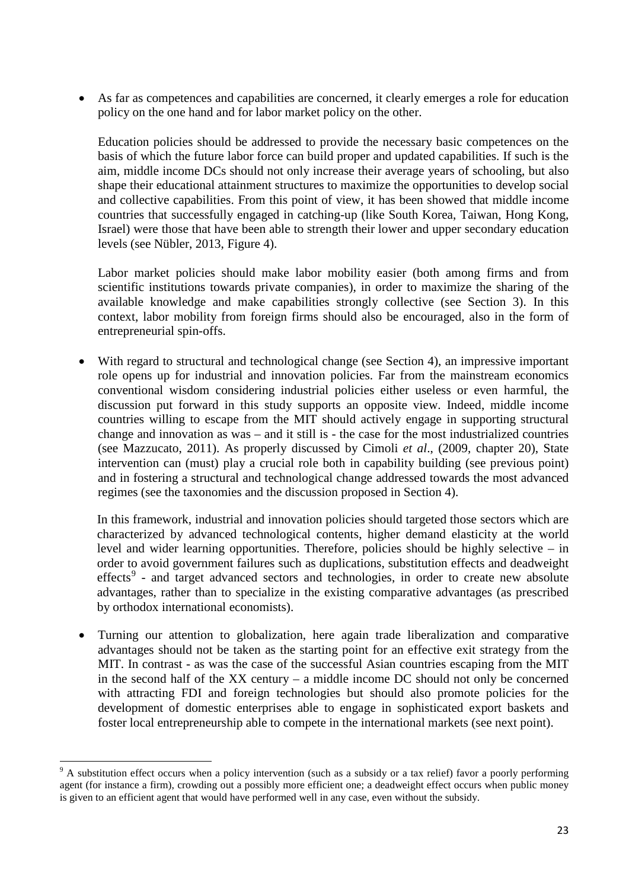- As far as competences and capabilities are concerned, it clearly emerges a role for education policy on the one hand and for labor market policy on the other.

  Education policies should be addressed to provide the necessary basic competences on the basis of which the future labor force can build proper and updated capabilities. If such is the aim, middle income DCs should not only increase their average years of schooling, but also shape their educational attainment structures to maximize the opportunities to develop social and collective capabilities. From this point of view, it has been showed that middle income countries that successfully engaged in catching-up (like South Korea, Taiwan, Hong Kong, Israel) were those that have been able to strength their lower and upper secondary education levels (see Nübler, 2013, Figure 4).

  Labor market policies should make labor mobility easier (both among firms and from scientific institutions towards private companies), in order to maximize the sharing of the available knowledge and make capabilities strongly collective (see Section 3). In this context, labor mobility from foreign firms should also be encouraged, also in the form of entrepreneurial spin-offs.

- With regard to structural and technological change (see Section 4), an impressive important role opens up for industrial and innovation policies. Far from the mainstream economics conventional wisdom considering industrial policies either useless or even harmful, the discussion put forward in this study supports an opposite view. Indeed, middle income countries willing to escape from the MIT should actively engage in supporting structural change and innovation as was – and it still is - the case for the most industrialized countries (see Mazzucato, 2011). As properly discussed by Cimoli *et al*., (2009, chapter 20), State intervention can (must) play a crucial role both in capability building (see previous point) and in fostering a structural and technological change addressed towards the most advanced regimes (see the taxonomies and the discussion proposed in Section 4).

  In this framework, industrial and innovation policies should targeted those sectors which are characterized by advanced technological contents, higher demand elasticity at the world level and wider learning opportunities. Therefore, policies should be highly selective – in order to avoid government failures such as duplications, substitution effects and deadweight effects[9] - and target advanced sectors and technologies, in order to create new absolute advantages, rather than to specialize in the existing comparative advantages (as prescribed by orthodox international economists).

- Turning our attention to globalization, here again trade liberalization and comparative advantages should not be taken as the starting point for an effective exit strategy from the MIT. In contrast - as was the case of the successful Asian countries escaping from the MIT in the second half of the XX century – a middle income DC should not only be concerned with attracting FDI and foreign technologies but should also promote policies for the development of domestic enterprises able to engage in sophisticated export baskets and foster local entrepreneurship able to compete in the international markets (see next point).

[9] A substitution effect occurs when a policy intervention (such as a subsidy or a tax relief) favor a poorly performing agent (for instance a firm), crowding out a possibly more efficient one; a deadweight effect occurs when public money is given to an efficient agent that would have performed well in any case, even without the subsidy.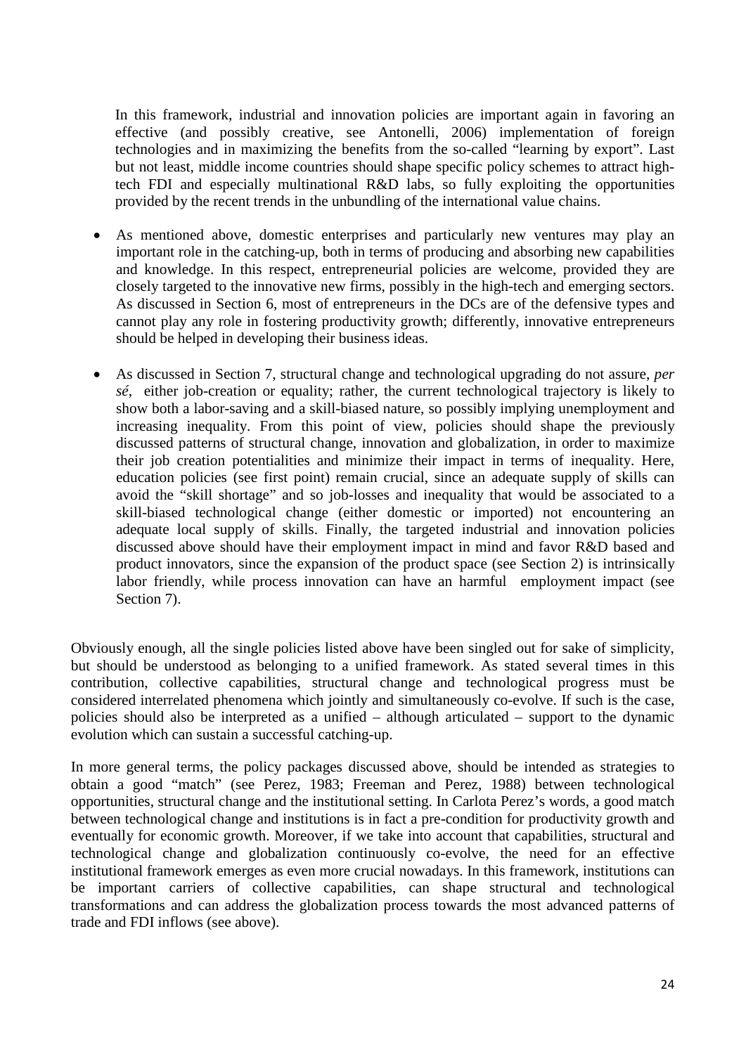In this framework, industrial and innovation policies are important again in favoring an effective (and possibly creative, see Antonelli, 2006) implementation of foreign technologies and in maximizing the benefits from the so-called "learning by export". Last but not least, middle income countries should shape specific policy schemes to attract high-tech FDI and especially multinational R&D labs, so fully exploiting the opportunities provided by the recent trends in the unbundling of the international value chains.

- As mentioned above, domestic enterprises and particularly new ventures may play an important role in the catching-up, both in terms of producing and absorbing new capabilities and knowledge. In this respect, entrepreneurial policies are welcome, provided they are closely targeted to the innovative new firms, possibly in the high-tech and emerging sectors. As discussed in Section 6, most of entrepreneurs in the DCs are of the defensive types and cannot play any role in fostering productivity growth; differently, innovative entrepreneurs should be helped in developing their business ideas.

- As discussed in Section 7, structural change and technological upgrading do not assure, *per sé*, either job-creation or equality; rather, the current technological trajectory is likely to show both a labor-saving and a skill-biased nature, so possibly implying unemployment and increasing inequality. From this point of view, policies should shape the previously discussed patterns of structural change, innovation and globalization, in order to maximize their job creation potentialities and minimize their impact in terms of inequality. Here, education policies (see first point) remain crucial, since an adequate supply of skills can avoid the "skill shortage" and so job-losses and inequality that would be associated to a skill-biased technological change (either domestic or imported) not encountering an adequate local supply of skills. Finally, the targeted industrial and innovation policies discussed above should have their employment impact in mind and favor R&D based and product innovators, since the expansion of the product space (see Section 2) is intrinsically labor friendly, while process innovation can have an harmful employment impact (see Section 7).

Obviously enough, all the single policies listed above have been singled out for sake of simplicity, but should be understood as belonging to a unified framework. As stated several times in this contribution, collective capabilities, structural change and technological progress must be considered interrelated phenomena which jointly and simultaneously co-evolve. If such is the case, policies should also be interpreted as a unified – although articulated – support to the dynamic evolution which can sustain a successful catching-up.

In more general terms, the policy packages discussed above, should be intended as strategies to obtain a good "match" (see Perez, 1983; Freeman and Perez, 1988) between technological opportunities, structural change and the institutional setting. In Carlota Perez's words, a good match between technological change and institutions is in fact a pre-condition for productivity growth and eventually for economic growth. Moreover, if we take into account that capabilities, structural and technological change and globalization continuously co-evolve, the need for an effective institutional framework emerges as even more crucial nowadays. In this framework, institutions can be important carriers of collective capabilities, can shape structural and technological transformations and can address the globalization process towards the most advanced patterns of trade and FDI inflows (see above).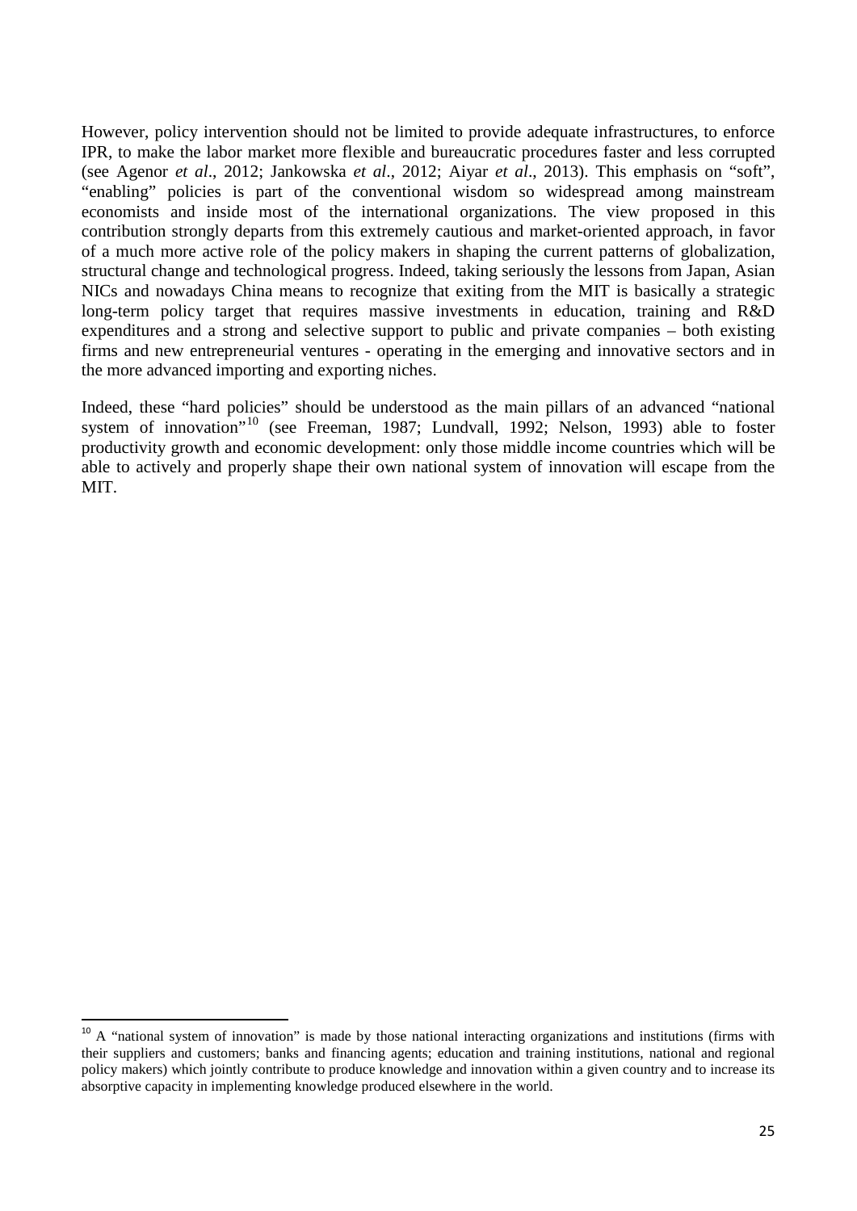However, policy intervention should not be limited to provide adequate infrastructures, to enforce IPR, to make the labor market more flexible and bureaucratic procedures faster and less corrupted (see Agenor *et al*., 2012; Jankowska *et al*., 2012; Aiyar *et al*., 2013). This emphasis on "soft", "enabling" policies is part of the conventional wisdom so widespread among mainstream economists and inside most of the international organizations. The view proposed in this contribution strongly departs from this extremely cautious and market-oriented approach, in favor of a much more active role of the policy makers in shaping the current patterns of globalization, structural change and technological progress. Indeed, taking seriously the lessons from Japan, Asian NICs and nowadays China means to recognize that exiting from the MIT is basically a strategic long-term policy target that requires massive investments in education, training and R&D expenditures and a strong and selective support to public and private companies – both existing firms and new entrepreneurial ventures - operating in the emerging and innovative sectors and in the more advanced importing and exporting niches.

Indeed, these "hard policies" should be understood as the main pillars of an advanced "national system of innovation"[10] (see Freeman, 1987; Lundvall, 1992; Nelson, 1993) able to foster productivity growth and economic development: only those middle income countries which will be able to actively and properly shape their own national system of innovation will escape from the MIT.

[10] A "national system of innovation" is made by those national interacting organizations and institutions (firms with their suppliers and customers; banks and financing agents; education and training institutions, national and regional policy makers) which jointly contribute to produce knowledge and innovation within a given country and to increase its absorptive capacity in implementing knowledge produced elsewhere in the world.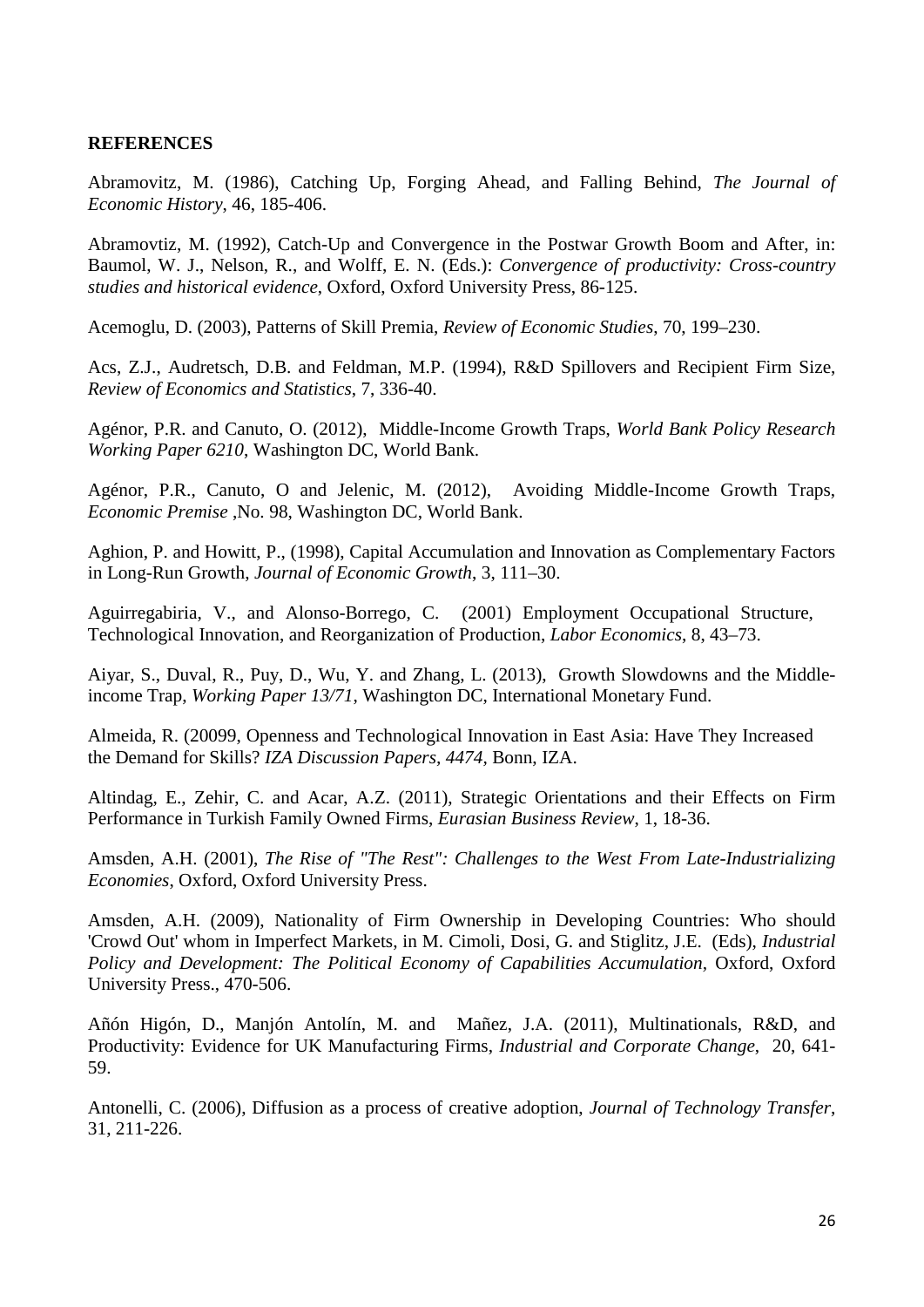**REFERENCES**

Abramovitz, M. (1986), Catching Up, Forging Ahead, and Falling Behind, *The Journal of Economic History*, 46, 185-406.

Abramovtiz, M. (1992), Catch-Up and Convergence in the Postwar Growth Boom and After, in: Baumol, W. J., Nelson, R., and Wolff, E. N. (Eds.): *Convergence of productivity: Cross-country studies and historical evidence*, Oxford, Oxford University Press, 86-125.

Acemoglu, D. (2003), Patterns of Skill Premia, *Review of Economic Studies*, 70, 199–230.

Acs, Z.J., Audretsch, D.B. and Feldman, M.P. (1994), R&D Spillovers and Recipient Firm Size, *Review of Economics and Statistics*, 7, 336-40.

Agénor, P.R. and Canuto, O. (2012), Middle-Income Growth Traps, *World Bank Policy Research Working Paper 6210*, Washington DC, World Bank.

Agénor, P.R., Canuto, O and Jelenic, M. (2012), Avoiding Middle-Income Growth Traps, *Economic Premise* ,No. 98, Washington DC, World Bank.

Aghion, P. and Howitt, P., (1998), Capital Accumulation and Innovation as Complementary Factors in Long-Run Growth, *Journal of Economic Growth*, 3, 111–30.

Aguirregabiria, V., and Alonso-Borrego, C. (2001) Employment Occupational Structure, Technological Innovation, and Reorganization of Production, *Labor Economics*, 8, 43–73.

Aiyar, S., Duval, R., Puy, D., Wu, Y. and Zhang, L. (2013), Growth Slowdowns and the Middle-income Trap, *Working Paper 13/71*, Washington DC, International Monetary Fund.

Almeida, R. (20099, Openness and Technological Innovation in East Asia: Have They Increased the Demand for Skills? *IZA Discussion Papers, 4474*, Bonn, IZA.

Altindag, E., Zehir, C. and Acar, A.Z. (2011), Strategic Orientations and their Effects on Firm Performance in Turkish Family Owned Firms, *Eurasian Business Review*, 1, 18-36.

Amsden, A.H. (2001), *The Rise of "The Rest": Challenges to the West From Late-Industrializing Economies*, Oxford, Oxford University Press.

Amsden, A.H. (2009), Nationality of Firm Ownership in Developing Countries: Who should 'Crowd Out' whom in Imperfect Markets, in M. Cimoli, Dosi, G. and Stiglitz, J.E. (Eds), *Industrial Policy and Development: The Political Economy of Capabilities Accumulation*, Oxford, Oxford University Press., 470-506.

Añón Higón, D., Manjón Antolín, M. and Mañez, J.A. (2011), Multinationals, R&D, and Productivity: Evidence for UK Manufacturing Firms, *Industrial and Corporate Change*, 20, 641-59.

Antonelli, C. (2006), Diffusion as a process of creative adoption, *Journal of Technology Transfer*, 31, 211-226.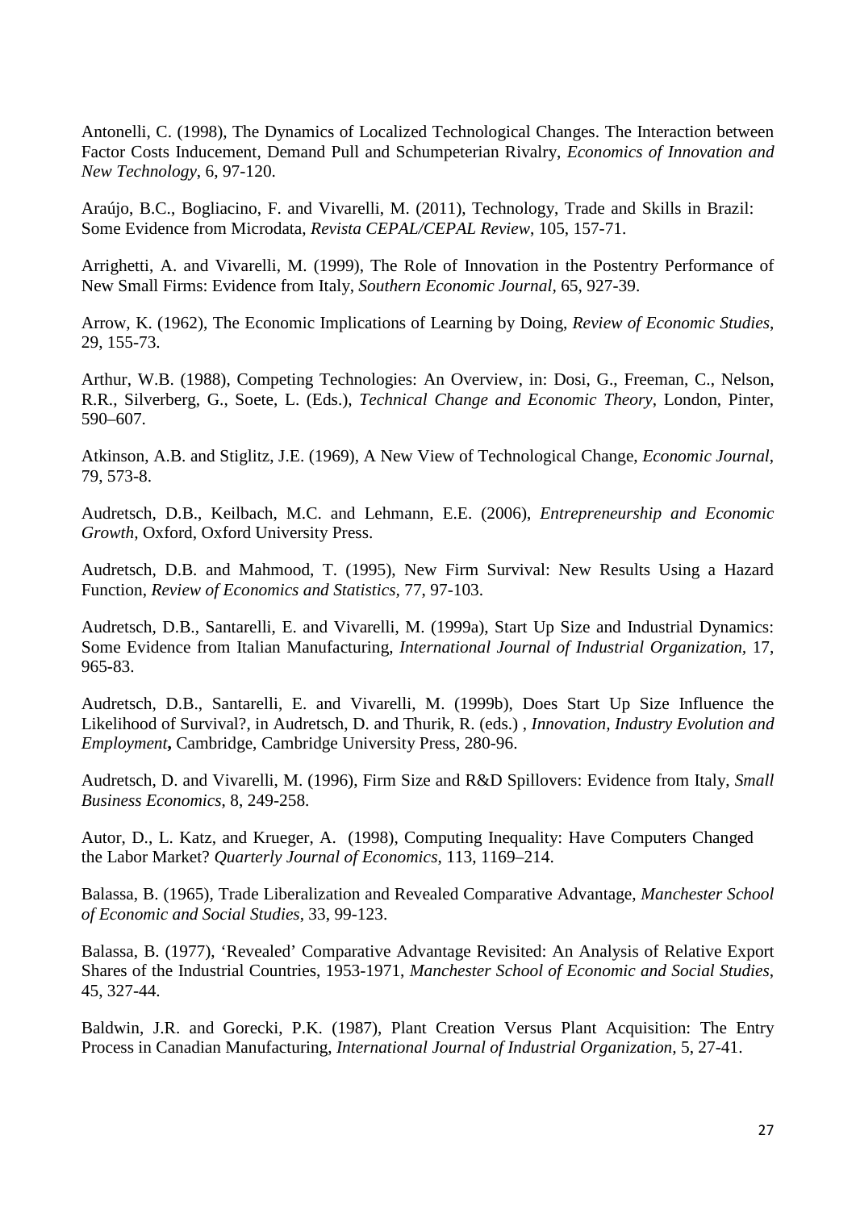Antonelli, C. (1998), The Dynamics of Localized Technological Changes. The Interaction between Factor Costs Inducement, Demand Pull and Schumpeterian Rivalry, *Economics of Innovation and New Technology*, 6, 97-120.

Araújo, B.C., Bogliacino, F. and Vivarelli, M. (2011), Technology, Trade and Skills in Brazil: Some Evidence from Microdata, *Revista CEPAL/CEPAL Review*, 105, 157-71.

Arrighetti, A. and Vivarelli, M. (1999), The Role of Innovation in the Postentry Performance of New Small Firms: Evidence from Italy, *Southern Economic Journal*, 65, 927-39.

Arrow, K. (1962), The Economic Implications of Learning by Doing, *Review of Economic Studies*, 29, 155-73.

Arthur, W.B. (1988), Competing Technologies: An Overview, in: Dosi, G., Freeman, C., Nelson, R.R., Silverberg, G., Soete, L. (Eds.), *Technical Change and Economic Theory*, London, Pinter, 590–607.

Atkinson, A.B. and Stiglitz, J.E. (1969), A New View of Technological Change, *Economic Journal*, 79, 573-8.

Audretsch, D.B., Keilbach, M.C. and Lehmann, E.E. (2006), *Entrepreneurship and Economic Growth*, Oxford, Oxford University Press.

Audretsch, D.B. and Mahmood, T. (1995), New Firm Survival: New Results Using a Hazard Function, *Review of Economics and Statistics*, 77, 97-103.

Audretsch, D.B., Santarelli, E. and Vivarelli, M. (1999a), Start Up Size and Industrial Dynamics: Some Evidence from Italian Manufacturing, *International Journal of Industrial Organization*, 17, 965-83.

Audretsch, D.B., Santarelli, E. and Vivarelli, M. (1999b), Does Start Up Size Influence the Likelihood of Survival?, in Audretsch, D. and Thurik, R. (eds.) , *Innovation, Industry Evolution and Employment***,** Cambridge, Cambridge University Press, 280-96.

Audretsch, D. and Vivarelli, M. (1996), Firm Size and R&D Spillovers: Evidence from Italy, *Small Business Economics*, 8, 249-258.

Autor, D., L. Katz, and Krueger, A. (1998), Computing Inequality: Have Computers Changed the Labor Market? *Quarterly Journal of Economics*, 113, 1169–214.

Balassa, B. (1965), Trade Liberalization and Revealed Comparative Advantage, *Manchester School of Economic and Social Studies*, 33, 99-123.

Balassa, B. (1977), 'Revealed' Comparative Advantage Revisited: An Analysis of Relative Export Shares of the Industrial Countries, 1953-1971, *Manchester School of Economic and Social Studies*, 45, 327-44.

Baldwin, J.R. and Gorecki, P.K. (1987), Plant Creation Versus Plant Acquisition: The Entry Process in Canadian Manufacturing, *International Journal of Industrial Organization*, 5, 27-41.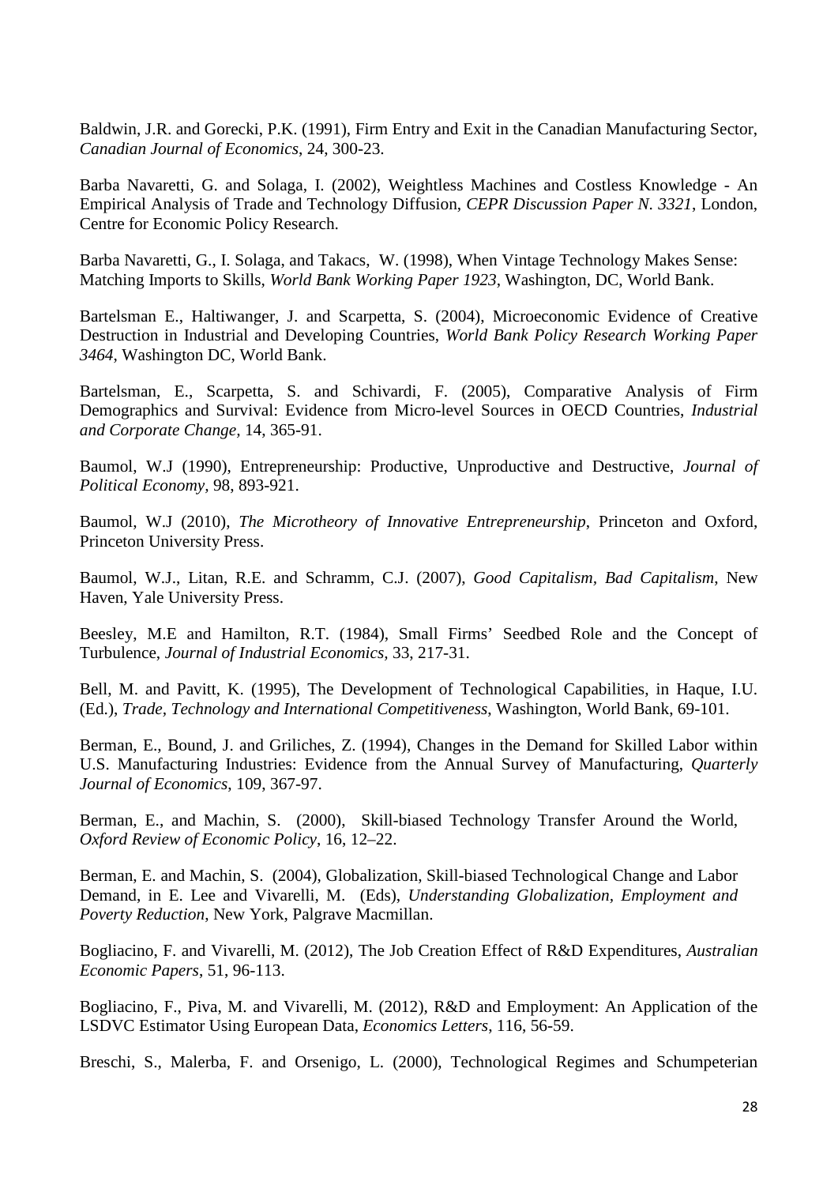Baldwin, J.R. and Gorecki, P.K. (1991), Firm Entry and Exit in the Canadian Manufacturing Sector, *Canadian Journal of Economics*, 24, 300-23.

Barba Navaretti, G. and Solaga, I. (2002), Weightless Machines and Costless Knowledge - An Empirical Analysis of Trade and Technology Diffusion, *CEPR Discussion Paper N. 3321*, London, Centre for Economic Policy Research.

Barba Navaretti, G., I. Solaga, and Takacs, W. (1998), When Vintage Technology Makes Sense: Matching Imports to Skills, *World Bank Working Paper 1923*, Washington, DC, World Bank.

Bartelsman E., Haltiwanger, J. and Scarpetta, S. (2004), Microeconomic Evidence of Creative Destruction in Industrial and Developing Countries, *World Bank Policy Research Working Paper 3464*, Washington DC, World Bank.

Bartelsman, E., Scarpetta, S. and Schivardi, F. (2005), Comparative Analysis of Firm Demographics and Survival: Evidence from Micro-level Sources in OECD Countries, *Industrial and Corporate Change,* 14, 365-91.

Baumol, W.J (1990), Entrepreneurship: Productive, Unproductive and Destructive, *Journal of Political Economy,* 98, 893-921.

Baumol, W.J (2010), *The Microtheory of Innovative Entrepreneurship*, Princeton and Oxford, Princeton University Press.

Baumol, W.J., Litan, R.E. and Schramm, C.J. (2007), *Good Capitalism, Bad Capitalism*, New Haven, Yale University Press.

Beesley, M.E and Hamilton, R.T. (1984), Small Firms' Seedbed Role and the Concept of Turbulence, *Journal of Industrial Economics*, 33, 217-31.

Bell, M. and Pavitt, K. (1995), The Development of Technological Capabilities, in Haque, I.U. (Ed.), *Trade, Technology and International Competitiveness*, Washington, World Bank, 69-101.

Berman, E., Bound, J. and Griliches, Z. (1994), Changes in the Demand for Skilled Labor within U.S. Manufacturing Industries: Evidence from the Annual Survey of Manufacturing, *Quarterly Journal of Economics*, 109, 367-97.

Berman, E., and Machin, S. (2000), Skill-biased Technology Transfer Around the World, *Oxford Review of Economic Policy*, 16, 12–22.

Berman, E. and Machin, S. (2004), Globalization, Skill-biased Technological Change and Labor Demand, in E. Lee and Vivarelli, M. (Eds), *Understanding Globalization, Employment and Poverty Reduction*, New York, Palgrave Macmillan.

Bogliacino, F. and Vivarelli, M. (2012), The Job Creation Effect of R&D Expenditures, *Australian Economic Papers*, 51, 96-113.

Bogliacino, F., Piva, M. and Vivarelli, M. (2012), R&D and Employment: An Application of the LSDVC Estimator Using European Data, *Economics Letters*, 116, 56-59.

Breschi, S., Malerba, F. and Orsenigo, L. (2000), Technological Regimes and Schumpeterian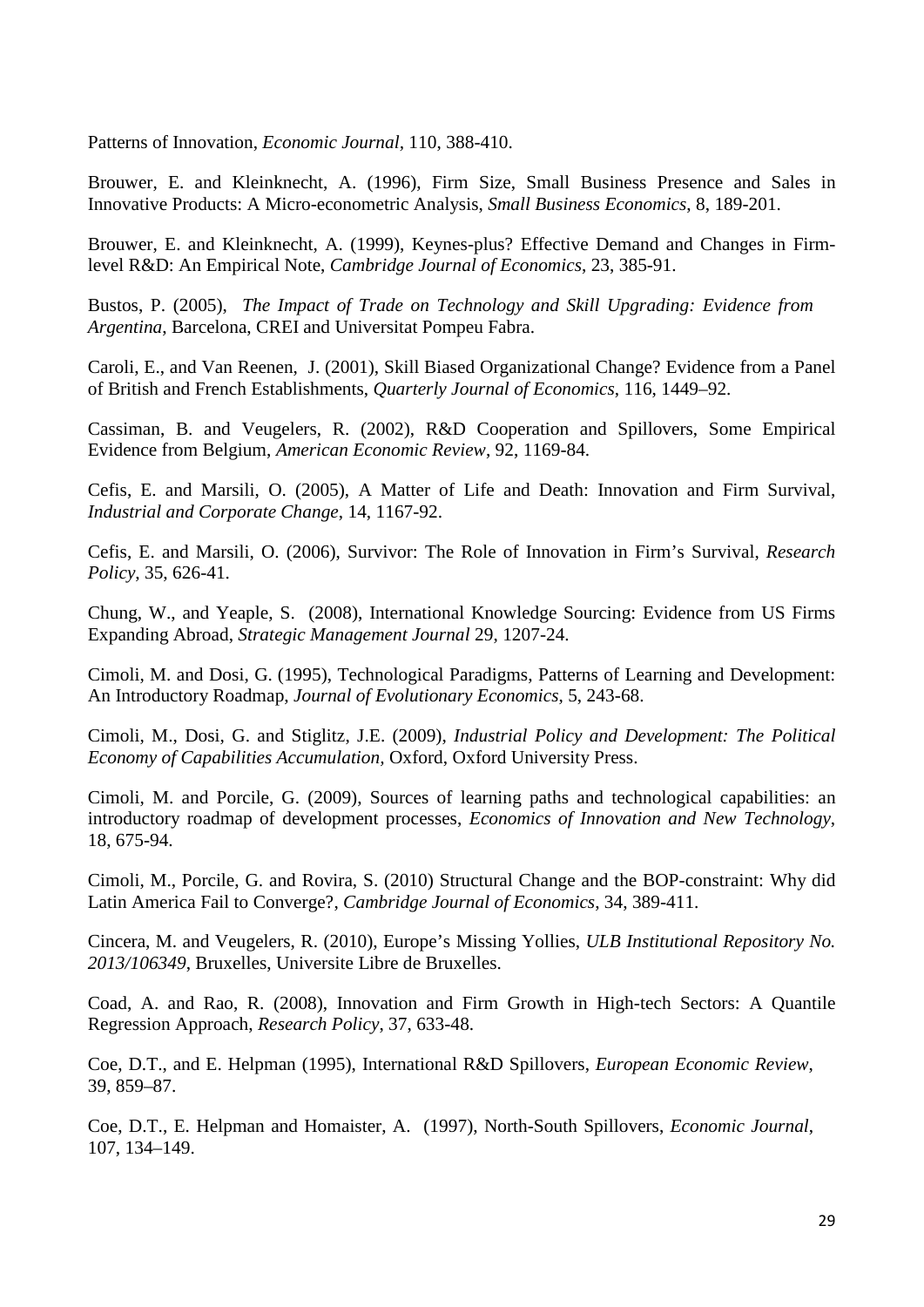Patterns of Innovation, *Economic Journal*, 110, 388-410.

Brouwer, E. and Kleinknecht, A. (1996), Firm Size, Small Business Presence and Sales in Innovative Products: A Micro-econometric Analysis, *Small Business Economics*, 8, 189-201.

Brouwer, E. and Kleinknecht, A. (1999), Keynes-plus? Effective Demand and Changes in Firm-level R&D: An Empirical Note, *Cambridge Journal of Economics*, 23, 385-91.

Bustos, P. (2005), *The Impact of Trade on Technology and Skill Upgrading: Evidence from Argentina*, Barcelona, CREI and Universitat Pompeu Fabra.

Caroli, E., and Van Reenen, J. (2001), Skill Biased Organizational Change? Evidence from a Panel of British and French Establishments, *Quarterly Journal of Economics*, 116, 1449–92.

Cassiman, B. and Veugelers, R. (2002), R&D Cooperation and Spillovers, Some Empirical Evidence from Belgium, *American Economic Review*, 92, 1169-84.

Cefis, E. and Marsili, O. (2005), A Matter of Life and Death: Innovation and Firm Survival, *Industrial and Corporate Change*, 14, 1167-92.

Cefis, E. and Marsili, O. (2006), Survivor: The Role of Innovation in Firm's Survival, *Research Policy*, 35, 626-41.

Chung, W., and Yeaple, S. (2008), International Knowledge Sourcing: Evidence from US Firms Expanding Abroad, *Strategic Management Journal* 29, 1207-24.

Cimoli, M. and Dosi, G. (1995), Technological Paradigms, Patterns of Learning and Development: An Introductory Roadmap, *Journal of Evolutionary Economics*, 5, 243-68.

Cimoli, M., Dosi, G. and Stiglitz, J.E. (2009), *Industrial Policy and Development: The Political Economy of Capabilities Accumulation,* Oxford, Oxford University Press.

Cimoli, M. and Porcile, G. (2009), Sources of learning paths and technological capabilities: an introductory roadmap of development processes, *Economics of Innovation and New Technology*, 18, 675-94.

Cimoli, M., Porcile, G. and Rovira, S. (2010) Structural Change and the BOP-constraint: Why did Latin America Fail to Converge?, *Cambridge Journal of Economics*, 34, 389-411.

Cincera, M. and Veugelers, R. (2010), Europe's Missing Yollies, *ULB Institutional Repository No. 2013/106349*, Bruxelles, Universite Libre de Bruxelles.

Coad, A. and Rao, R. (2008), Innovation and Firm Growth in High-tech Sectors: A Quantile Regression Approach, *Research Policy*, 37, 633-48.

Coe, D.T., and E. Helpman (1995), International R&D Spillovers, *European Economic Review*, 39, 859–87.

Coe, D.T., E. Helpman and Homaister, A. (1997), North-South Spillovers, *Economic Journal*, 107, 134–149.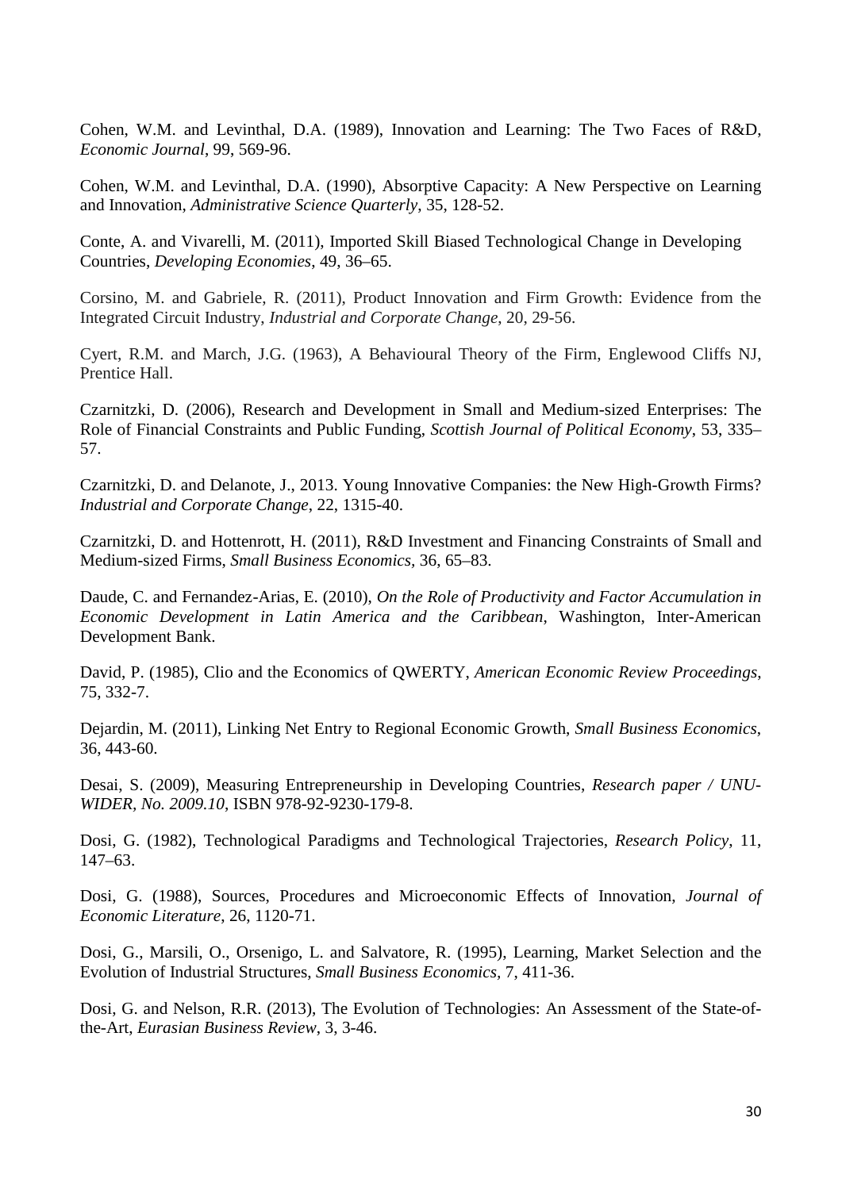Cohen, W.M. and Levinthal, D.A. (1989), Innovation and Learning: The Two Faces of R&D, *Economic Journal*, 99, 569-96.

Cohen, W.M. and Levinthal, D.A. (1990), Absorptive Capacity: A New Perspective on Learning and Innovation, *Administrative Science Quarterly*, 35, 128-52.

Conte, A. and Vivarelli, M. (2011), Imported Skill Biased Technological Change in Developing Countries, *Developing Economies*, 49, 36–65.

Corsino, M. and Gabriele, R. (2011), Product Innovation and Firm Growth: Evidence from the Integrated Circuit Industry, *Industrial and Corporate Change*, 20, 29-56.

Cyert, R.M. and March, J.G. (1963), A Behavioural Theory of the Firm, Englewood Cliffs NJ, Prentice Hall.

Czarnitzki, D. (2006), Research and Development in Small and Medium-sized Enterprises: The Role of Financial Constraints and Public Funding, *Scottish Journal of Political Economy*, 53, 335–57.

Czarnitzki, D. and Delanote, J., 2013. Young Innovative Companies: the New High-Growth Firms? *Industrial and Corporate Change*, 22, 1315-40.

Czarnitzki, D. and Hottenrott, H. (2011), R&D Investment and Financing Constraints of Small and Medium-sized Firms, *Small Business Economics*, 36, 65–83.

Daude, C. and Fernandez-Arias, E. (2010), *On the Role of Productivity and Factor Accumulation in Economic Development in Latin America and the Caribbean*, Washington, Inter-American Development Bank.

David, P. (1985), Clio and the Economics of QWERTY, *American Economic Review Proceedings*, 75, 332-7.

Dejardin, M. (2011), Linking Net Entry to Regional Economic Growth, *Small Business Economics*, 36, 443-60.

Desai, S. (2009), Measuring Entrepreneurship in Developing Countries, *Research paper / UNU-WIDER, No. 2009.10*, ISBN 978-92-9230-179-8.

Dosi, G. (1982), Technological Paradigms and Technological Trajectories, *Research Policy*, 11, 147–63.

Dosi, G. (1988), Sources, Procedures and Microeconomic Effects of Innovation, *Journal of Economic Literature*, 26, 1120-71.

Dosi, G., Marsili, O., Orsenigo, L. and Salvatore, R. (1995), Learning, Market Selection and the Evolution of Industrial Structures, *Small Business Economics*, 7, 411-36.

Dosi, G. and Nelson, R.R. (2013), The Evolution of Technologies: An Assessment of the State-of-the-Art, *Eurasian Business Review*, 3, 3-46.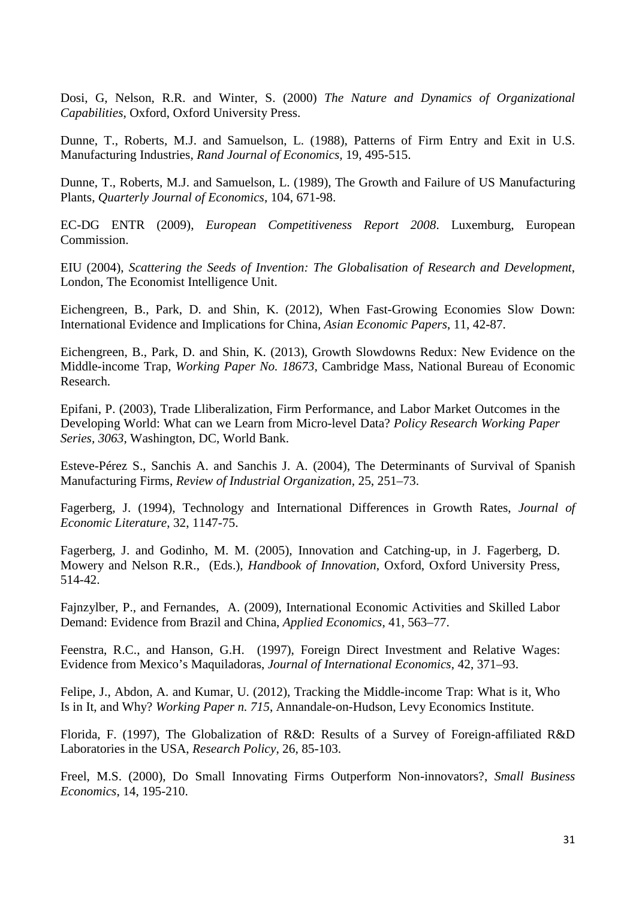Dosi, G, Nelson, R.R. and Winter, S. (2000) *The Nature and Dynamics of Organizational Capabilities*, Oxford, Oxford University Press.

Dunne, T., Roberts, M.J. and Samuelson, L. (1988), Patterns of Firm Entry and Exit in U.S. Manufacturing Industries, *Rand Journal of Economics*, 19, 495-515.

Dunne, T., Roberts, M.J. and Samuelson, L. (1989), The Growth and Failure of US Manufacturing Plants, *Quarterly Journal of Economics*, 104, 671-98.

EC-DG ENTR (2009), *European Competitiveness Report 2008*. Luxemburg, European Commission.

EIU (2004), *Scattering the Seeds of Invention: The Globalisation of Research and Development*, London, The Economist Intelligence Unit.

Eichengreen, B., Park, D. and Shin, K. (2012), When Fast-Growing Economies Slow Down: International Evidence and Implications for China, *Asian Economic Papers*, 11, 42-87.

Eichengreen, B., Park, D. and Shin, K. (2013), Growth Slowdowns Redux: New Evidence on the Middle-income Trap, *Working Paper No. 18673*, Cambridge Mass, National Bureau of Economic Research.

Epifani, P. (2003), Trade Lliberalization, Firm Performance, and Labor Market Outcomes in the Developing World: What can we Learn from Micro-level Data? *Policy Research Working Paper Series, 3063*, Washington, DC, World Bank.

Esteve-Pérez S., Sanchis A. and Sanchis J. A. (2004), The Determinants of Survival of Spanish Manufacturing Firms, *Review of Industrial Organization*, 25, 251–73.

Fagerberg, J. (1994), Technology and International Differences in Growth Rates, *Journal of Economic Literature*, 32, 1147-75.

Fagerberg, J. and Godinho, M. M. (2005), Innovation and Catching-up, in J. Fagerberg, D. Mowery and Nelson R.R., (Eds.), *Handbook of Innovation*, Oxford, Oxford University Press, 514-42.

Fajnzylber, P., and Fernandes, A. (2009), International Economic Activities and Skilled Labor Demand: Evidence from Brazil and China, *Applied Economics*, 41, 563–77.

Feenstra, R.C., and Hanson, G.H. (1997), Foreign Direct Investment and Relative Wages: Evidence from Mexico's Maquiladoras, *Journal of International Economics*, 42, 371–93.

Felipe, J., Abdon, A. and Kumar, U. (2012), Tracking the Middle-income Trap: What is it, Who Is in It, and Why? *Working Paper n. 715*, Annandale-on-Hudson, Levy Economics Institute.

Florida, F. (1997), The Globalization of R&D: Results of a Survey of Foreign-affiliated R&D Laboratories in the USA, *Research Policy*, 26, 85-103.

Freel, M.S. (2000), Do Small Innovating Firms Outperform Non-innovators?, *Small Business Economics*, 14, 195-210.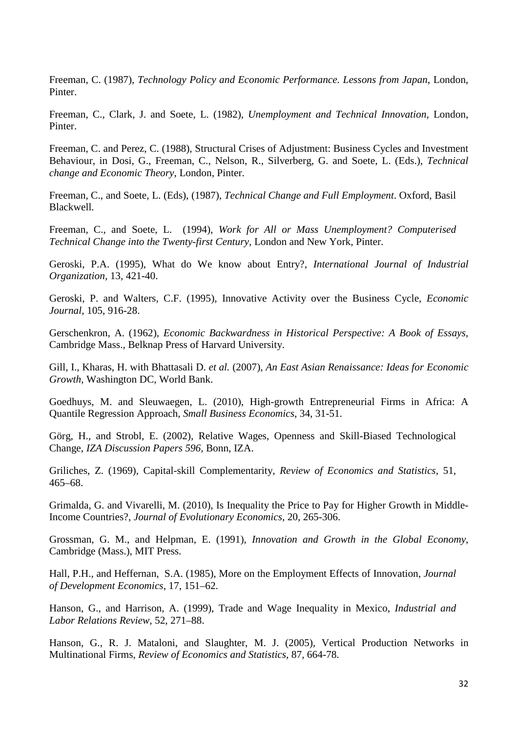Freeman, C. (1987), *Technology Policy and Economic Performance. Lessons from Japan*, London, Pinter.

Freeman, C., Clark, J. and Soete, L. (1982), *Unemployment and Technical Innovation*, London, Pinter.

Freeman, C. and Perez, C. (1988), Structural Crises of Adjustment: Business Cycles and Investment Behaviour, in Dosi, G., Freeman, C., Nelson, R., Silverberg, G. and Soete, L. (Eds.), *Technical change and Economic Theory*, London, Pinter.

Freeman, C., and Soete, L. (Eds), (1987), *Technical Change and Full Employment*. Oxford, Basil Blackwell.

Freeman, C., and Soete, L. (1994), *Work for All or Mass Unemployment? Computerised Technical Change into the Twenty-first Century*, London and New York, Pinter.

Geroski, P.A. (1995), What do We know about Entry?, *International Journal of Industrial Organization*, 13, 421-40.

Geroski, P. and Walters, C.F. (1995), Innovative Activity over the Business Cycle, *Economic Journal*, 105, 916-28.

Gerschenkron, A. (1962), *Economic Backwardness in Historical Perspective: A Book of Essays*, Cambridge Mass., Belknap Press of Harvard University.

Gill, I., Kharas, H. with Bhattasali D. *et al.* (2007), *An East Asian Renaissance: Ideas for Economic Growth*, Washington DC, World Bank.

Goedhuys, M. and Sleuwaegen, L. (2010), High-growth Entrepreneurial Firms in Africa: A Quantile Regression Approach, *Small Business Economics*, 34, 31-51.

Görg, H., and Strobl, E. (2002), Relative Wages, Openness and Skill-Biased Technological Change, *IZA Discussion Papers 596*, Bonn, IZA.

Griliches, Z. (1969), Capital-skill Complementarity, *Review of Economics and Statistics*, 51, 465–68.

Grimalda, G. and Vivarelli, M. (2010), Is Inequality the Price to Pay for Higher Growth in Middle-Income Countries?, *Journal of Evolutionary Economics*, 20, 265-306.

Grossman, G. M., and Helpman, E. (1991), *Innovation and Growth in the Global Economy*, Cambridge (Mass.), MIT Press.

Hall, P.H., and Heffernan, S.A. (1985), More on the Employment Effects of Innovation, *Journal of Development Economics*, 17, 151–62.

Hanson, G., and Harrison, A. (1999), Trade and Wage Inequality in Mexico, *Industrial and Labor Relations Review*, 52, 271–88.

Hanson, G., R. J. Mataloni, and Slaughter, M. J. (2005), Vertical Production Networks in Multinational Firms, *Review of Economics and Statistics*, 87, 664-78.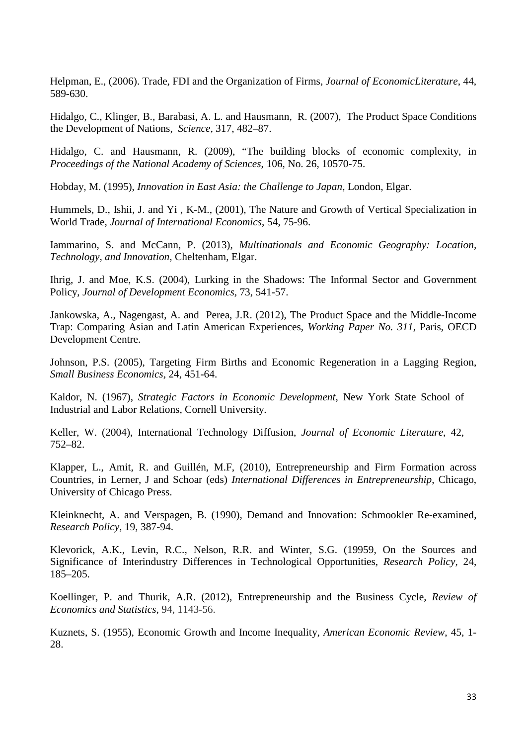Helpman, E., (2006). Trade, FDI and the Organization of Firms, *Journal of EconomicLiterature*, 44, 589-630.

Hidalgo, C., Klinger, B., Barabasi, A. L. and Hausmann, R. (2007), The Product Space Conditions the Development of Nations, *Science*, 317, 482–87.

Hidalgo, C. and Hausmann, R. (2009), "The building blocks of economic complexity, in *Proceedings of the National Academy of Sciences*, 106, No. 26, 10570-75.

Hobday, M. (1995), *Innovation in East Asia: the Challenge to Japan*, London, Elgar.

Hummels, D., Ishii, J. and Yi , K-M., (2001), The Nature and Growth of Vertical Specialization in World Trade, *Journal of International Economics*, 54, 75-96.

Iammarino, S. and McCann, P. (2013), *Multinationals and Economic Geography: Location, Technology, and Innovation*, Cheltenham, Elgar.

Ihrig, J. and Moe, K.S. (2004), Lurking in the Shadows: The Informal Sector and Government Policy, *Journal of Development Economics*, 73, 541-57.

Jankowska, A., Nagengast, A. and Perea, J.R. (2012), The Product Space and the Middle-Income Trap: Comparing Asian and Latin American Experiences, *Working Paper No. 311*, Paris, OECD Development Centre.

Johnson, P.S. (2005), Targeting Firm Births and Economic Regeneration in a Lagging Region, *Small Business Economics*, 24, 451-64.

Kaldor, N. (1967), *Strategic Factors in Economic Development*, New York State School of Industrial and Labor Relations, Cornell University.

Keller, W. (2004), International Technology Diffusion, *Journal of Economic Literature*, 42, 752–82.

Klapper, L., Amit, R. and Guillén, M.F, (2010), Entrepreneurship and Firm Formation across Countries, in Lerner, J and Schoar (eds) *International Differences in Entrepreneurship*, Chicago, University of Chicago Press.

Kleinknecht, A. and Verspagen, B. (1990), Demand and Innovation: Schmookler Re-examined, *Research Policy*, 19, 387-94.

Klevorick, A.K., Levin, R.C., Nelson, R.R. and Winter, S.G. (19959, On the Sources and Significance of Interindustry Differences in Technological Opportunities, *Research Policy*, 24, 185–205.

Koellinger, P. and Thurik, A.R. (2012), Entrepreneurship and the Business Cycle, *Review of Economics and Statistics*, 94, 1143-56.

Kuznets, S. (1955), Economic Growth and Income Inequality, *American Economic Review*, 45, 1-28.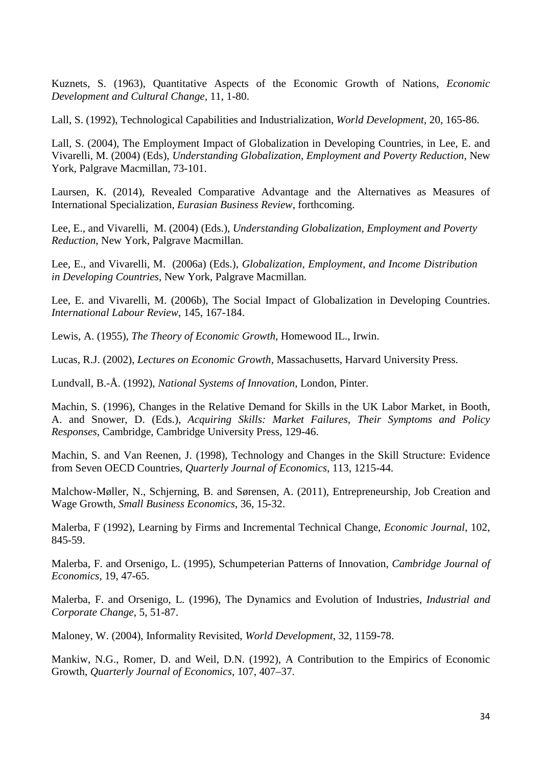Kuznets, S. (1963), Quantitative Aspects of the Economic Growth of Nations, *Economic Development and Cultural Change*, 11, 1-80.

Lall, S. (1992), Technological Capabilities and Industrialization, *World Development*, 20, 165-86.

Lall, S. (2004), The Employment Impact of Globalization in Developing Countries, in Lee, E. and Vivarelli, M. (2004) (Eds), *Understanding Globalization, Employment and Poverty Reduction*, New York, Palgrave Macmillan, 73-101.

Laursen, K. (2014), Revealed Comparative Advantage and the Alternatives as Measures of International Specialization, *Eurasian Business Review*, forthcoming.

Lee, E., and Vivarelli, M. (2004) (Eds.), *Understanding Globalization, Employment and Poverty Reduction*, New York, Palgrave Macmillan.

Lee, E., and Vivarelli, M. (2006a) (Eds.), *Globalization, Employment, and Income Distribution in Developing Countries*, New York, Palgrave Macmillan.

Lee, E. and Vivarelli, M. (2006b), The Social Impact of Globalization in Developing Countries. *International Labour Review*, 145, 167-184.

Lewis, A. (1955), *The Theory of Economic Growth*, Homewood IL., Irwin.

Lucas, R.J. (2002), *Lectures on Economic Growth*, Massachusetts, Harvard University Press.

Lundvall, B.-Å. (1992), *National Systems of Innovation*, London, Pinter.

Machin, S. (1996), Changes in the Relative Demand for Skills in the UK Labor Market, in Booth, A. and Snower, D. (Eds.), *Acquiring Skills: Market Failures, Their Symptoms and Policy Responses*, Cambridge, Cambridge University Press, 129-46.

Machin, S. and Van Reenen, J. (1998), Technology and Changes in the Skill Structure: Evidence from Seven OECD Countries, *Quarterly Journal of Economics*, 113, 1215-44.

Malchow-Møller, N., Schjerning, B. and Sørensen, A. (2011), Entrepreneurship, Job Creation and Wage Growth, *Small Business Economics*, 36, 15-32.

Malerba, F (1992), Learning by Firms and Incremental Technical Change, *Economic Journal*, 102, 845-59.

Malerba, F. and Orsenigo, L. (1995), Schumpeterian Patterns of Innovation, *Cambridge Journal of Economics*, 19, 47-65.

Malerba, F. and Orsenigo, L. (1996), The Dynamics and Evolution of Industries, *Industrial and Corporate Change*, 5, 51-87.

Maloney, W. (2004), Informality Revisited, *World Development*, 32, 1159-78.

Mankiw, N.G., Romer, D. and Weil, D.N. (1992), A Contribution to the Empirics of Economic Growth, *Quarterly Journal of Economics*, 107, 407–37.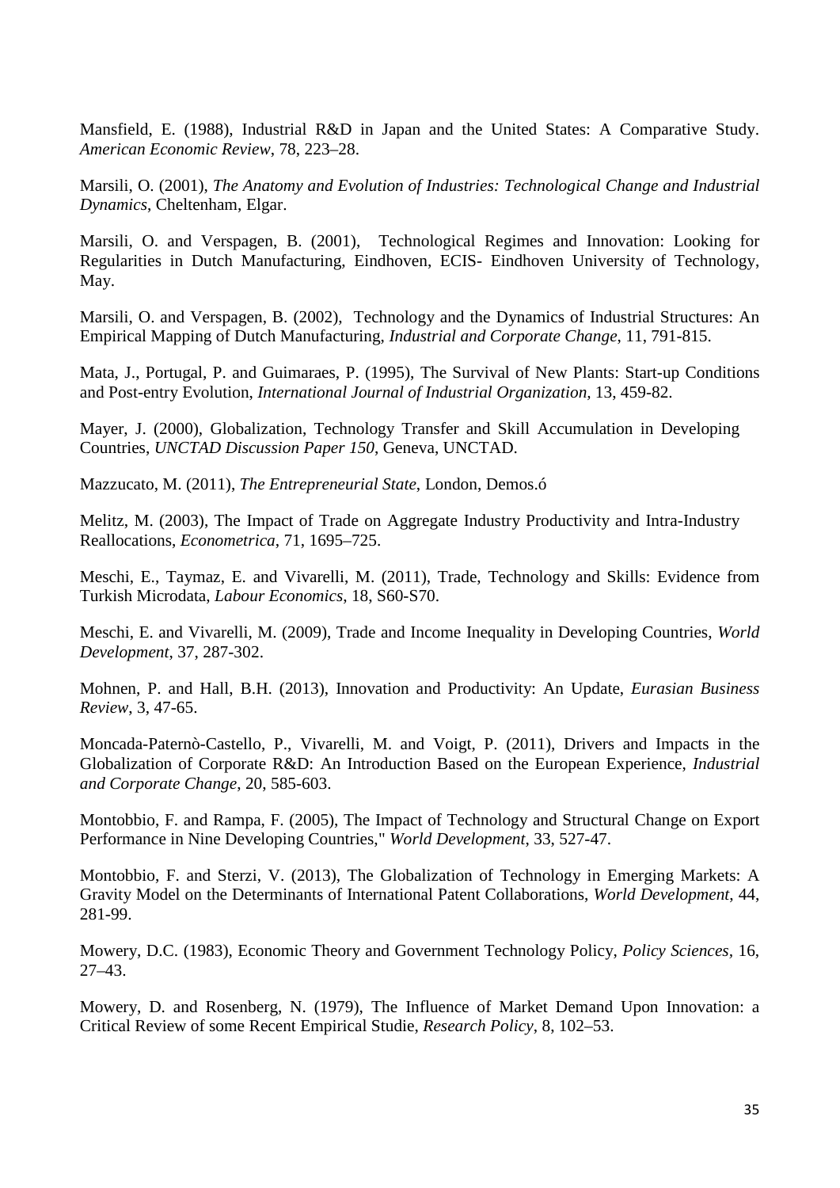Mansfield, E. (1988), Industrial R&D in Japan and the United States: A Comparative Study. *American Economic Review*, 78, 223–28.

Marsili, O. (2001), *The Anatomy and Evolution of Industries: Technological Change and Industrial Dynamics*, Cheltenham, Elgar.

Marsili, O. and Verspagen, B. (2001), Technological Regimes and Innovation: Looking for Regularities in Dutch Manufacturing, Eindhoven, ECIS- Eindhoven University of Technology, May.

Marsili, O. and Verspagen, B. (2002), Technology and the Dynamics of Industrial Structures: An Empirical Mapping of Dutch Manufacturing, *Industrial and Corporate Change*, 11, 791-815.

Mata, J., Portugal, P. and Guimaraes, P. (1995), The Survival of New Plants: Start-up Conditions and Post-entry Evolution, *International Journal of Industrial Organization*, 13, 459-82.

Mayer, J. (2000), Globalization, Technology Transfer and Skill Accumulation in Developing Countries, *UNCTAD Discussion Paper 150*, Geneva, UNCTAD.

Mazzucato, M. (2011), *The Entrepreneurial State*, London, Demos.ó

Melitz, M. (2003), The Impact of Trade on Aggregate Industry Productivity and Intra-Industry Reallocations, *Econometrica*, 71, 1695–725.

Meschi, E., Taymaz, E. and Vivarelli, M. (2011), Trade, Technology and Skills: Evidence from Turkish Microdata, *Labour Economics*, 18, S60-S70.

Meschi, E. and Vivarelli, M. (2009), Trade and Income Inequality in Developing Countries, *World Development*, 37, 287-302.

Mohnen, P. and Hall, B.H. (2013), Innovation and Productivity: An Update, *Eurasian Business Review*, 3, 47-65.

Moncada-Paternò-Castello, P., Vivarelli, M. and Voigt, P. (2011), Drivers and Impacts in the Globalization of Corporate R&D: An Introduction Based on the European Experience, *Industrial and Corporate Change*, 20, 585-603.

Montobbio, F. and Rampa, F. (2005), The Impact of Technology and Structural Change on Export Performance in Nine Developing Countries," *World Development*, 33, 527-47.

Montobbio, F. and Sterzi, V. (2013), The Globalization of Technology in Emerging Markets: A Gravity Model on the Determinants of International Patent Collaborations, *World Development*, 44, 281-99.

Mowery, D.C. (1983), Economic Theory and Government Technology Policy, *Policy Sciences*, 16, 27–43.

Mowery, D. and Rosenberg, N. (1979), The Influence of Market Demand Upon Innovation: a Critical Review of some Recent Empirical Studie, *Research Policy*, 8, 102–53.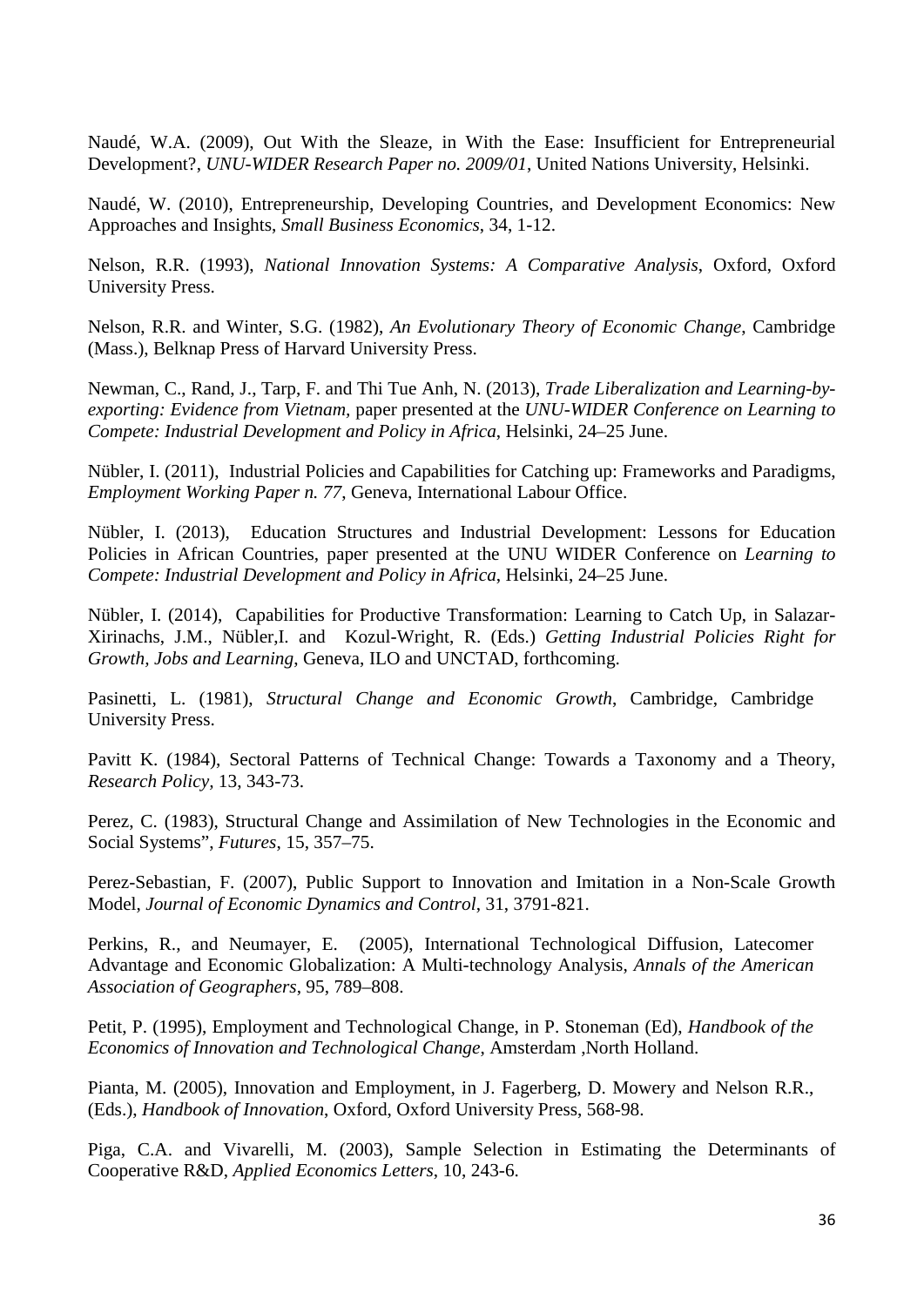Naudé, W.A. (2009), Out With the Sleaze, in With the Ease: Insufficient for Entrepreneurial Development?, *UNU-WIDER Research Paper no. 2009/01*, United Nations University, Helsinki.

Naudé, W. (2010), Entrepreneurship, Developing Countries, and Development Economics: New Approaches and Insights, *Small Business Economics*, 34, 1-12.

Nelson, R.R. (1993), *National Innovation Systems: A Comparative Analysis*, Oxford, Oxford University Press.

Nelson, R.R. and Winter, S.G. (1982), *An Evolutionary Theory of Economic Change*, Cambridge (Mass.), Belknap Press of Harvard University Press.

Newman, C., Rand, J., Tarp, F. and Thi Tue Anh, N. (2013), *Trade Liberalization and Learning-by-exporting: Evidence from Vietnam*, paper presented at the *UNU-WIDER Conference on Learning to Compete: Industrial Development and Policy in Africa*, Helsinki, 24–25 June.

Nübler, I. (2011), Industrial Policies and Capabilities for Catching up: Frameworks and Paradigms, *Employment Working Paper n. 77*, Geneva, International Labour Office.

Nübler, I. (2013), Education Structures and Industrial Development: Lessons for Education Policies in African Countries, paper presented at the UNU WIDER Conference on *Learning to Compete: Industrial Development and Policy in Africa*, Helsinki, 24–25 June.

Nübler, I. (2014), Capabilities for Productive Transformation: Learning to Catch Up, in Salazar-Xirinachs, J.M., Nübler,I. and Kozul-Wright, R. (Eds.) *Getting Industrial Policies Right for Growth, Jobs and Learning*, Geneva, ILO and UNCTAD, forthcoming.

Pasinetti, L. (1981), *Structural Change and Economic Growth*, Cambridge, Cambridge University Press.

Pavitt K. (1984), Sectoral Patterns of Technical Change: Towards a Taxonomy and a Theory, *Research Policy,* 13, 343-73.

Perez, C. (1983), Structural Change and Assimilation of New Technologies in the Economic and Social Systems", *Futures*, 15, 357–75.

Perez-Sebastian, F. (2007), Public Support to Innovation and Imitation in a Non-Scale Growth Model, *Journal of Economic Dynamics and Control*, 31, 3791-821.

Perkins, R., and Neumayer, E. (2005), International Technological Diffusion, Latecomer Advantage and Economic Globalization: A Multi-technology Analysis, *Annals of the American Association of Geographers*, 95, 789–808.

Petit, P. (1995), Employment and Technological Change, in P. Stoneman (Ed), *Handbook of the Economics of Innovation and Technological Change*, Amsterdam ,North Holland.

Pianta, M. (2005), Innovation and Employment, in J. Fagerberg, D. Mowery and Nelson R.R., (Eds.), *Handbook of Innovation*, Oxford, Oxford University Press, 568-98.

Piga, C.A. and Vivarelli, M. (2003), Sample Selection in Estimating the Determinants of Cooperative R&D, *Applied Economics Letters*, 10, 243-6.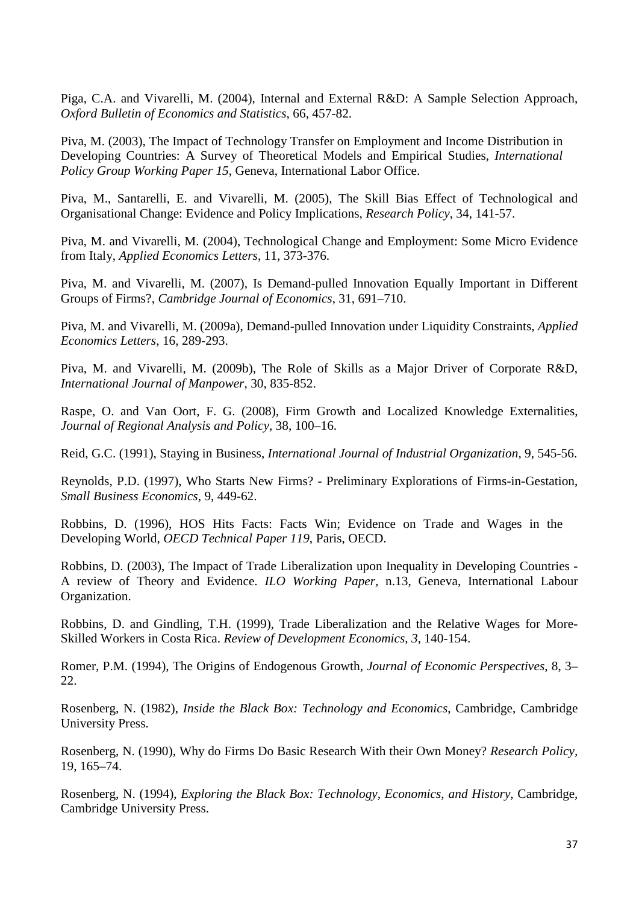Piga, C.A. and Vivarelli, M. (2004), Internal and External R&D: A Sample Selection Approach, *Oxford Bulletin of Economics and Statistics*, 66, 457-82.

Piva, M. (2003), The Impact of Technology Transfer on Employment and Income Distribution in Developing Countries: A Survey of Theoretical Models and Empirical Studies, *International Policy Group Working Paper 15*, Geneva, International Labor Office.

Piva, M., Santarelli, E. and Vivarelli, M. (2005), The Skill Bias Effect of Technological and Organisational Change: Evidence and Policy Implications, *Research Policy*, 34, 141-57.

Piva, M. and Vivarelli, M. (2004), Technological Change and Employment: Some Micro Evidence from Italy, *Applied Economics Letters*, 11, 373-376.

Piva, M. and Vivarelli, M. (2007), Is Demand-pulled Innovation Equally Important in Different Groups of Firms?, *Cambridge Journal of Economics*, 31, 691–710.

Piva, M. and Vivarelli, M. (2009a), Demand-pulled Innovation under Liquidity Constraints, *Applied Economics Letters*, 16, 289-293.

Piva, M. and Vivarelli, M. (2009b), The Role of Skills as a Major Driver of Corporate R&D, *International Journal of Manpower*, 30, 835-852.

Raspe, O. and Van Oort, F. G. (2008), Firm Growth and Localized Knowledge Externalities, *Journal of Regional Analysis and Policy*, 38, 100–16.

Reid, G.C. (1991), Staying in Business, *International Journal of Industrial Organization*, 9, 545-56.

Reynolds, P.D. (1997), Who Starts New Firms? - Preliminary Explorations of Firms-in-Gestation, *Small Business Economics*, 9, 449-62.

Robbins, D. (1996), HOS Hits Facts: Facts Win; Evidence on Trade and Wages in the Developing World, *OECD Technical Paper 119*, Paris, OECD.

Robbins, D. (2003), The Impact of Trade Liberalization upon Inequality in Developing Countries - A review of Theory and Evidence. *ILO Working Paper*, n.13, Geneva, International Labour Organization.

Robbins, D. and Gindling, T.H. (1999), Trade Liberalization and the Relative Wages for More-Skilled Workers in Costa Rica. *Review of Development Economics*, *3*, 140-154.

Romer, P.M. (1994), The Origins of Endogenous Growth, *Journal of Economic Perspectives*, 8, 3–22.

Rosenberg, N. (1982), *Inside the Black Box: Technology and Economics*, Cambridge, Cambridge University Press.

Rosenberg, N. (1990), Why do Firms Do Basic Research With their Own Money? *Research Policy*, 19, 165–74.

Rosenberg, N. (1994), *Exploring the Black Box: Technology, Economics, and History*, Cambridge, Cambridge University Press.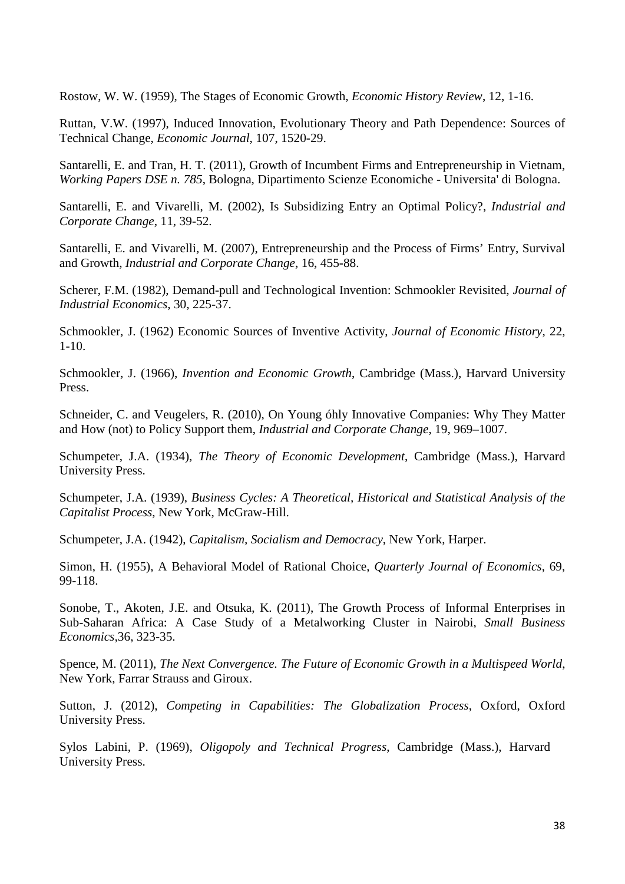Rostow, W. W. (1959), The Stages of Economic Growth, *Economic History Review*, 12, 1-16.

Ruttan, V.W. (1997), Induced Innovation, Evolutionary Theory and Path Dependence: Sources of Technical Change, *Economic Journal*, 107, 1520-29.

Santarelli, E. and Tran, H. T. (2011), Growth of Incumbent Firms and Entrepreneurship in Vietnam, *Working Papers DSE n. 785*, Bologna, Dipartimento Scienze Economiche - Universita' di Bologna.

Santarelli, E. and Vivarelli, M. (2002), Is Subsidizing Entry an Optimal Policy?, *Industrial and Corporate Change*, 11, 39-52.

Santarelli, E. and Vivarelli, M. (2007), Entrepreneurship and the Process of Firms' Entry, Survival and Growth, *Industrial and Corporate Change*, 16, 455-88.

Scherer, F.M. (1982), Demand-pull and Technological Invention: Schmookler Revisited, *Journal of Industrial Economics*, 30, 225-37.

Schmookler, J. (1962) Economic Sources of Inventive Activity, *Journal of Economic History*, 22, 1-10.

Schmookler, J. (1966), *Invention and Economic Growth*, Cambridge (Mass.), Harvard University Press.

Schneider, C. and Veugelers, R. (2010), On Young óhly Innovative Companies: Why They Matter and How (not) to Policy Support them, *Industrial and Corporate Change*, 19, 969–1007.

Schumpeter, J.A. (1934), *The Theory of Economic Development*, Cambridge (Mass.), Harvard University Press.

Schumpeter, J.A. (1939), *Business Cycles: A Theoretical, Historical and Statistical Analysis of the Capitalist Process*, New York, McGraw-Hill.

Schumpeter, J.A. (1942), *Capitalism, Socialism and Democracy*, New York, Harper.

Simon, H. (1955), A Behavioral Model of Rational Choice, *Quarterly Journal of Economics*, 69, 99-118.

Sonobe, T., Akoten, J.E. and Otsuka, K. (2011), The Growth Process of Informal Enterprises in Sub-Saharan Africa: A Case Study of a Metalworking Cluster in Nairobi, *Small Business Economics*,36, 323-35.

Spence, M. (2011), *The Next Convergence. The Future of Economic Growth in a Multispeed World*, New York, Farrar Strauss and Giroux.

Sutton, J. (2012), *Competing in Capabilities: The Globalization Process*, Oxford, Oxford University Press.

Sylos Labini, P. (1969), *Oligopoly and Technical Progress*, Cambridge (Mass.), Harvard University Press.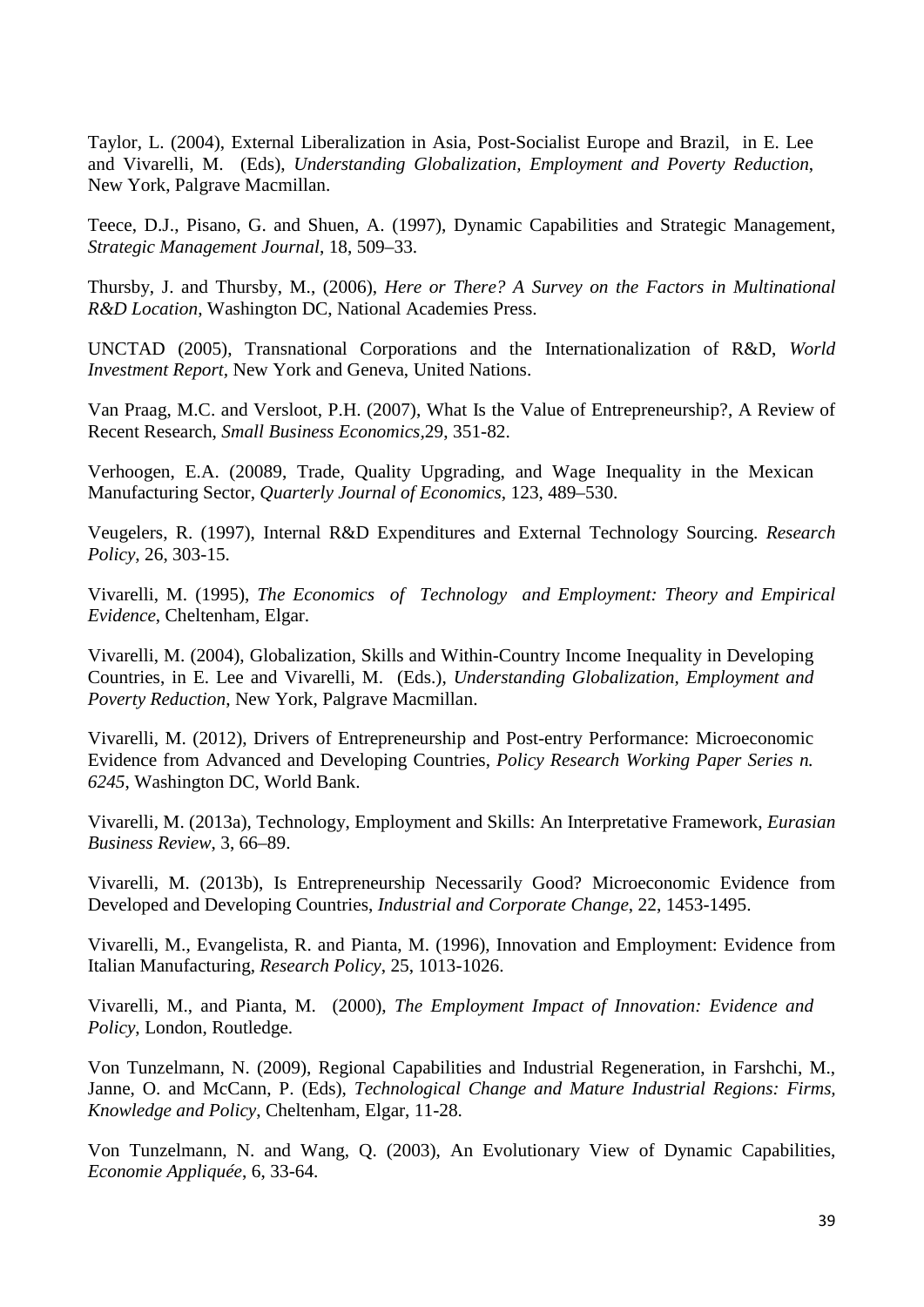Taylor, L. (2004), External Liberalization in Asia, Post-Socialist Europe and Brazil, in E. Lee and Vivarelli, M. (Eds), *Understanding Globalization, Employment and Poverty Reduction*, New York, Palgrave Macmillan.

Teece, D.J., Pisano, G. and Shuen, A. (1997), Dynamic Capabilities and Strategic Management, *Strategic Management Journal*, 18, 509–33.

Thursby, J. and Thursby, M., (2006), *Here or There? A Survey on the Factors in Multinational R&D Location*, Washington DC, National Academies Press.

UNCTAD (2005), Transnational Corporations and the Internationalization of R&D, *World Investment Report*, New York and Geneva, United Nations.

Van Praag, M.C. and Versloot, P.H. (2007), What Is the Value of Entrepreneurship?, A Review of Recent Research, *Small Business Economics*,29, 351-82.

Verhoogen, E.A. (20089, Trade, Quality Upgrading, and Wage Inequality in the Mexican Manufacturing Sector, *Quarterly Journal of Economics*, 123, 489–530.

Veugelers, R. (1997), Internal R&D Expenditures and External Technology Sourcing. *Research Policy*, 26, 303-15.

Vivarelli, M. (1995), *The Economics of Technology and Employment: Theory and Empirical Evidence*, Cheltenham, Elgar.

Vivarelli, M. (2004), Globalization, Skills and Within-Country Income Inequality in Developing Countries, in E. Lee and Vivarelli, M. (Eds.), *Understanding Globalization, Employment and Poverty Reduction*, New York, Palgrave Macmillan.

Vivarelli, M. (2012), Drivers of Entrepreneurship and Post-entry Performance: Microeconomic Evidence from Advanced and Developing Countries, *Policy Research Working Paper Series n. 6245*, Washington DC, World Bank.

Vivarelli, M. (2013a), Technology, Employment and Skills: An Interpretative Framework, *Eurasian Business Review*, 3, 66–89.

Vivarelli, M. (2013b), Is Entrepreneurship Necessarily Good? Microeconomic Evidence from Developed and Developing Countries, *Industrial and Corporate Change*, 22, 1453-1495.

Vivarelli, M., Evangelista, R. and Pianta, M. (1996), Innovation and Employment: Evidence from Italian Manufacturing, *Research Policy*, 25, 1013-1026.

Vivarelli, M., and Pianta, M. (2000), *The Employment Impact of Innovation: Evidence and Policy*, London, Routledge.

Von Tunzelmann, N. (2009), Regional Capabilities and Industrial Regeneration, in Farshchi, M., Janne, O. and McCann, P. (Eds), *Technological Change and Mature Industrial Regions: Firms, Knowledge and Policy*, Cheltenham, Elgar, 11-28.

Von Tunzelmann, N. and Wang, Q. (2003), An Evolutionary View of Dynamic Capabilities, *Economie Appliquée*, 6, 33-64.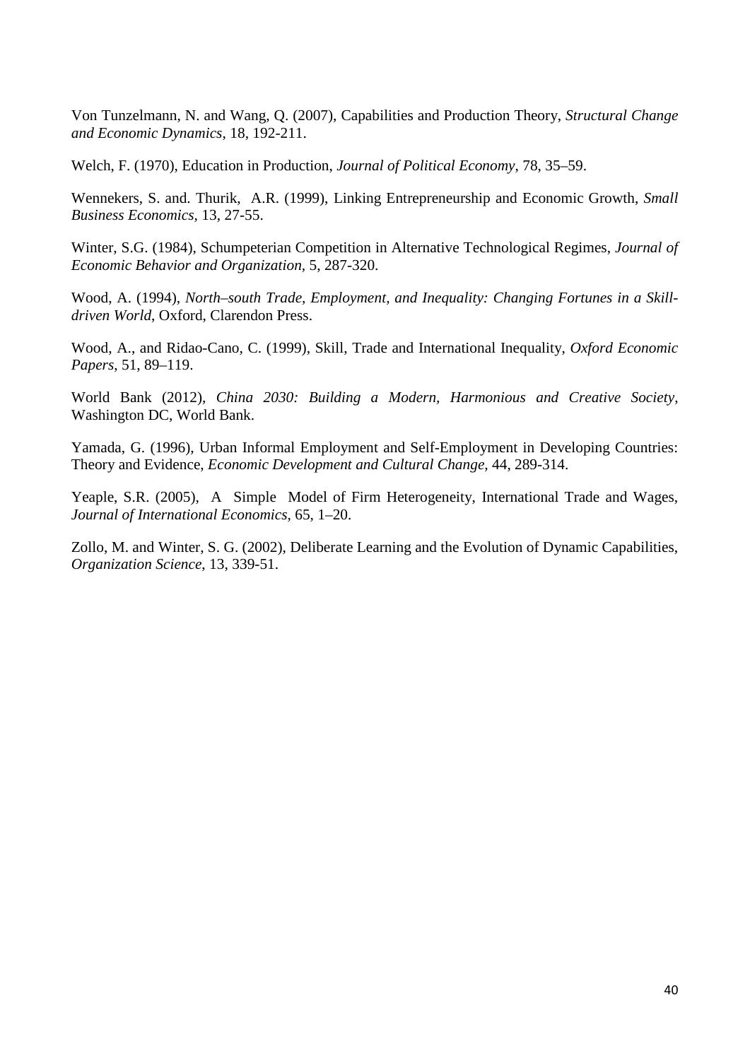Von Tunzelmann, N. and Wang, Q. (2007), Capabilities and Production Theory, *Structural Change and Economic Dynamics*, 18, 192-211.

Welch, F. (1970), Education in Production, *Journal of Political Economy*, 78, 35–59.

Wennekers, S. and. Thurik, A.R. (1999), Linking Entrepreneurship and Economic Growth, *Small Business Economics*, 13, 27-55.

Winter, S.G. (1984), Schumpeterian Competition in Alternative Technological Regimes, *Journal of Economic Behavior and Organization,* 5, 287-320.

Wood, A. (1994), *North–south Trade, Employment, and Inequality: Changing Fortunes in a Skill-driven World*, Oxford, Clarendon Press.

Wood, A., and Ridao-Cano, C. (1999), Skill, Trade and International Inequality, *Oxford Economic Papers*, 51, 89–119.

World Bank (2012), *China 2030: Building a Modern, Harmonious and Creative Society*, Washington DC, World Bank.

Yamada, G. (1996), Urban Informal Employment and Self-Employment in Developing Countries: Theory and Evidence, *Economic Development and Cultural Change*, 44, 289-314.

Yeaple, S.R. (2005), A Simple Model of Firm Heterogeneity, International Trade and Wages, *Journal of International Economics*, 65, 1–20.

Zollo, M. and Winter, S. G. (2002), Deliberate Learning and the Evolution of Dynamic Capabilities, *Organization Science*, 13, 339-51.